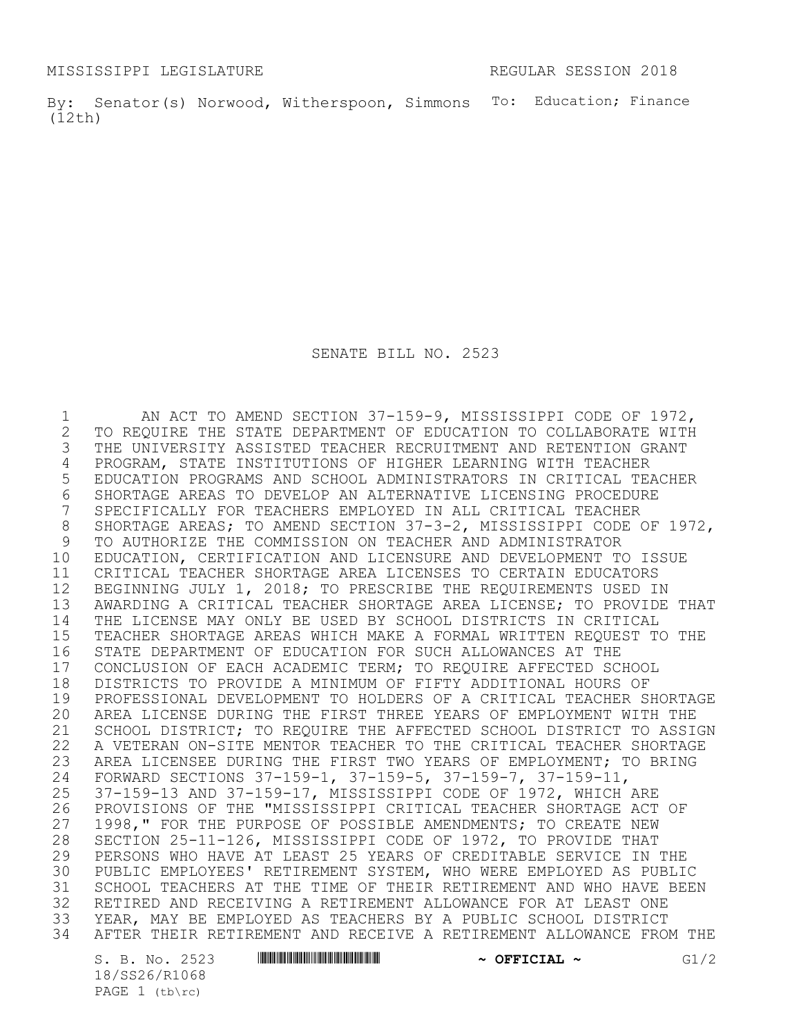MISSISSIPPI LEGISLATURE REGULAR SESSION 2018

By: Senator(s) Norwood, Witherspoon, Simmons (12th)

To: Education; Finance

# SENATE BILL NO. 2523

AN ACT TO AMEND SECTION 37-159-9, MISSISSIPPI CODE OF 1972, TO REQUIRE THE STATE DEPARTMENT OF EDUCATION TO COLLABORATE WITH THE UNIVERSITY ASSISTED TEACHER RECRUITMENT AND RETENTION GRANT PROGRAM, STATE INSTITUTIONS OF HIGHER LEARNING WITH TEACHER EDUCATION PROGRAMS AND SCHOOL ADMINISTRATORS IN CRITICAL TEACHER SHORTAGE AREAS TO DEVELOP AN ALTERNATIVE LICENSING PROCEDURE SPECIFICALLY FOR TEACHERS EMPLOYED IN ALL CRITICAL TEACHER SHORTAGE AREAS; TO AMEND SECTION 37-3-2, MISSISSIPPI CODE OF 1972, TO AUTHORIZE THE COMMISSION ON TEACHER AND ADMINISTRATOR EDUCATION, CERTIFICATION AND LICENSURE AND DEVELOPMENT TO ISSUE CRITICAL TEACHER SHORTAGE AREA LICENSES TO CERTAIN EDUCATORS BEGINNING JULY 1, 2018; TO PRESCRIBE THE REQUIREMENTS USED IN AWARDING A CRITICAL TEACHER SHORTAGE AREA LICENSE; TO PROVIDE THAT THE LICENSE MAY ONLY BE USED BY SCHOOL DISTRICTS IN CRITICAL TEACHER SHORTAGE AREAS WHICH MAKE A FORMAL WRITTEN REQUEST TO THE STATE DEPARTMENT OF EDUCATION FOR SUCH ALLOWANCES AT THE CONCLUSION OF EACH ACADEMIC TERM; TO REQUIRE AFFECTED SCHOOL DISTRICTS TO PROVIDE A MINIMUM OF FIFTY ADDITIONAL HOURS OF PROFESSIONAL DEVELOPMENT TO HOLDERS OF A CRITICAL TEACHER SHORTAGE AREA LICENSE DURING THE FIRST THREE YEARS OF EMPLOYMENT WITH THE SCHOOL DISTRICT; TO REQUIRE THE AFFECTED SCHOOL DISTRICT TO ASSIGN A VETERAN ON-SITE MENTOR TEACHER TO THE CRITICAL TEACHER SHORTAGE AREA LICENSEE DURING THE FIRST TWO YEARS OF EMPLOYMENT; TO BRING FORWARD SECTIONS 37-159-1, 37-159-5, 37-159-7, 37-159-11, 37-159-13 AND 37-159-17, MISSISSIPPI CODE OF 1972, WHICH ARE PROVISIONS OF THE "MISSISSIPPI CRITICAL TEACHER SHORTAGE ACT OF 1998," FOR THE PURPOSE OF POSSIBLE AMENDMENTS; TO CREATE NEW SECTION 25-11-126, MISSISSIPPI CODE OF 1972, TO PROVIDE THAT PERSONS WHO HAVE AT LEAST 25 YEARS OF CREDITABLE SERVICE IN THE PUBLIC EMPLOYEES' RETIREMENT SYSTEM, WHO WERE EMPLOYED AS PUBLIC SCHOOL TEACHERS AT THE TIME OF THEIR RETIREMENT AND WHO HAVE BEEN RETIRED AND RECEIVING A RETIREMENT ALLOWANCE FOR AT LEAST ONE YEAR, MAY BE EMPLOYED AS TEACHERS BY A PUBLIC SCHOOL DISTRICT AFTER THEIR RETIREMENT AND RECEIVE A RETIREMENT ALLOWANCE FROM THE

S. B. No. 2523 ~ OFFICIAL ~ G1/2
18/SS26/R1068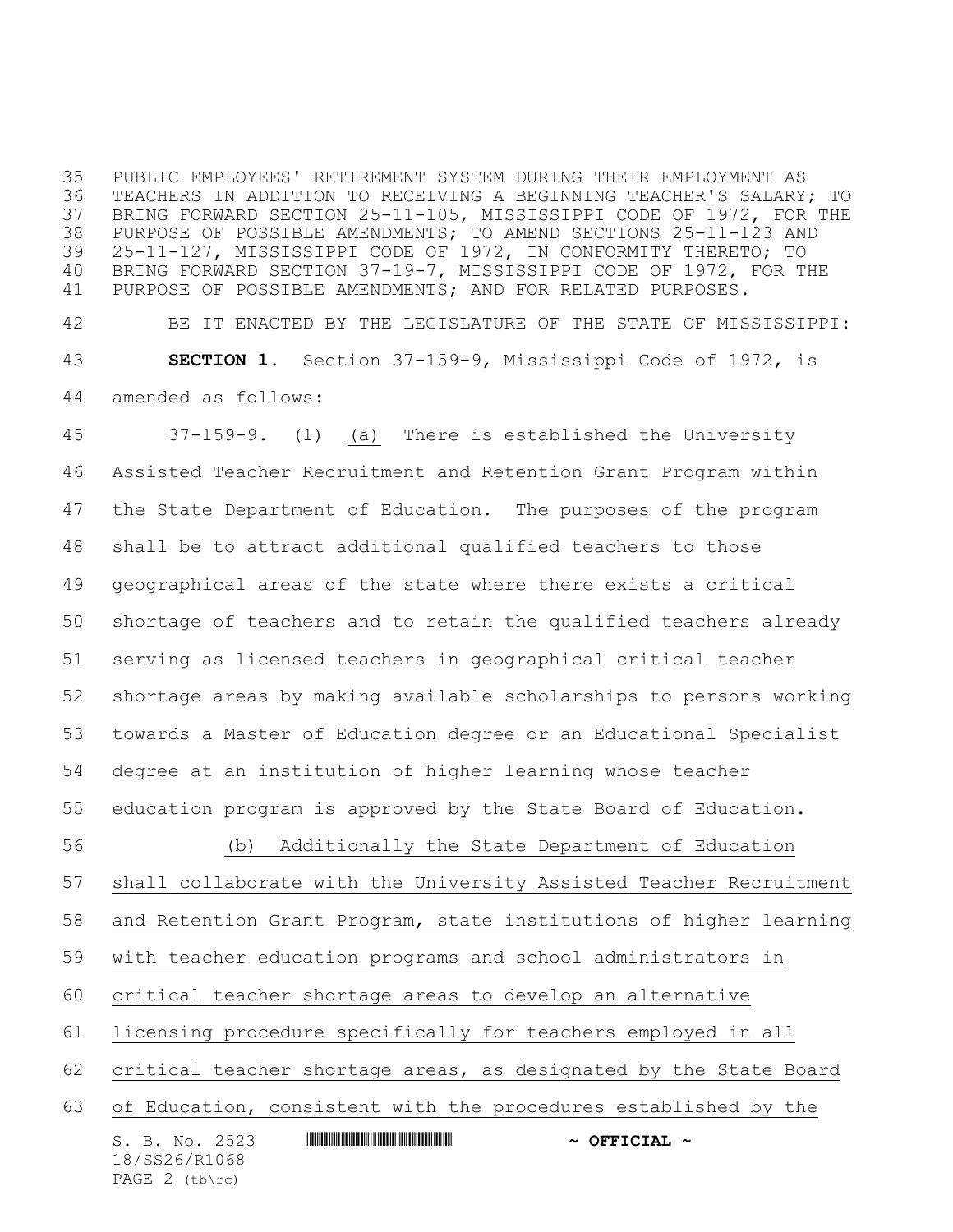PUBLIC EMPLOYEES' RETIREMENT SYSTEM DURING THEIR EMPLOYMENT AS TEACHERS IN ADDITION TO RECEIVING A BEGINNING TEACHER'S SALARY; TO BRING FORWARD SECTION 25-11-105, MISSISSIPPI CODE OF 1972, FOR THE PURPOSE OF POSSIBLE AMENDMENTS; TO AMEND SECTIONS 25-11-123 AND 25-11-127, MISSISSIPPI CODE OF 1972, IN CONFORMITY THERETO; TO BRING FORWARD SECTION 37-19-7, MISSISSIPPI CODE OF 1972, FOR THE PURPOSE OF POSSIBLE AMENDMENTS; AND FOR RELATED PURPOSES.

BE IT ENACTED BY THE LEGISLATURE OF THE STATE OF MISSISSIPPI:

**SECTION 1.** Section 37-159-9, Mississippi Code of 1972, is amended as follows:

37-159-9. (1) (a) There is established the University Assisted Teacher Recruitment and Retention Grant Program within the State Department of Education. The purposes of the program shall be to attract additional qualified teachers to those geographical areas of the state where there exists a critical shortage of teachers and to retain the qualified teachers already serving as licensed teachers in geographical critical teacher shortage areas by making available scholarships to persons working towards a Master of Education degree or an Educational Specialist degree at an institution of higher learning whose teacher education program is approved by the State Board of Education.

(b) Additionally the State Department of Education shall collaborate with the University Assisted Teacher Recruitment and Retention Grant Program, state institutions of higher learning with teacher education programs and school administrators in critical teacher shortage areas to develop an alternative licensing procedure specifically for teachers employed in all critical teacher shortage areas, as designated by the State Board of Education, consistent with the procedures established by the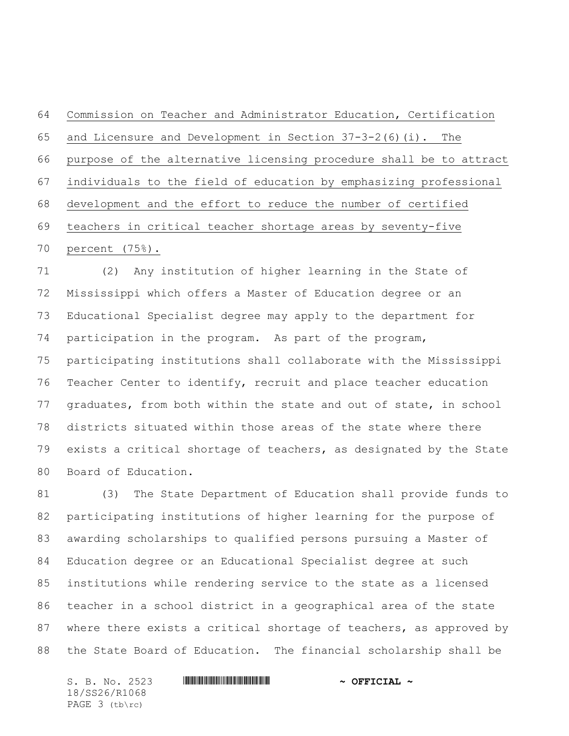Commission on Teacher and Administrator Education, Certification and Licensure and Development in Section 37-3-2(6)(i). The purpose of the alternative licensing procedure shall be to attract individuals to the field of education by emphasizing professional development and the effort to reduce the number of certified teachers in critical teacher shortage areas by seventy-five percent (75%).

(2) Any institution of higher learning in the State of Mississippi which offers a Master of Education degree or an Educational Specialist degree may apply to the department for participation in the program. As part of the program, participating institutions shall collaborate with the Mississippi Teacher Center to identify, recruit and place teacher education graduates, from both within the state and out of state, in school districts situated within those areas of the state where there exists a critical shortage of teachers, as designated by the State Board of Education.

(3) The State Department of Education shall provide funds to participating institutions of higher learning for the purpose of awarding scholarships to qualified persons pursuing a Master of Education degree or an Educational Specialist degree at such institutions while rendering service to the state as a licensed teacher in a school district in a geographical area of the state where there exists a critical shortage of teachers, as approved by the State Board of Education. The financial scholarship shall be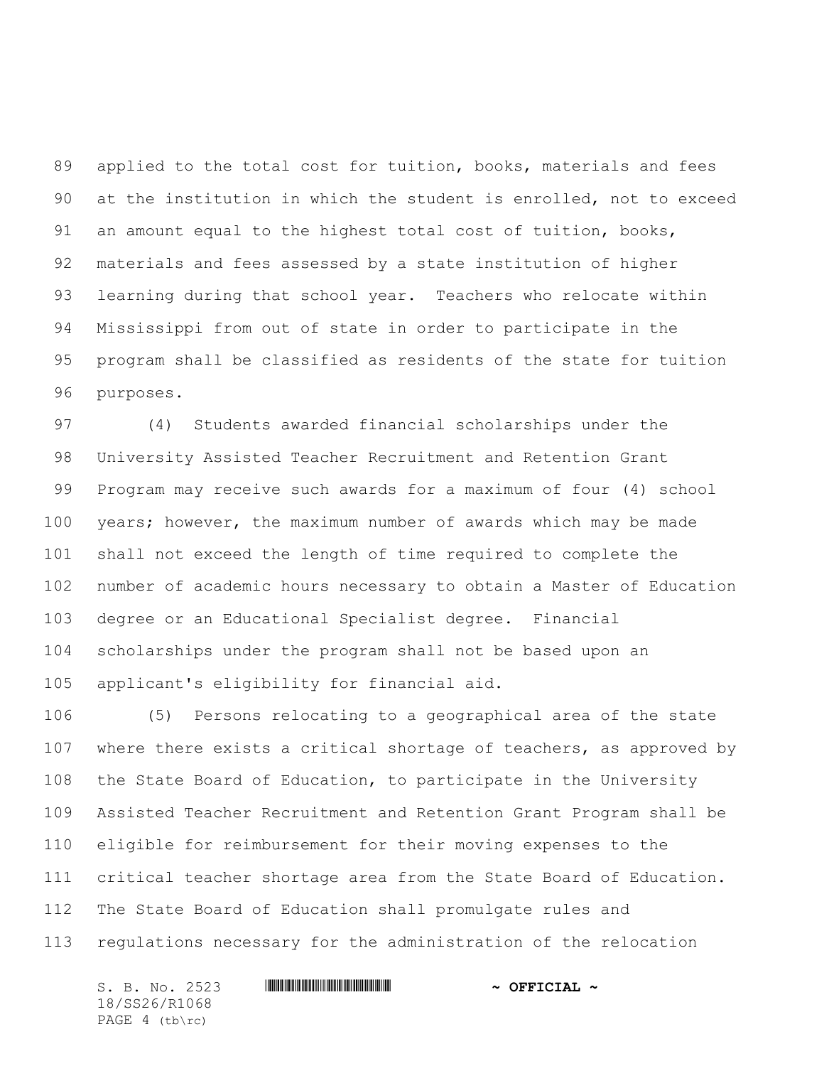applied to the total cost for tuition, books, materials and fees at the institution in which the student is enrolled, not to exceed an amount equal to the highest total cost of tuition, books, materials and fees assessed by a state institution of higher learning during that school year. Teachers who relocate within Mississippi from out of state in order to participate in the program shall be classified as residents of the state for tuition purposes.

(4) Students awarded financial scholarships under the University Assisted Teacher Recruitment and Retention Grant Program may receive such awards for a maximum of four (4) school years; however, the maximum number of awards which may be made shall not exceed the length of time required to complete the number of academic hours necessary to obtain a Master of Education degree or an Educational Specialist degree. Financial scholarships under the program shall not be based upon an applicant's eligibility for financial aid.

(5) Persons relocating to a geographical area of the state where there exists a critical shortage of teachers, as approved by the State Board of Education, to participate in the University Assisted Teacher Recruitment and Retention Grant Program shall be eligible for reimbursement for their moving expenses to the critical teacher shortage area from the State Board of Education. The State Board of Education shall promulgate rules and regulations necessary for the administration of the relocation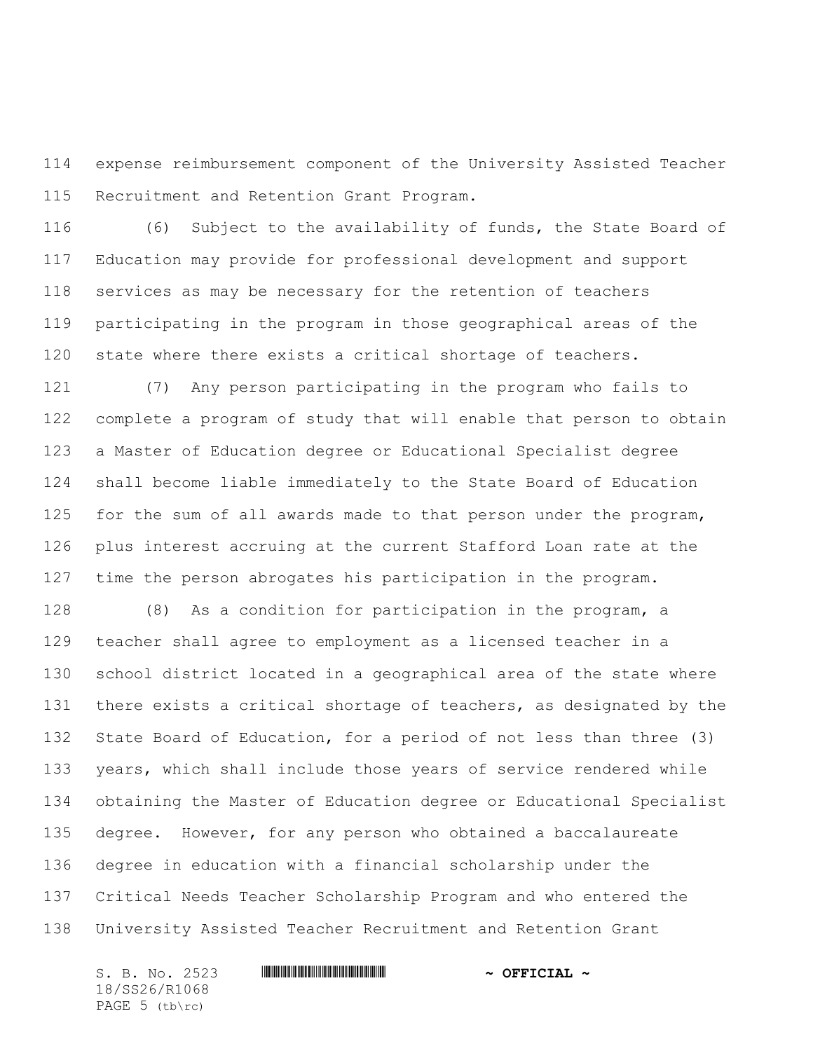expense reimbursement component of the University Assisted Teacher Recruitment and Retention Grant Program.

(6) Subject to the availability of funds, the State Board of Education may provide for professional development and support services as may be necessary for the retention of teachers participating in the program in those geographical areas of the state where there exists a critical shortage of teachers.

(7) Any person participating in the program who fails to complete a program of study that will enable that person to obtain a Master of Education degree or Educational Specialist degree shall become liable immediately to the State Board of Education for the sum of all awards made to that person under the program, plus interest accruing at the current Stafford Loan rate at the time the person abrogates his participation in the program.

(8) As a condition for participation in the program, a teacher shall agree to employment as a licensed teacher in a school district located in a geographical area of the state where there exists a critical shortage of teachers, as designated by the State Board of Education, for a period of not less than three (3) years, which shall include those years of service rendered while obtaining the Master of Education degree or Educational Specialist degree. However, for any person who obtained a baccalaureate degree in education with a financial scholarship under the Critical Needs Teacher Scholarship Program and who entered the University Assisted Teacher Recruitment and Retention Grant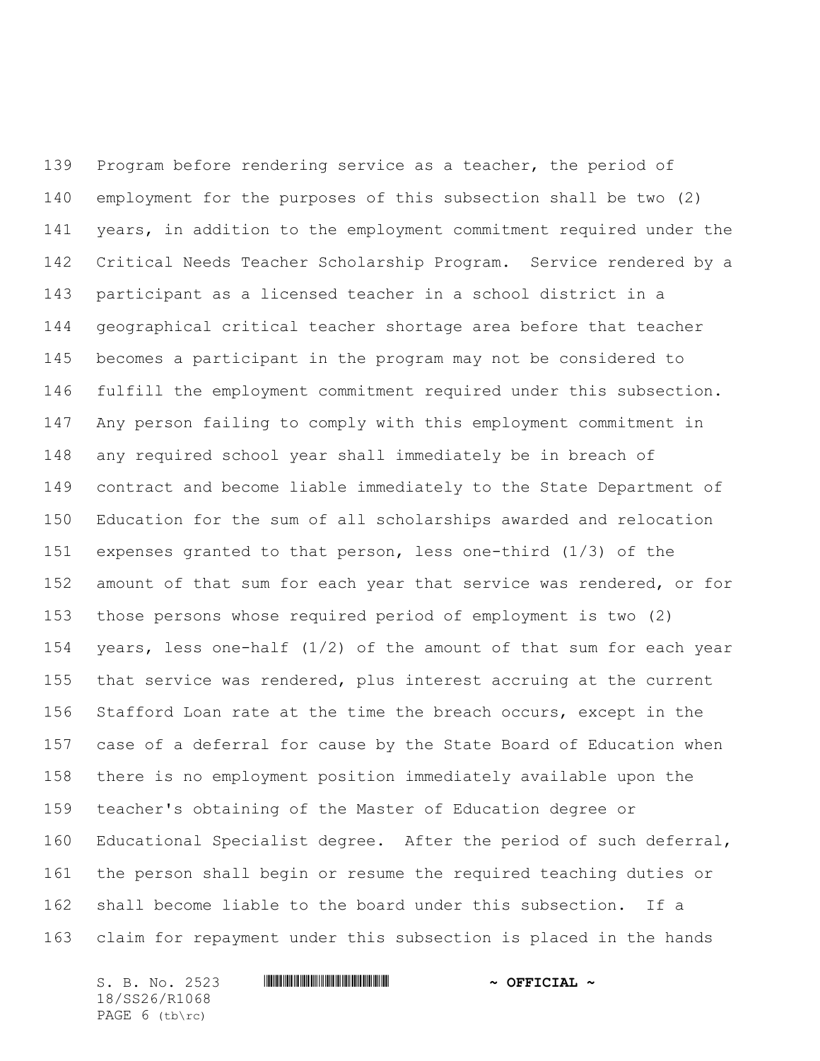Program before rendering service as a teacher, the period of employment for the purposes of this subsection shall be two (2) years, in addition to the employment commitment required under the Critical Needs Teacher Scholarship Program. Service rendered by a participant as a licensed teacher in a school district in a geographical critical teacher shortage area before that teacher becomes a participant in the program may not be considered to fulfill the employment commitment required under this subsection. Any person failing to comply with this employment commitment in any required school year shall immediately be in breach of contract and become liable immediately to the State Department of Education for the sum of all scholarships awarded and relocation expenses granted to that person, less one-third (1/3) of the amount of that sum for each year that service was rendered, or for those persons whose required period of employment is two (2) years, less one-half (1/2) of the amount of that sum for each year that service was rendered, plus interest accruing at the current Stafford Loan rate at the time the breach occurs, except in the case of a deferral for cause by the State Board of Education when there is no employment position immediately available upon the teacher's obtaining of the Master of Education degree or Educational Specialist degree. After the period of such deferral, the person shall begin or resume the required teaching duties or shall become liable to the board under this subsection. If a claim for repayment under this subsection is placed in the hands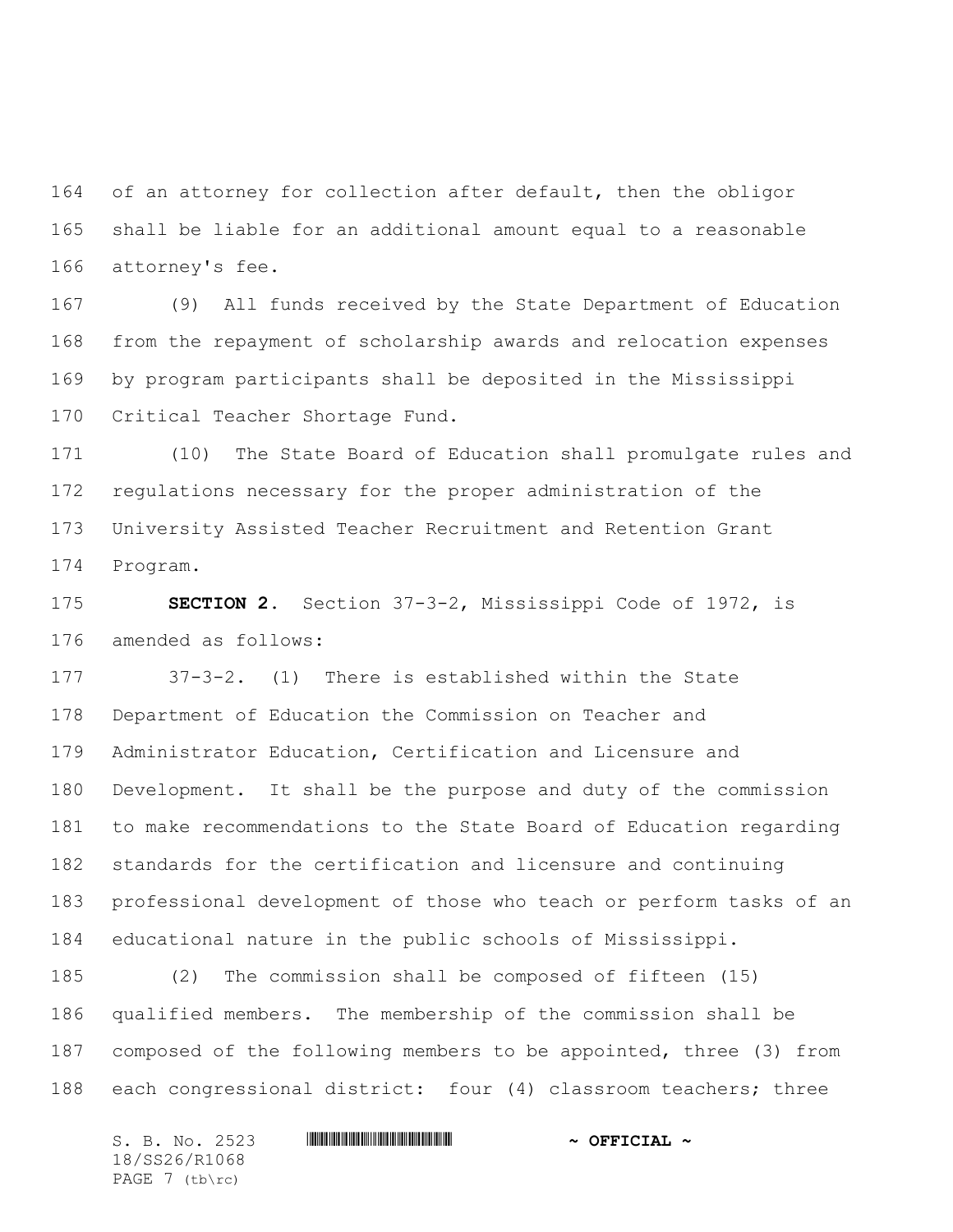of an attorney for collection after default, then the obligor shall be liable for an additional amount equal to a reasonable attorney's fee.

(9) All funds received by the State Department of Education from the repayment of scholarship awards and relocation expenses by program participants shall be deposited in the Mississippi Critical Teacher Shortage Fund.

(10) The State Board of Education shall promulgate rules and regulations necessary for the proper administration of the University Assisted Teacher Recruitment and Retention Grant Program.

**SECTION 2.** Section 37-3-2, Mississippi Code of 1972, is amended as follows:

37-3-2. (1) There is established within the State Department of Education the Commission on Teacher and Administrator Education, Certification and Licensure and Development. It shall be the purpose and duty of the commission to make recommendations to the State Board of Education regarding standards for the certification and licensure and continuing professional development of those who teach or perform tasks of an educational nature in the public schools of Mississippi.

(2) The commission shall be composed of fifteen (15) qualified members. The membership of the commission shall be composed of the following members to be appointed, three (3) from each congressional district: four (4) classroom teachers; three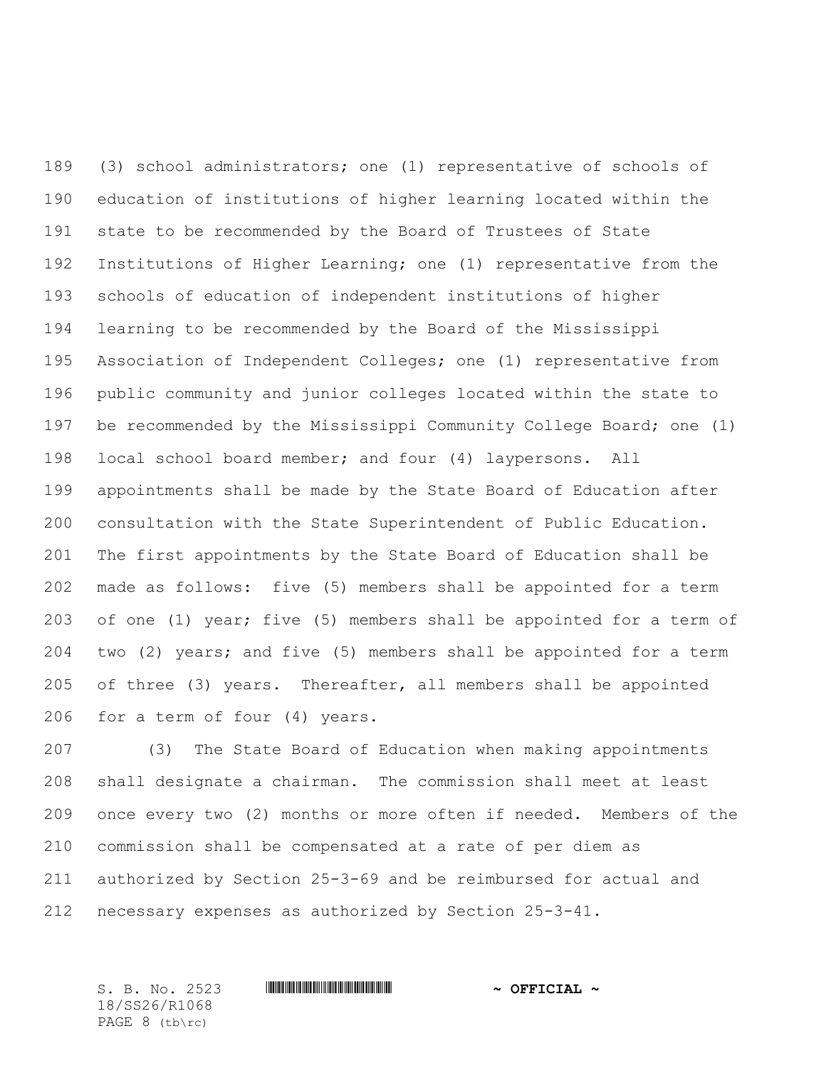(3) school administrators; one (1) representative of schools of education of institutions of higher learning located within the state to be recommended by the Board of Trustees of State Institutions of Higher Learning; one (1) representative from the schools of education of independent institutions of higher learning to be recommended by the Board of the Mississippi Association of Independent Colleges; one (1) representative from public community and junior colleges located within the state to be recommended by the Mississippi Community College Board; one (1) local school board member; and four (4) laypersons. All appointments shall be made by the State Board of Education after consultation with the State Superintendent of Public Education. The first appointments by the State Board of Education shall be made as follows: five (5) members shall be appointed for a term of one (1) year; five (5) members shall be appointed for a term of two (2) years; and five (5) members shall be appointed for a term of three (3) years. Thereafter, all members shall be appointed for a term of four (4) years.

(3) The State Board of Education when making appointments shall designate a chairman. The commission shall meet at least once every two (2) months or more often if needed. Members of the commission shall be compensated at a rate of per diem as authorized by Section 25-3-69 and be reimbursed for actual and necessary expenses as authorized by Section 25-3-41.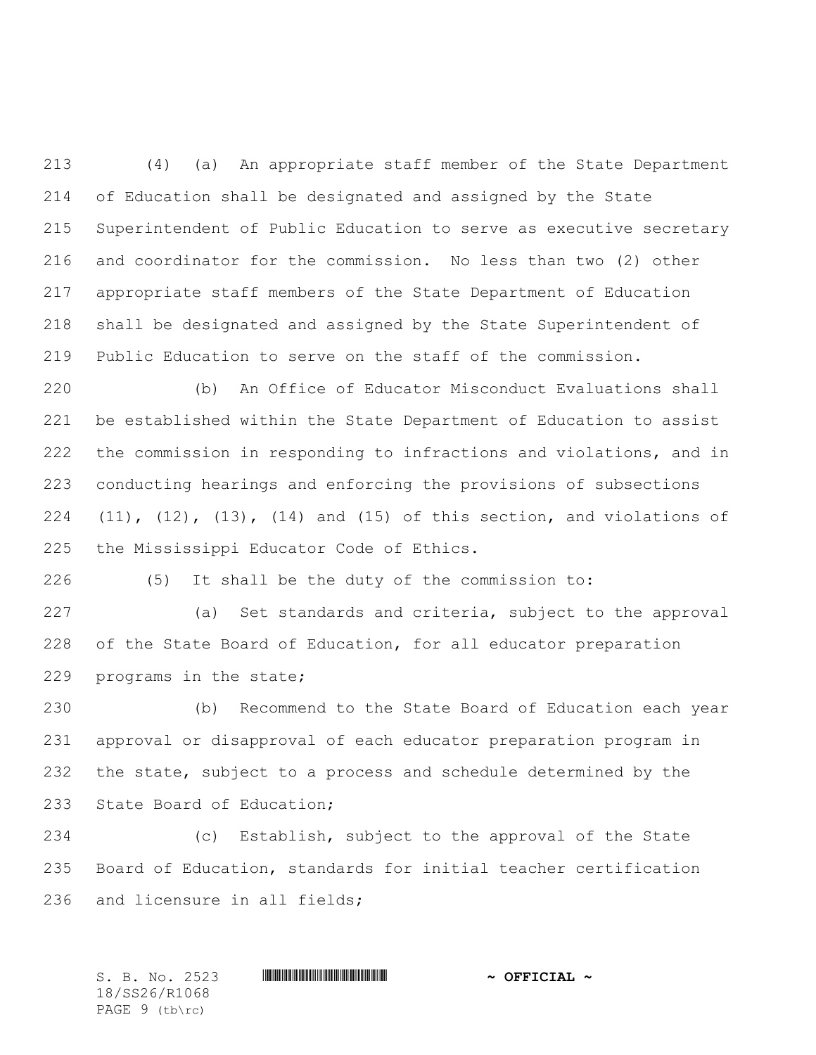(4) (a) An appropriate staff member of the State Department of Education shall be designated and assigned by the State Superintendent of Public Education to serve as executive secretary and coordinator for the commission. No less than two (2) other appropriate staff members of the State Department of Education shall be designated and assigned by the State Superintendent of Public Education to serve on the staff of the commission.

(b) An Office of Educator Misconduct Evaluations shall be established within the State Department of Education to assist the commission in responding to infractions and violations, and in conducting hearings and enforcing the provisions of subsections (11), (12), (13), (14) and (15) of this section, and violations of the Mississippi Educator Code of Ethics.

(5) It shall be the duty of the commission to:

(a) Set standards and criteria, subject to the approval of the State Board of Education, for all educator preparation programs in the state;

(b) Recommend to the State Board of Education each year approval or disapproval of each educator preparation program in the state, subject to a process and schedule determined by the State Board of Education;

(c) Establish, subject to the approval of the State Board of Education, standards for initial teacher certification and licensure in all fields;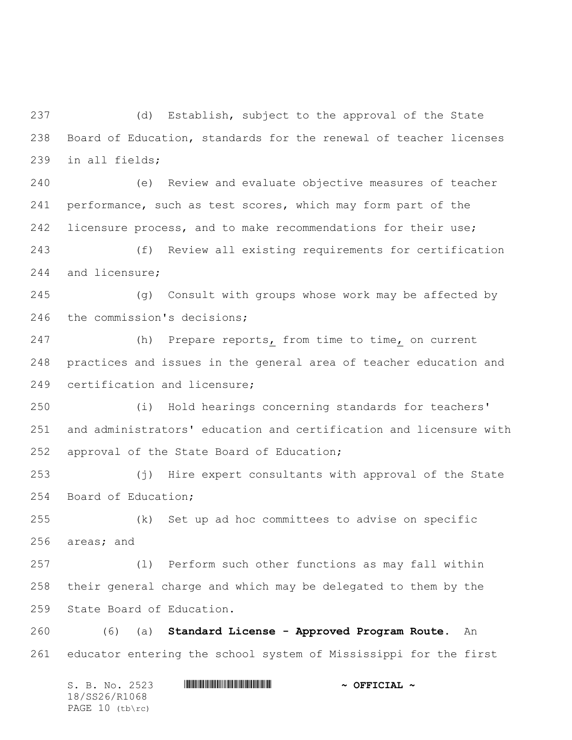(d) Establish, subject to the approval of the State Board of Education, standards for the renewal of teacher licenses in all fields;

(e) Review and evaluate objective measures of teacher performance, such as test scores, which may form part of the licensure process, and to make recommendations for their use;

(f) Review all existing requirements for certification and licensure;

(g) Consult with groups whose work may be affected by the commission's decisions;

(h) Prepare reports, from time to time, on current practices and issues in the general area of teacher education and certification and licensure;

(i) Hold hearings concerning standards for teachers' and administrators' education and certification and licensure with approval of the State Board of Education;

(j) Hire expert consultants with approval of the State Board of Education;

(k) Set up ad hoc committees to advise on specific areas; and

(l) Perform such other functions as may fall within their general charge and which may be delegated to them by the State Board of Education.

(6) (a) **Standard License - Approved Program Route.** An educator entering the school system of Mississippi for the first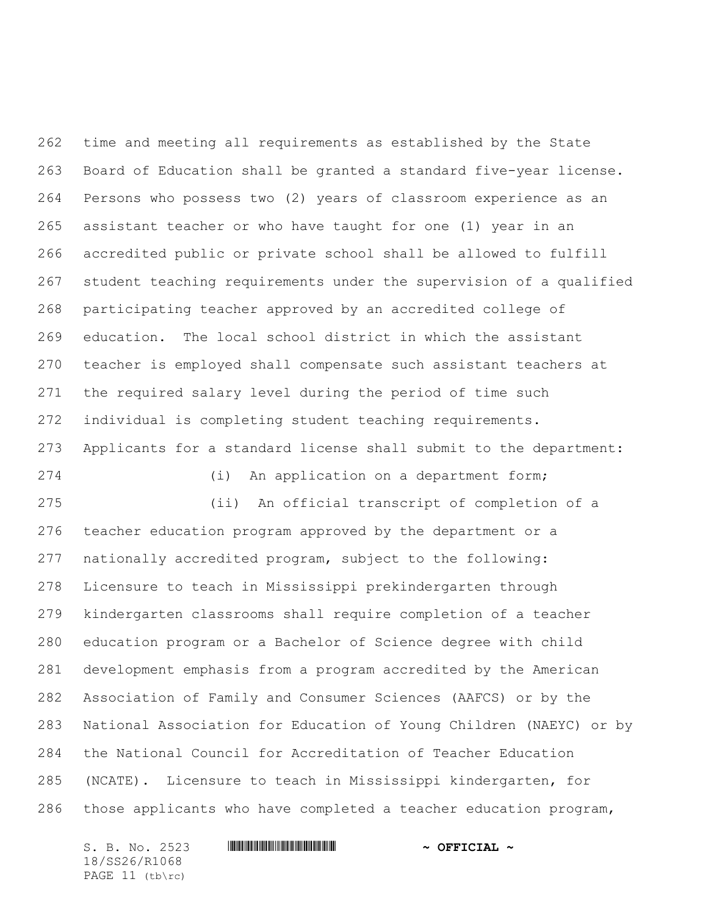time and meeting all requirements as established by the State Board of Education shall be granted a standard five-year license. Persons who possess two (2) years of classroom experience as an assistant teacher or who have taught for one (1) year in an accredited public or private school shall be allowed to fulfill student teaching requirements under the supervision of a qualified participating teacher approved by an accredited college of education. The local school district in which the assistant teacher is employed shall compensate such assistant teachers at the required salary level during the period of time such individual is completing student teaching requirements. Applicants for a standard license shall submit to the department:

(i) An application on a department form;

(ii) An official transcript of completion of a teacher education program approved by the department or a nationally accredited program, subject to the following: Licensure to teach in Mississippi prekindergarten through kindergarten classrooms shall require completion of a teacher education program or a Bachelor of Science degree with child development emphasis from a program accredited by the American Association of Family and Consumer Sciences (AAFCS) or by the National Association for Education of Young Children (NAEYC) or by the National Council for Accreditation of Teacher Education (NCATE). Licensure to teach in Mississippi kindergarten, for those applicants who have completed a teacher education program,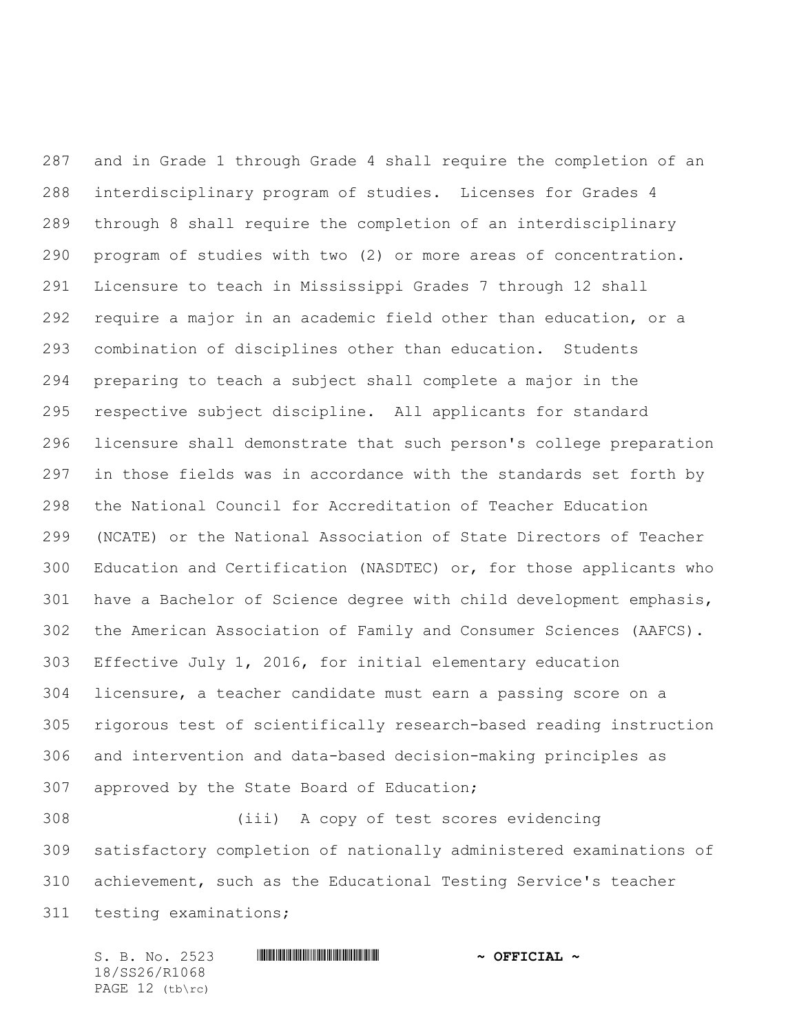and in Grade 1 through Grade 4 shall require the completion of an interdisciplinary program of studies. Licenses for Grades 4 through 8 shall require the completion of an interdisciplinary program of studies with two (2) or more areas of concentration. Licensure to teach in Mississippi Grades 7 through 12 shall require a major in an academic field other than education, or a combination of disciplines other than education. Students preparing to teach a subject shall complete a major in the respective subject discipline. All applicants for standard licensure shall demonstrate that such person's college preparation in those fields was in accordance with the standards set forth by the National Council for Accreditation of Teacher Education (NCATE) or the National Association of State Directors of Teacher Education and Certification (NASDTEC) or, for those applicants who have a Bachelor of Science degree with child development emphasis, the American Association of Family and Consumer Sciences (AAFCS). Effective July 1, 2016, for initial elementary education licensure, a teacher candidate must earn a passing score on a rigorous test of scientifically research-based reading instruction and intervention and data-based decision-making principles as approved by the State Board of Education;

(iii) A copy of test scores evidencing satisfactory completion of nationally administered examinations of achievement, such as the Educational Testing Service's teacher testing examinations;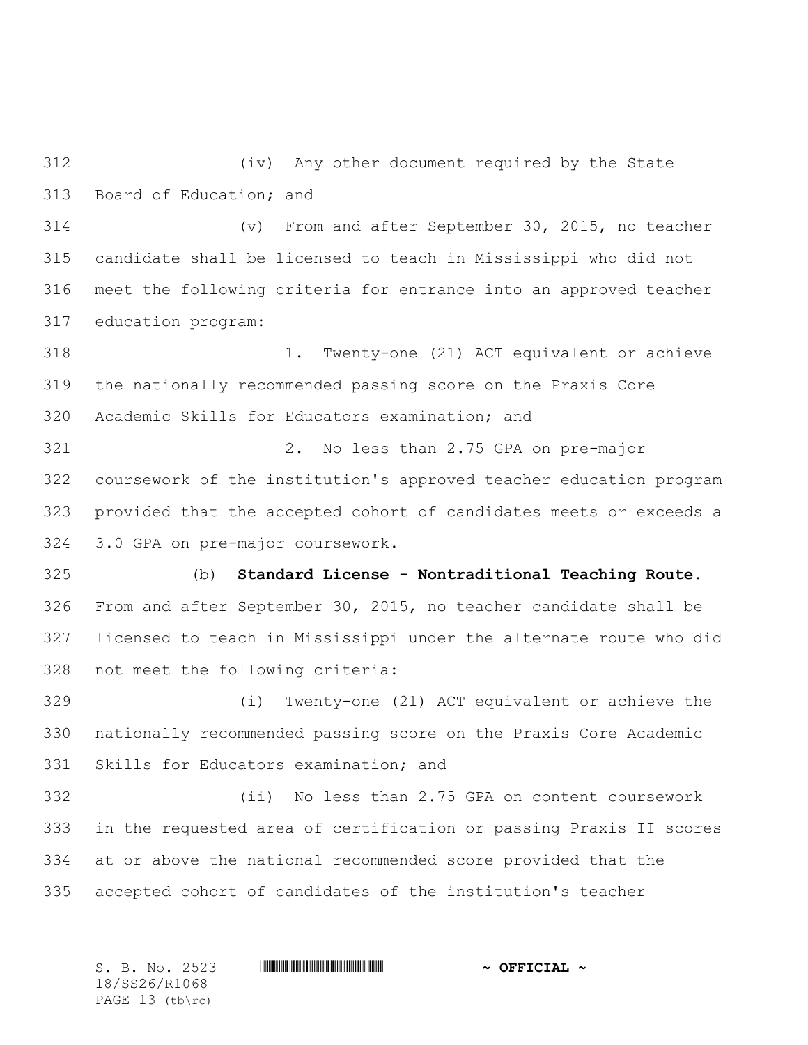(iv) Any other document required by the State Board of Education; and

(v) From and after September 30, 2015, no teacher candidate shall be licensed to teach in Mississippi who did not meet the following criteria for entrance into an approved teacher education program:

1. Twenty-one (21) ACT equivalent or achieve the nationally recommended passing score on the Praxis Core Academic Skills for Educators examination; and

2. No less than 2.75 GPA on pre-major coursework of the institution's approved teacher education program provided that the accepted cohort of candidates meets or exceeds a 3.0 GPA on pre-major coursework.

(b) **Standard License - Nontraditional Teaching Route.** From and after September 30, 2015, no teacher candidate shall be licensed to teach in Mississippi under the alternate route who did not meet the following criteria:

(i) Twenty-one (21) ACT equivalent or achieve the nationally recommended passing score on the Praxis Core Academic Skills for Educators examination; and

(ii) No less than 2.75 GPA on content coursework in the requested area of certification or passing Praxis II scores at or above the national recommended score provided that the accepted cohort of candidates of the institution's teacher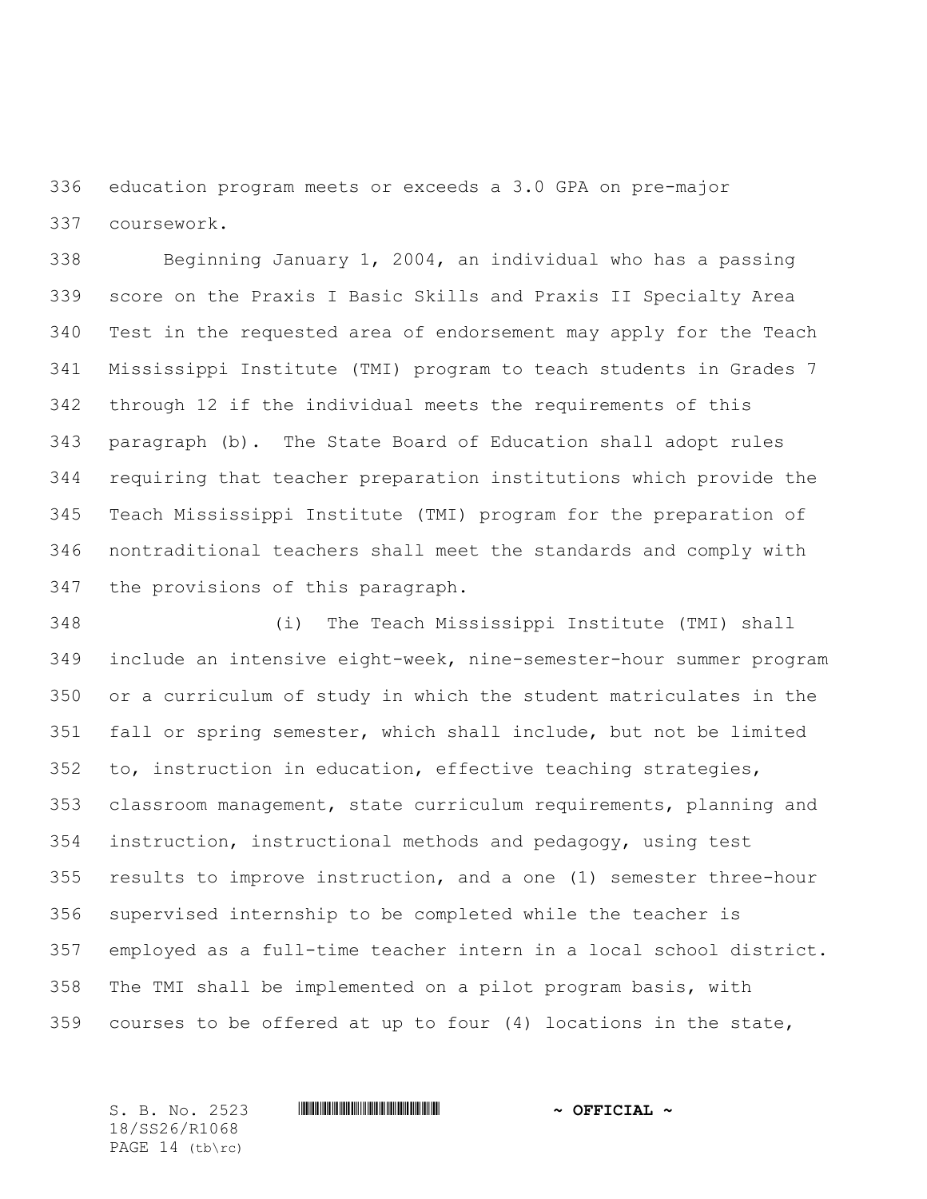education program meets or exceeds a 3.0 GPA on pre-major coursework.

Beginning January 1, 2004, an individual who has a passing score on the Praxis I Basic Skills and Praxis II Specialty Area Test in the requested area of endorsement may apply for the Teach Mississippi Institute (TMI) program to teach students in Grades 7 through 12 if the individual meets the requirements of this paragraph (b). The State Board of Education shall adopt rules requiring that teacher preparation institutions which provide the Teach Mississippi Institute (TMI) program for the preparation of nontraditional teachers shall meet the standards and comply with the provisions of this paragraph.

(i) The Teach Mississippi Institute (TMI) shall include an intensive eight-week, nine-semester-hour summer program or a curriculum of study in which the student matriculates in the fall or spring semester, which shall include, but not be limited to, instruction in education, effective teaching strategies, classroom management, state curriculum requirements, planning and instruction, instructional methods and pedagogy, using test results to improve instruction, and a one (1) semester three-hour supervised internship to be completed while the teacher is employed as a full-time teacher intern in a local school district. The TMI shall be implemented on a pilot program basis, with courses to be offered at up to four (4) locations in the state,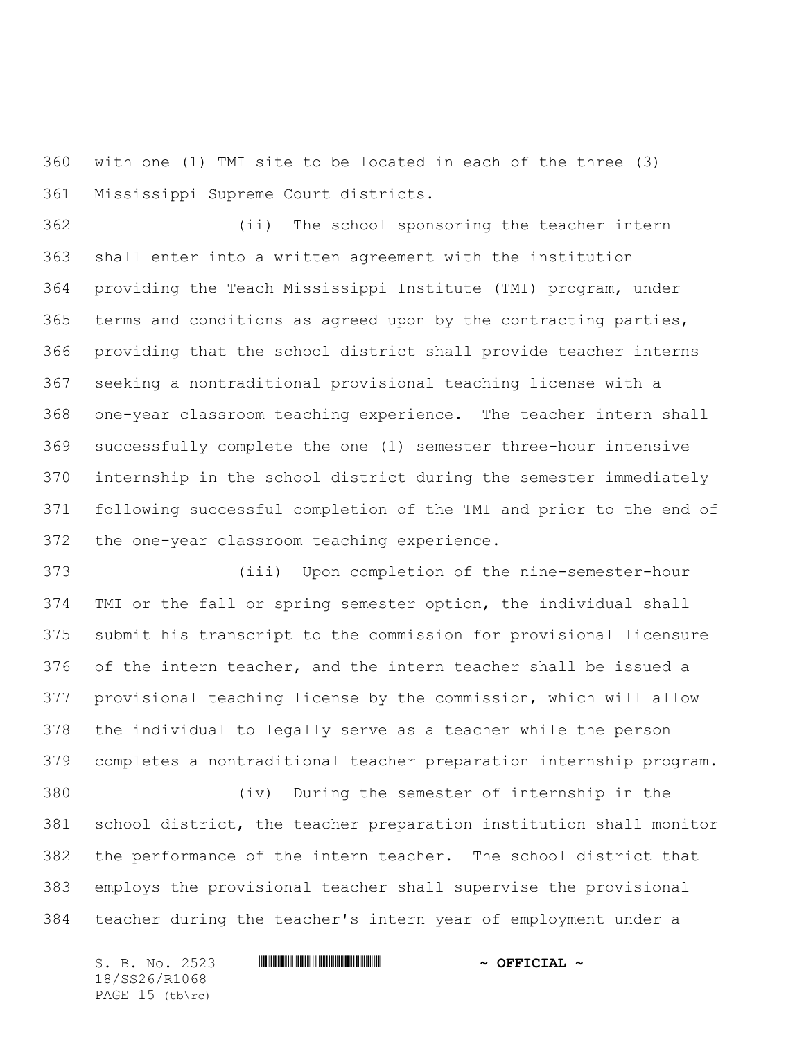with one (1) TMI site to be located in each of the three (3) Mississippi Supreme Court districts.

(ii) The school sponsoring the teacher intern shall enter into a written agreement with the institution providing the Teach Mississippi Institute (TMI) program, under terms and conditions as agreed upon by the contracting parties, providing that the school district shall provide teacher interns seeking a nontraditional provisional teaching license with a one-year classroom teaching experience. The teacher intern shall successfully complete the one (1) semester three-hour intensive internship in the school district during the semester immediately following successful completion of the TMI and prior to the end of the one-year classroom teaching experience.

(iii) Upon completion of the nine-semester-hour TMI or the fall or spring semester option, the individual shall submit his transcript to the commission for provisional licensure of the intern teacher, and the intern teacher shall be issued a provisional teaching license by the commission, which will allow the individual to legally serve as a teacher while the person completes a nontraditional teacher preparation internship program.

(iv) During the semester of internship in the school district, the teacher preparation institution shall monitor the performance of the intern teacher. The school district that employs the provisional teacher shall supervise the provisional teacher during the teacher's intern year of employment under a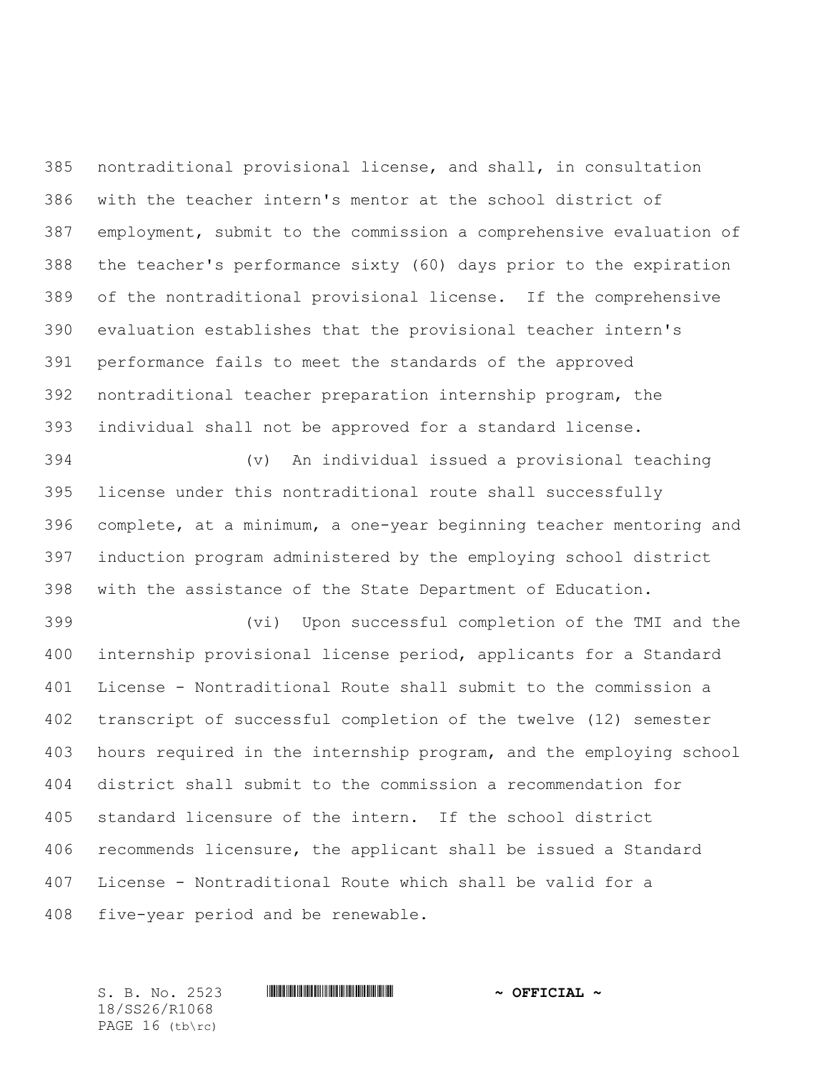nontraditional provisional license, and shall, in consultation with the teacher intern's mentor at the school district of employment, submit to the commission a comprehensive evaluation of the teacher's performance sixty (60) days prior to the expiration of the nontraditional provisional license. If the comprehensive evaluation establishes that the provisional teacher intern's performance fails to meet the standards of the approved nontraditional teacher preparation internship program, the individual shall not be approved for a standard license.

(v) An individual issued a provisional teaching license under this nontraditional route shall successfully complete, at a minimum, a one-year beginning teacher mentoring and induction program administered by the employing school district with the assistance of the State Department of Education.

(vi) Upon successful completion of the TMI and the internship provisional license period, applicants for a Standard License - Nontraditional Route shall submit to the commission a transcript of successful completion of the twelve (12) semester hours required in the internship program, and the employing school district shall submit to the commission a recommendation for standard licensure of the intern. If the school district recommends licensure, the applicant shall be issued a Standard License - Nontraditional Route which shall be valid for a five-year period and be renewable.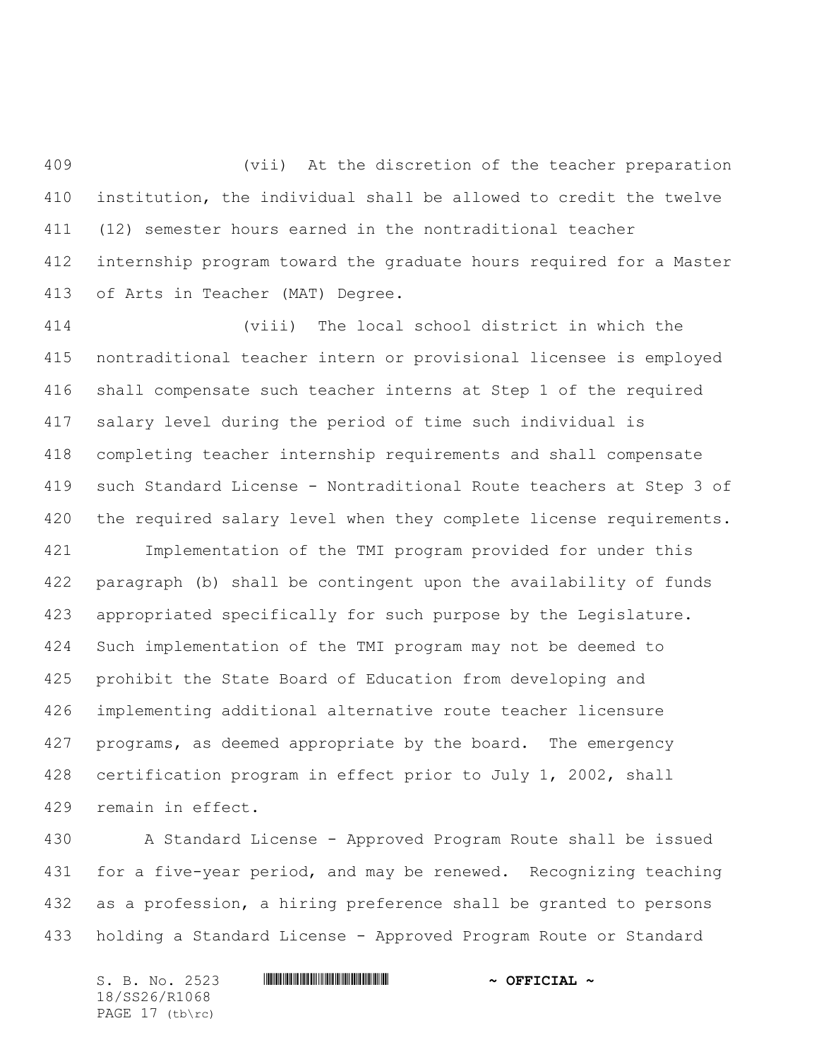(vii) At the discretion of the teacher preparation institution, the individual shall be allowed to credit the twelve (12) semester hours earned in the nontraditional teacher internship program toward the graduate hours required for a Master of Arts in Teacher (MAT) Degree.

(viii) The local school district in which the nontraditional teacher intern or provisional licensee is employed shall compensate such teacher interns at Step 1 of the required salary level during the period of time such individual is completing teacher internship requirements and shall compensate such Standard License - Nontraditional Route teachers at Step 3 of the required salary level when they complete license requirements.

Implementation of the TMI program provided for under this paragraph (b) shall be contingent upon the availability of funds appropriated specifically for such purpose by the Legislature. Such implementation of the TMI program may not be deemed to prohibit the State Board of Education from developing and implementing additional alternative route teacher licensure programs, as deemed appropriate by the board. The emergency certification program in effect prior to July 1, 2002, shall remain in effect.

A Standard License - Approved Program Route shall be issued for a five-year period, and may be renewed. Recognizing teaching as a profession, a hiring preference shall be granted to persons holding a Standard License - Approved Program Route or Standard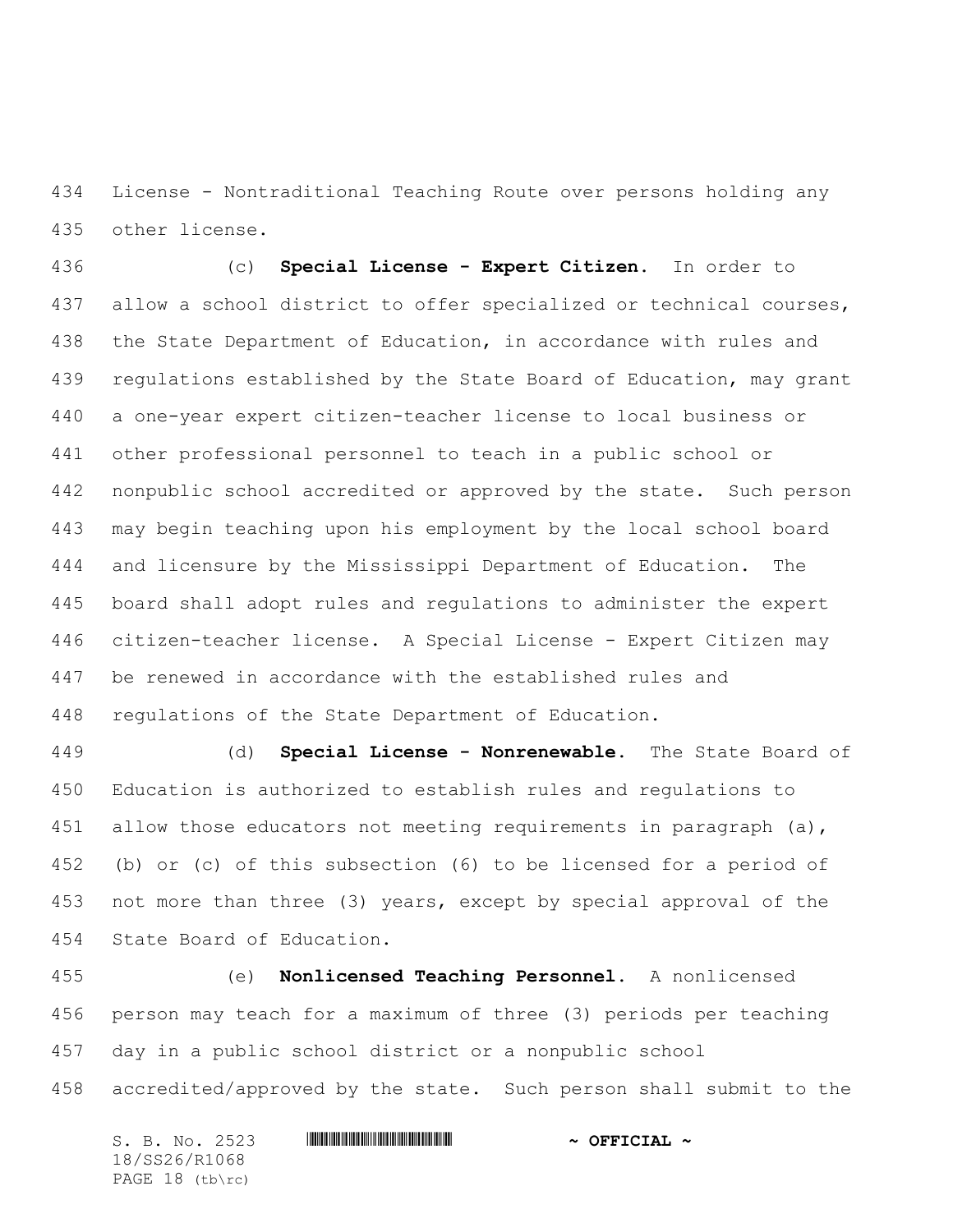License - Nontraditional Teaching Route over persons holding any other license.

(c) **Special License - Expert Citizen.** In order to allow a school district to offer specialized or technical courses, the State Department of Education, in accordance with rules and regulations established by the State Board of Education, may grant a one-year expert citizen-teacher license to local business or other professional personnel to teach in a public school or nonpublic school accredited or approved by the state. Such person may begin teaching upon his employment by the local school board and licensure by the Mississippi Department of Education. The board shall adopt rules and regulations to administer the expert citizen-teacher license. A Special License - Expert Citizen may be renewed in accordance with the established rules and regulations of the State Department of Education.

(d) **Special License - Nonrenewable.** The State Board of Education is authorized to establish rules and regulations to allow those educators not meeting requirements in paragraph (a), (b) or (c) of this subsection (6) to be licensed for a period of not more than three (3) years, except by special approval of the State Board of Education.

(e) **Nonlicensed Teaching Personnel.** A nonlicensed person may teach for a maximum of three (3) periods per teaching day in a public school district or a nonpublic school accredited/approved by the state. Such person shall submit to the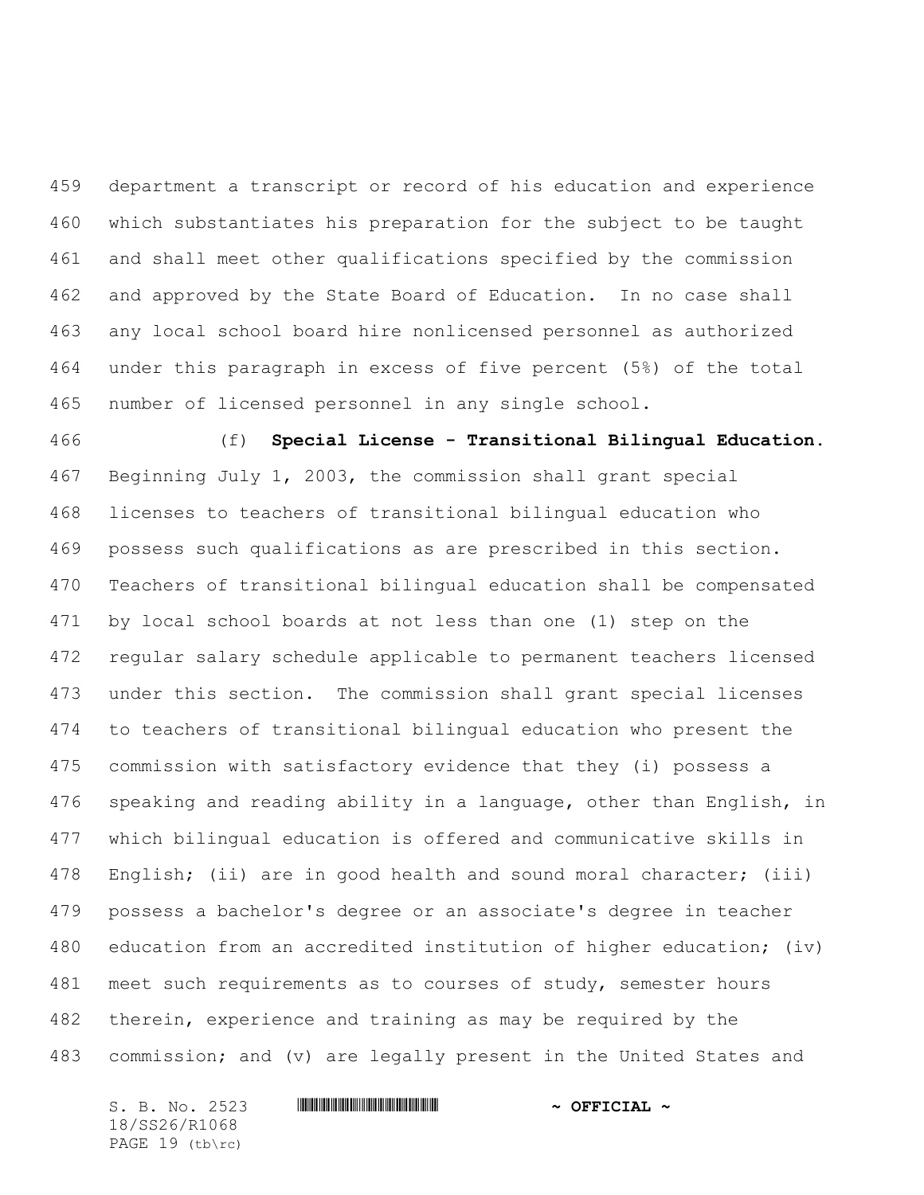department a transcript or record of his education and experience which substantiates his preparation for the subject to be taught and shall meet other qualifications specified by the commission and approved by the State Board of Education. In no case shall any local school board hire nonlicensed personnel as authorized under this paragraph in excess of five percent (5%) of the total number of licensed personnel in any single school.

(f) **Special License - Transitional Bilingual Education.** Beginning July 1, 2003, the commission shall grant special licenses to teachers of transitional bilingual education who possess such qualifications as are prescribed in this section. Teachers of transitional bilingual education shall be compensated by local school boards at not less than one (1) step on the regular salary schedule applicable to permanent teachers licensed under this section. The commission shall grant special licenses to teachers of transitional bilingual education who present the commission with satisfactory evidence that they (i) possess a speaking and reading ability in a language, other than English, in which bilingual education is offered and communicative skills in English; (ii) are in good health and sound moral character; (iii) possess a bachelor's degree or an associate's degree in teacher education from an accredited institution of higher education; (iv) meet such requirements as to courses of study, semester hours therein, experience and training as may be required by the commission; and (v) are legally present in the United States and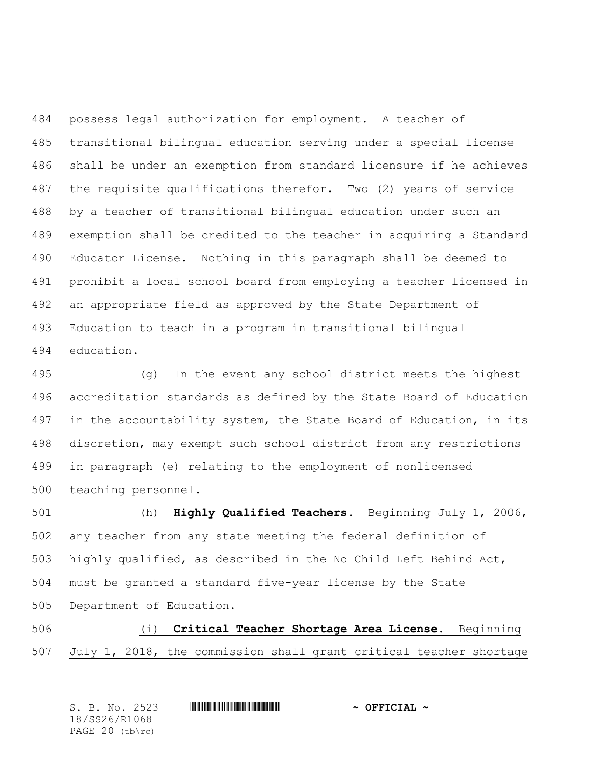possess legal authorization for employment. A teacher of transitional bilingual education serving under a special license shall be under an exemption from standard licensure if he achieves the requisite qualifications therefor. Two (2) years of service by a teacher of transitional bilingual education under such an exemption shall be credited to the teacher in acquiring a Standard Educator License. Nothing in this paragraph shall be deemed to prohibit a local school board from employing a teacher licensed in an appropriate field as approved by the State Department of Education to teach in a program in transitional bilingual education.

(g) In the event any school district meets the highest accreditation standards as defined by the State Board of Education in the accountability system, the State Board of Education, in its discretion, may exempt such school district from any restrictions in paragraph (e) relating to the employment of nonlicensed teaching personnel.

(h) **Highly Qualified Teachers.** Beginning July 1, 2006, any teacher from any state meeting the federal definition of highly qualified, as described in the No Child Left Behind Act, must be granted a standard five-year license by the State Department of Education.

<u>(i) **Critical Teacher Shortage Area License.** Beginning July 1, 2018, the commission shall grant critical teacher shortage</u>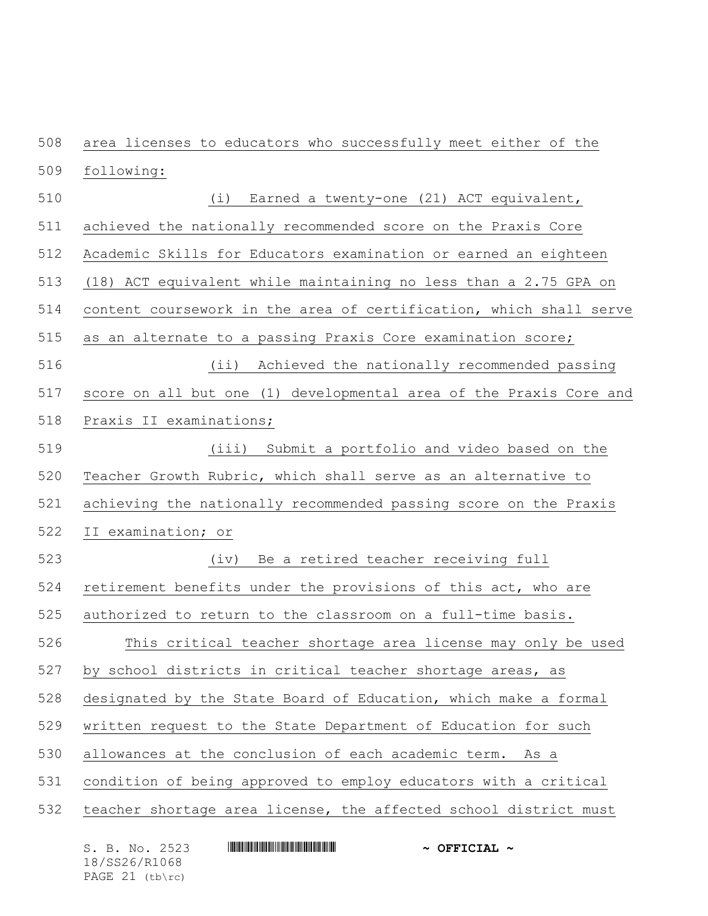area licenses to educators who successfully meet either of the following:

(i) Earned a twenty-one (21) ACT equivalent, achieved the nationally recommended score on the Praxis Core Academic Skills for Educators examination or earned an eighteen (18) ACT equivalent while maintaining no less than a 2.75 GPA on content coursework in the area of certification, which shall serve as an alternate to a passing Praxis Core examination score;

(ii) Achieved the nationally recommended passing score on all but one (1) developmental area of the Praxis Core and Praxis II examinations;

(iii) Submit a portfolio and video based on the Teacher Growth Rubric, which shall serve as an alternative to achieving the nationally recommended passing score on the Praxis II examination; or

(iv) Be a retired teacher receiving full retirement benefits under the provisions of this act, who are authorized to return to the classroom on a full-time basis.

This critical teacher shortage area license may only be used by school districts in critical teacher shortage areas, as designated by the State Board of Education, which make a formal written request to the State Department of Education for such allowances at the conclusion of each academic term. As a condition of being approved to employ educators with a critical teacher shortage area license, the affected school district must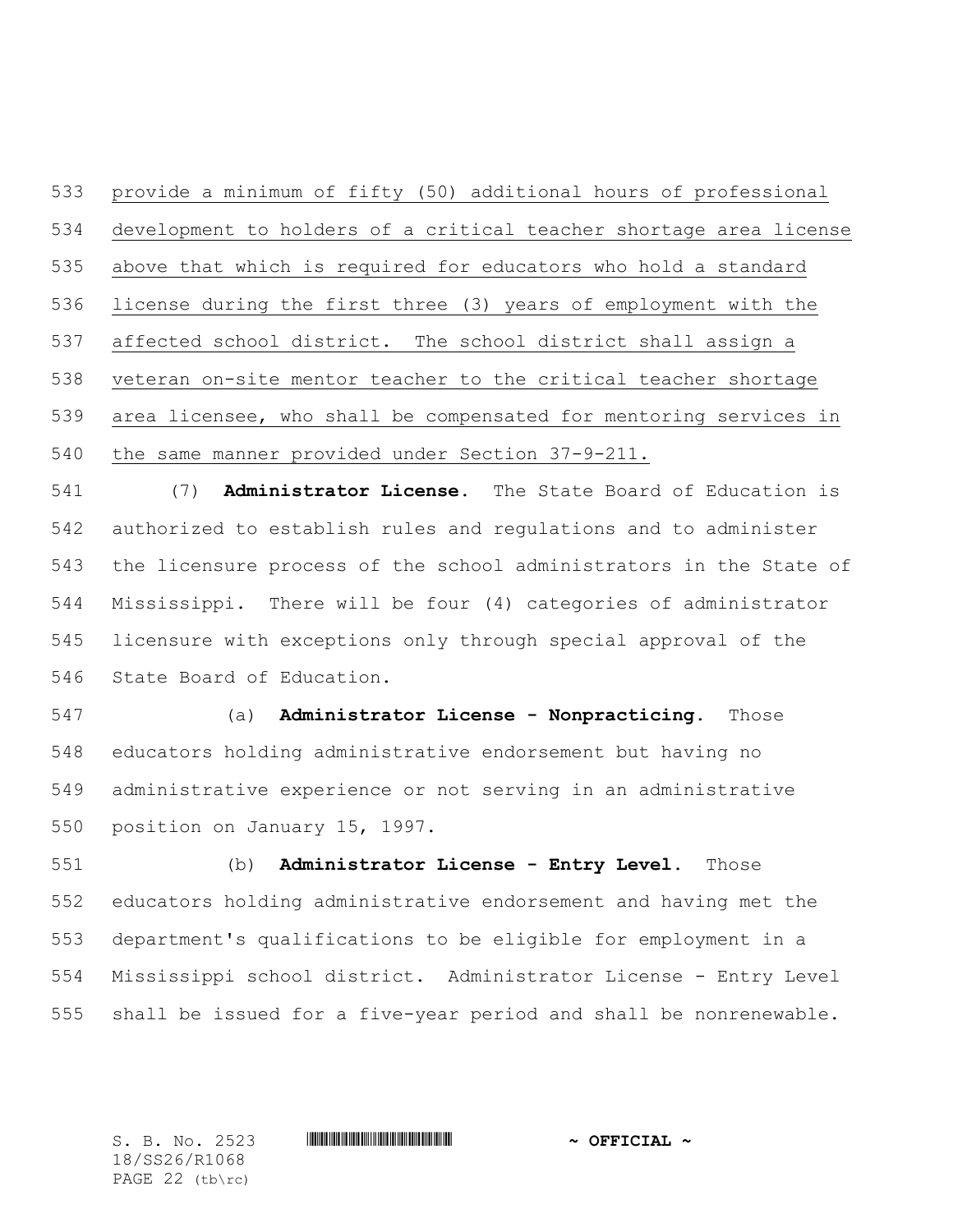provide a minimum of fifty (50) additional hours of professional development to holders of a critical teacher shortage area license above that which is required for educators who hold a standard license during the first three (3) years of employment with the affected school district. The school district shall assign a veteran on-site mentor teacher to the critical teacher shortage area licensee, who shall be compensated for mentoring services in the same manner provided under Section 37-9-211.

(7) **Administrator License.** The State Board of Education is authorized to establish rules and regulations and to administer the licensure process of the school administrators in the State of Mississippi. There will be four (4) categories of administrator licensure with exceptions only through special approval of the State Board of Education.

(a) **Administrator License - Nonpracticing.** Those educators holding administrative endorsement but having no administrative experience or not serving in an administrative position on January 15, 1997.

(b) **Administrator License - Entry Level.** Those educators holding administrative endorsement and having met the department's qualifications to be eligible for employment in a Mississippi school district. Administrator License - Entry Level shall be issued for a five-year period and shall be nonrenewable.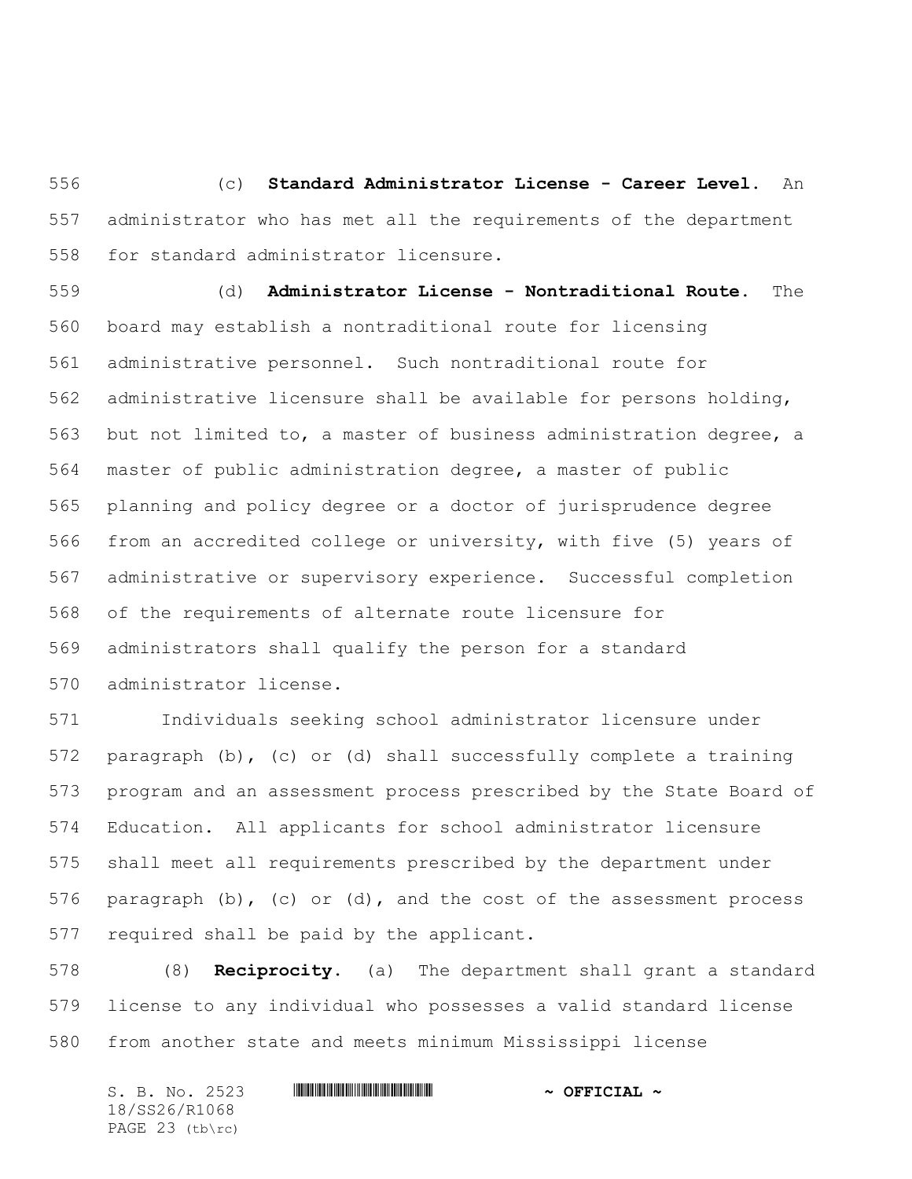(c) **Standard Administrator License - Career Level.** An administrator who has met all the requirements of the department for standard administrator licensure.

(d) **Administrator License - Nontraditional Route.** The board may establish a nontraditional route for licensing administrative personnel. Such nontraditional route for administrative licensure shall be available for persons holding, but not limited to, a master of business administration degree, a master of public administration degree, a master of public planning and policy degree or a doctor of jurisprudence degree from an accredited college or university, with five (5) years of administrative or supervisory experience. Successful completion of the requirements of alternate route licensure for administrators shall qualify the person for a standard administrator license.

Individuals seeking school administrator licensure under paragraph (b), (c) or (d) shall successfully complete a training program and an assessment process prescribed by the State Board of Education. All applicants for school administrator licensure shall meet all requirements prescribed by the department under paragraph (b), (c) or (d), and the cost of the assessment process required shall be paid by the applicant.

(8) **Reciprocity.** (a) The department shall grant a standard license to any individual who possesses a valid standard license from another state and meets minimum Mississippi license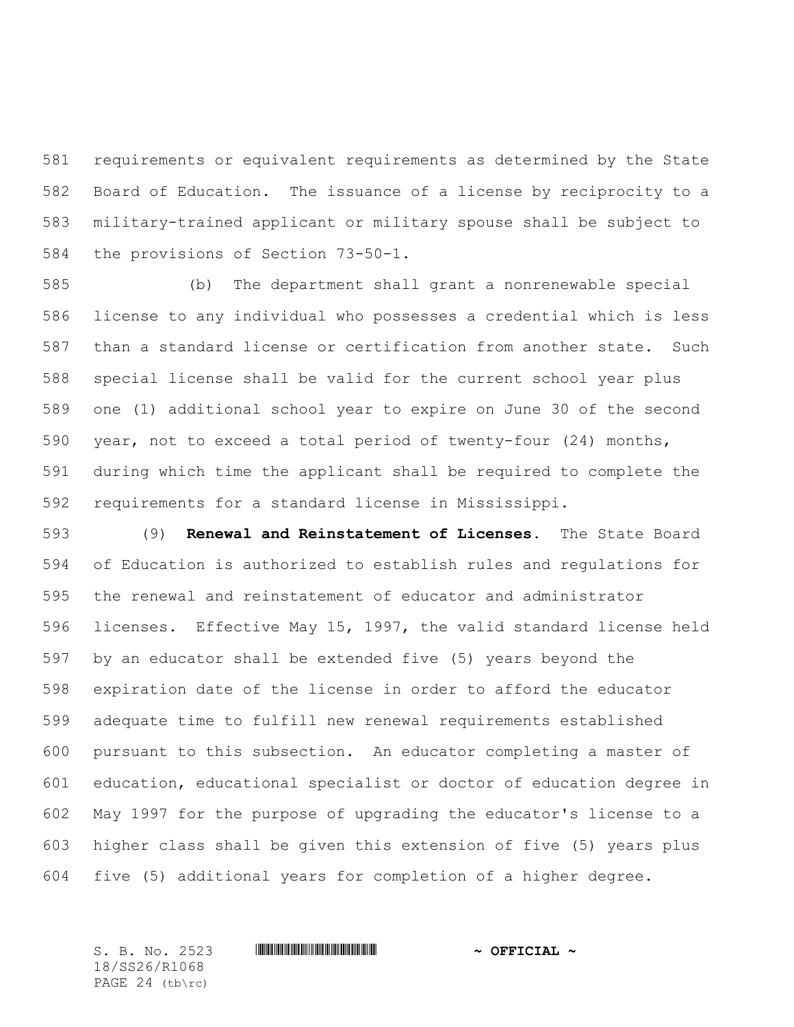requirements or equivalent requirements as determined by the State Board of Education. The issuance of a license by reciprocity to a military-trained applicant or military spouse shall be subject to the provisions of Section 73-50-1.

(b) The department shall grant a nonrenewable special license to any individual who possesses a credential which is less than a standard license or certification from another state. Such special license shall be valid for the current school year plus one (1) additional school year to expire on June 30 of the second year, not to exceed a total period of twenty-four (24) months, during which time the applicant shall be required to complete the requirements for a standard license in Mississippi.

(9) **Renewal and Reinstatement of Licenses.** The State Board of Education is authorized to establish rules and regulations for the renewal and reinstatement of educator and administrator licenses. Effective May 15, 1997, the valid standard license held by an educator shall be extended five (5) years beyond the expiration date of the license in order to afford the educator adequate time to fulfill new renewal requirements established pursuant to this subsection. An educator completing a master of education, educational specialist or doctor of education degree in May 1997 for the purpose of upgrading the educator's license to a higher class shall be given this extension of five (5) years plus five (5) additional years for completion of a higher degree.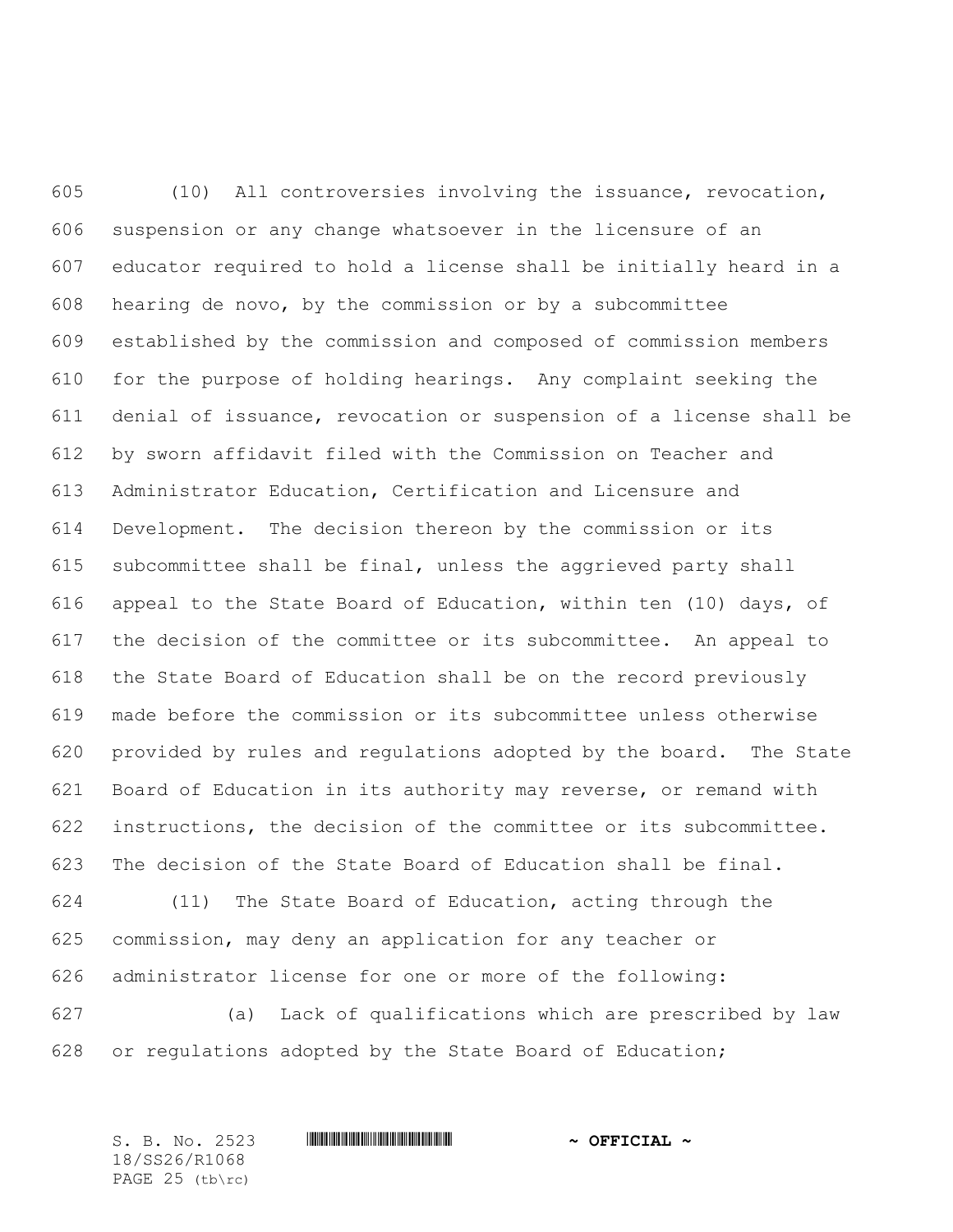(10) All controversies involving the issuance, revocation, suspension or any change whatsoever in the licensure of an educator required to hold a license shall be initially heard in a hearing de novo, by the commission or by a subcommittee established by the commission and composed of commission members for the purpose of holding hearings. Any complaint seeking the denial of issuance, revocation or suspension of a license shall be by sworn affidavit filed with the Commission on Teacher and Administrator Education, Certification and Licensure and Development. The decision thereon by the commission or its subcommittee shall be final, unless the aggrieved party shall appeal to the State Board of Education, within ten (10) days, of the decision of the committee or its subcommittee. An appeal to the State Board of Education shall be on the record previously made before the commission or its subcommittee unless otherwise provided by rules and regulations adopted by the board. The State Board of Education in its authority may reverse, or remand with instructions, the decision of the committee or its subcommittee. The decision of the State Board of Education shall be final.

(11) The State Board of Education, acting through the commission, may deny an application for any teacher or administrator license for one or more of the following:

(a) Lack of qualifications which are prescribed by law or regulations adopted by the State Board of Education;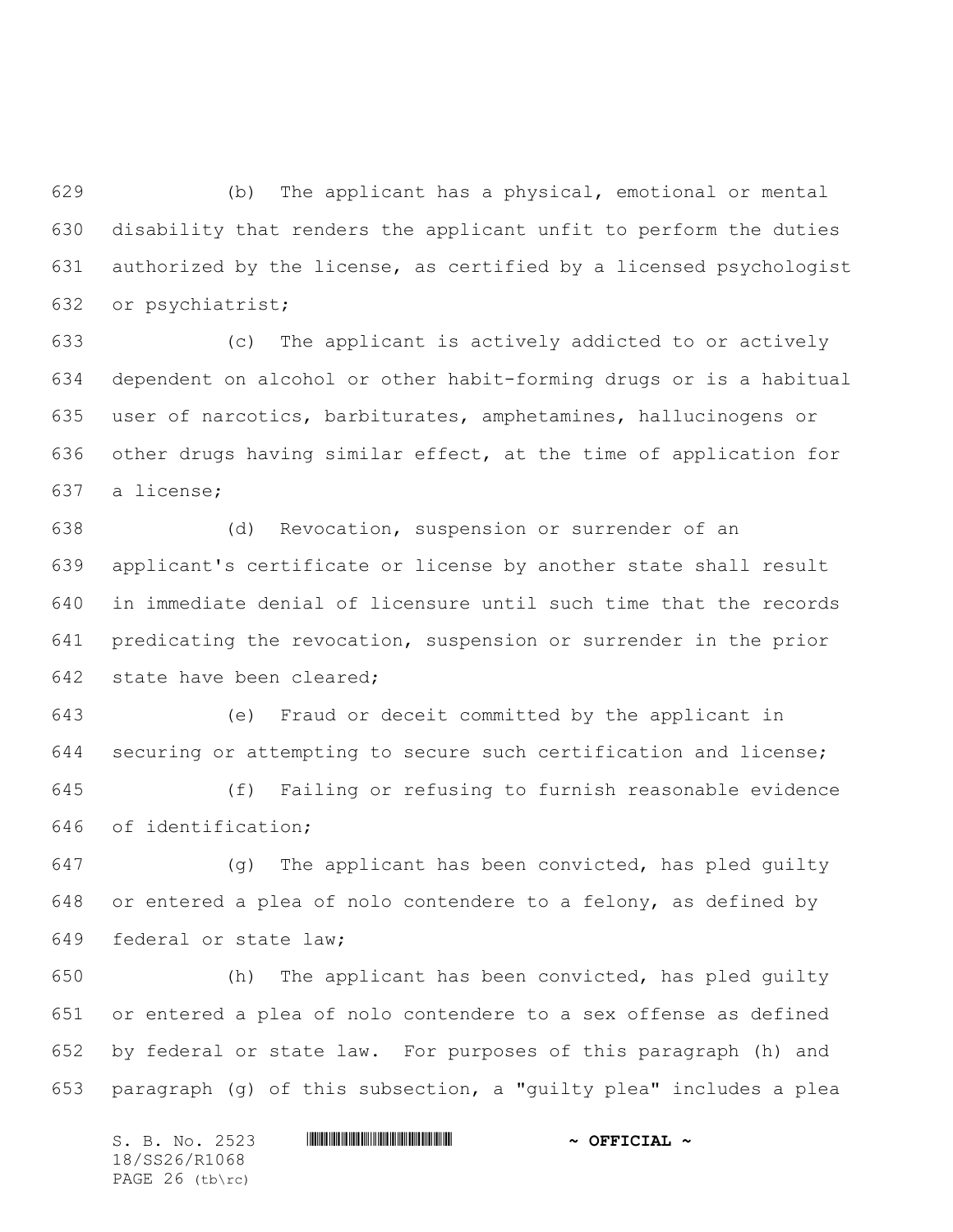(b) The applicant has a physical, emotional or mental disability that renders the applicant unfit to perform the duties authorized by the license, as certified by a licensed psychologist or psychiatrist;

(c) The applicant is actively addicted to or actively dependent on alcohol or other habit-forming drugs or is a habitual user of narcotics, barbiturates, amphetamines, hallucinogens or other drugs having similar effect, at the time of application for a license;

(d) Revocation, suspension or surrender of an applicant's certificate or license by another state shall result in immediate denial of licensure until such time that the records predicating the revocation, suspension or surrender in the prior state have been cleared;

(e) Fraud or deceit committed by the applicant in securing or attempting to secure such certification and license;

(f) Failing or refusing to furnish reasonable evidence of identification;

(g) The applicant has been convicted, has pled guilty or entered a plea of nolo contendere to a felony, as defined by federal or state law;

(h) The applicant has been convicted, has pled guilty or entered a plea of nolo contendere to a sex offense as defined by federal or state law. For purposes of this paragraph (h) and paragraph (g) of this subsection, a "guilty plea" includes a plea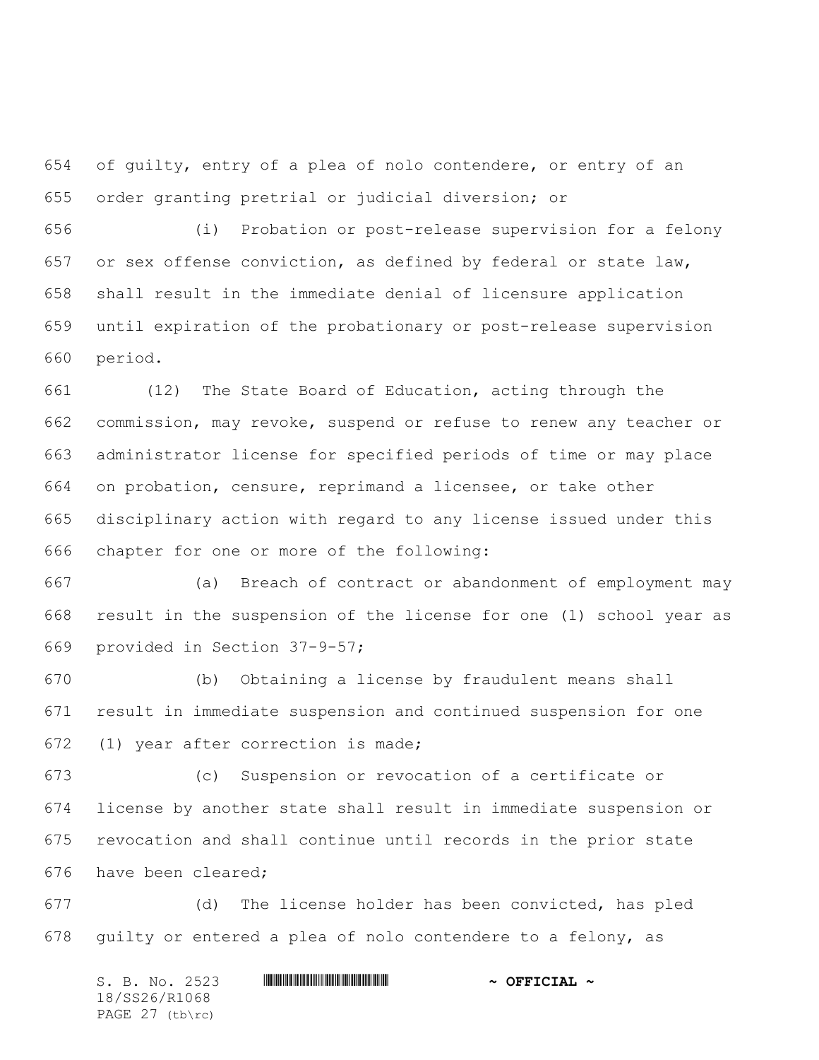of guilty, entry of a plea of nolo contendere, or entry of an order granting pretrial or judicial diversion; or

(i) Probation or post-release supervision for a felony or sex offense conviction, as defined by federal or state law, shall result in the immediate denial of licensure application until expiration of the probationary or post-release supervision period.

(12) The State Board of Education, acting through the commission, may revoke, suspend or refuse to renew any teacher or administrator license for specified periods of time or may place on probation, censure, reprimand a licensee, or take other disciplinary action with regard to any license issued under this chapter for one or more of the following:

(a) Breach of contract or abandonment of employment may result in the suspension of the license for one (1) school year as provided in Section 37-9-57;

(b) Obtaining a license by fraudulent means shall result in immediate suspension and continued suspension for one (1) year after correction is made;

(c) Suspension or revocation of a certificate or license by another state shall result in immediate suspension or revocation and shall continue until records in the prior state have been cleared;

(d) The license holder has been convicted, has pled guilty or entered a plea of nolo contendere to a felony, as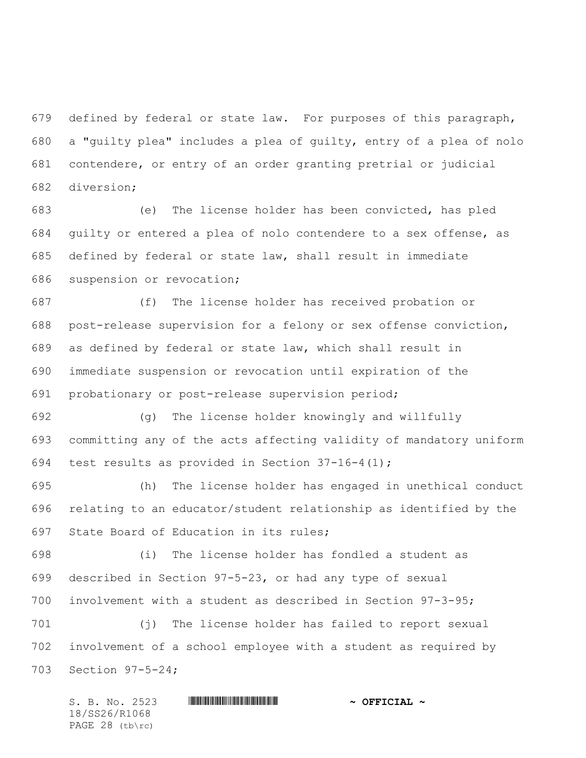defined by federal or state law. For purposes of this paragraph, a "guilty plea" includes a plea of guilty, entry of a plea of nolo contendere, or entry of an order granting pretrial or judicial diversion;

(e) The license holder has been convicted, has pled guilty or entered a plea of nolo contendere to a sex offense, as defined by federal or state law, shall result in immediate suspension or revocation;

(f) The license holder has received probation or post-release supervision for a felony or sex offense conviction, as defined by federal or state law, which shall result in immediate suspension or revocation until expiration of the probationary or post-release supervision period;

(g) The license holder knowingly and willfully committing any of the acts affecting validity of mandatory uniform test results as provided in Section 37-16-4(1);

(h) The license holder has engaged in unethical conduct relating to an educator/student relationship as identified by the State Board of Education in its rules;

(i) The license holder has fondled a student as described in Section 97-5-23, or had any type of sexual involvement with a student as described in Section 97-3-95;

(j) The license holder has failed to report sexual involvement of a school employee with a student as required by Section 97-5-24;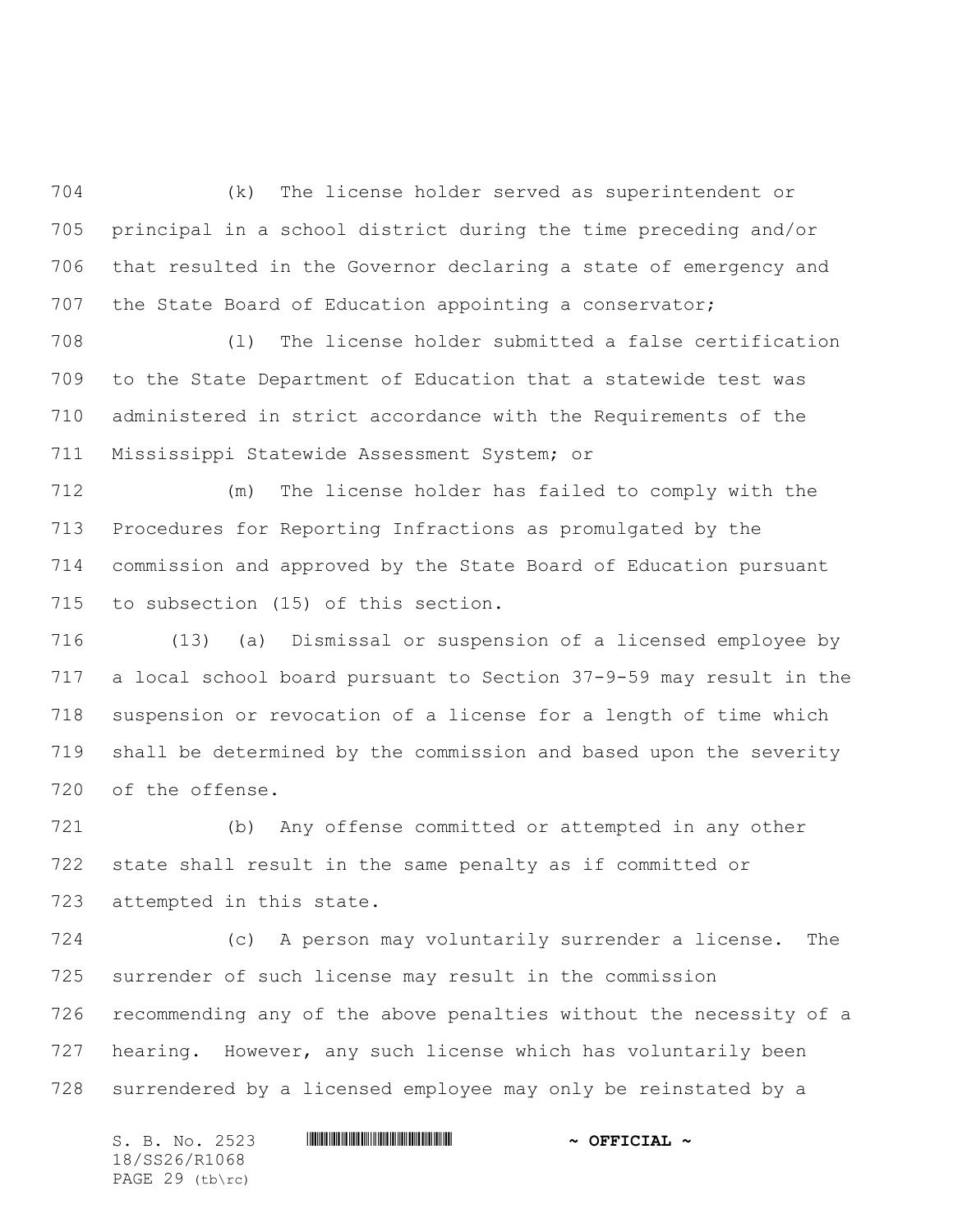(k) The license holder served as superintendent or principal in a school district during the time preceding and/or that resulted in the Governor declaring a state of emergency and the State Board of Education appointing a conservator;

(l) The license holder submitted a false certification to the State Department of Education that a statewide test was administered in strict accordance with the Requirements of the Mississippi Statewide Assessment System; or

(m) The license holder has failed to comply with the Procedures for Reporting Infractions as promulgated by the commission and approved by the State Board of Education pursuant to subsection (15) of this section.

(13) (a) Dismissal or suspension of a licensed employee by a local school board pursuant to Section 37-9-59 may result in the suspension or revocation of a license for a length of time which shall be determined by the commission and based upon the severity of the offense.

(b) Any offense committed or attempted in any other state shall result in the same penalty as if committed or attempted in this state.

(c) A person may voluntarily surrender a license. The surrender of such license may result in the commission recommending any of the above penalties without the necessity of a hearing. However, any such license which has voluntarily been surrendered by a licensed employee may only be reinstated by a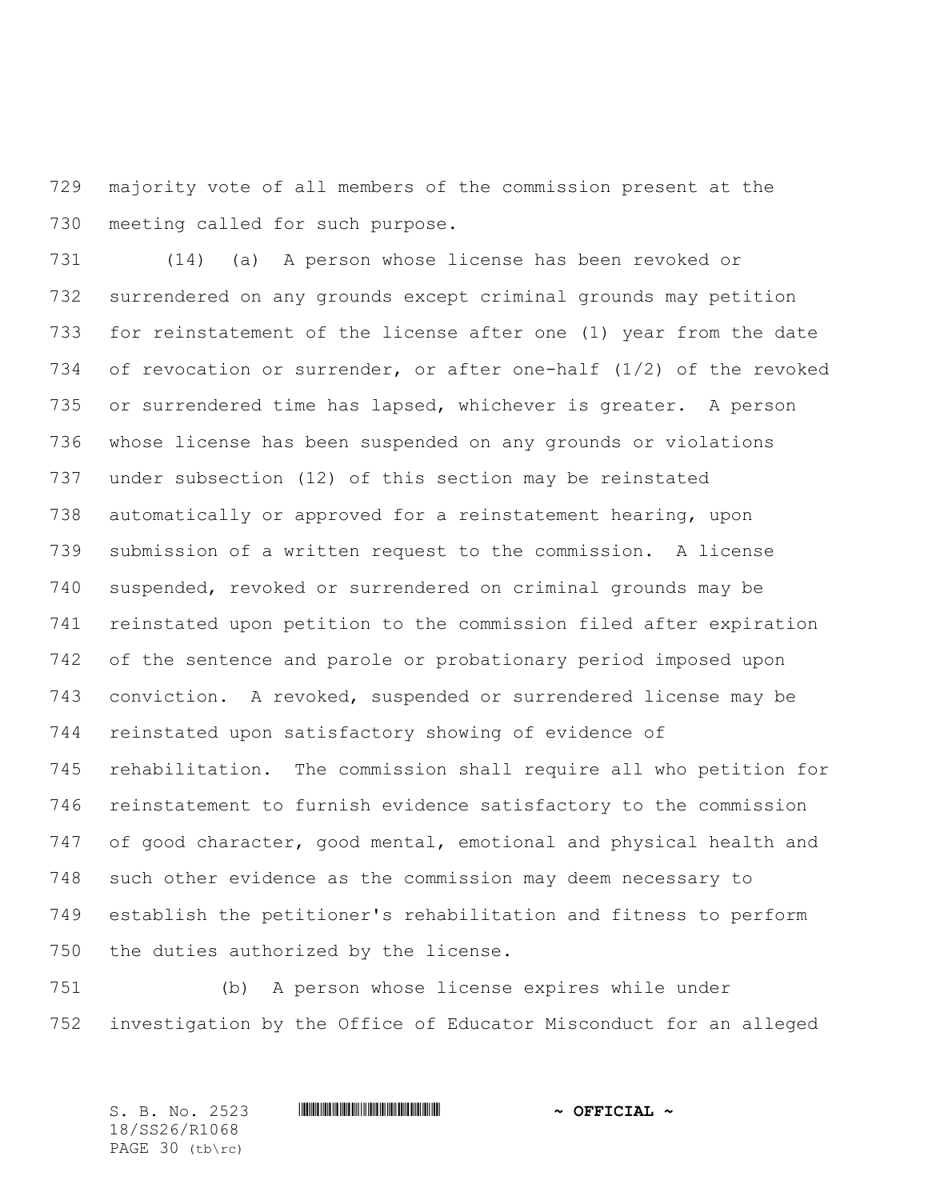majority vote of all members of the commission present at the meeting called for such purpose.

(14) (a) A person whose license has been revoked or surrendered on any grounds except criminal grounds may petition for reinstatement of the license after one (1) year from the date of revocation or surrender, or after one-half (1/2) of the revoked or surrendered time has lapsed, whichever is greater. A person whose license has been suspended on any grounds or violations under subsection (12) of this section may be reinstated automatically or approved for a reinstatement hearing, upon submission of a written request to the commission. A license suspended, revoked or surrendered on criminal grounds may be reinstated upon petition to the commission filed after expiration of the sentence and parole or probationary period imposed upon conviction. A revoked, suspended or surrendered license may be reinstated upon satisfactory showing of evidence of rehabilitation. The commission shall require all who petition for reinstatement to furnish evidence satisfactory to the commission of good character, good mental, emotional and physical health and such other evidence as the commission may deem necessary to establish the petitioner's rehabilitation and fitness to perform the duties authorized by the license.

(b) A person whose license expires while under investigation by the Office of Educator Misconduct for an alleged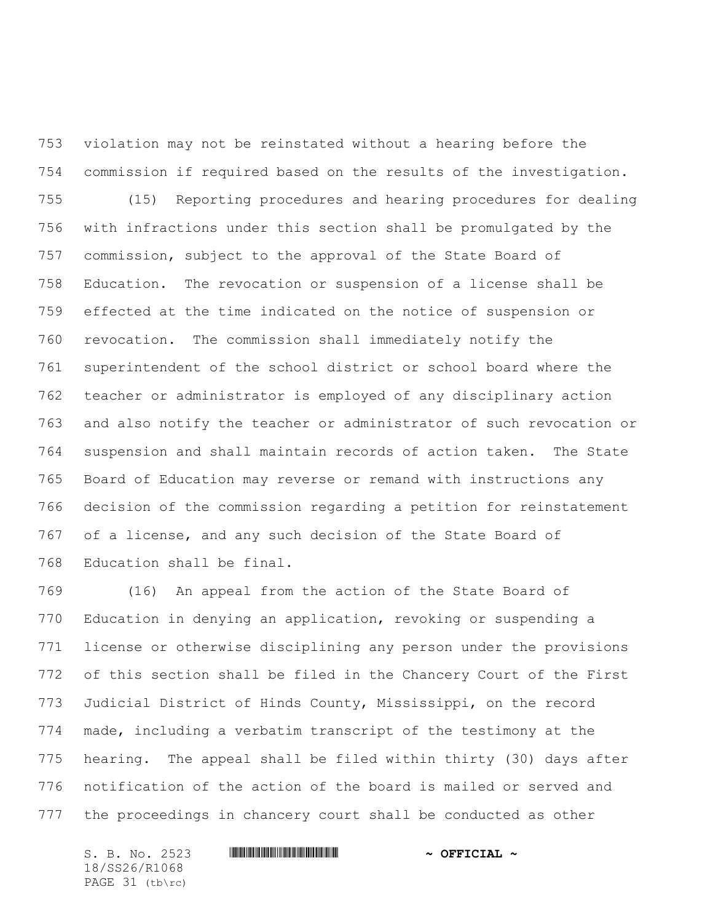violation may not be reinstated without a hearing before the commission if required based on the results of the investigation.

(15) Reporting procedures and hearing procedures for dealing with infractions under this section shall be promulgated by the commission, subject to the approval of the State Board of Education. The revocation or suspension of a license shall be effected at the time indicated on the notice of suspension or revocation. The commission shall immediately notify the superintendent of the school district or school board where the teacher or administrator is employed of any disciplinary action and also notify the teacher or administrator of such revocation or suspension and shall maintain records of action taken. The State Board of Education may reverse or remand with instructions any decision of the commission regarding a petition for reinstatement of a license, and any such decision of the State Board of Education shall be final.

(16) An appeal from the action of the State Board of Education in denying an application, revoking or suspending a license or otherwise disciplining any person under the provisions of this section shall be filed in the Chancery Court of the First Judicial District of Hinds County, Mississippi, on the record made, including a verbatim transcript of the testimony at the hearing. The appeal shall be filed within thirty (30) days after notification of the action of the board is mailed or served and the proceedings in chancery court shall be conducted as other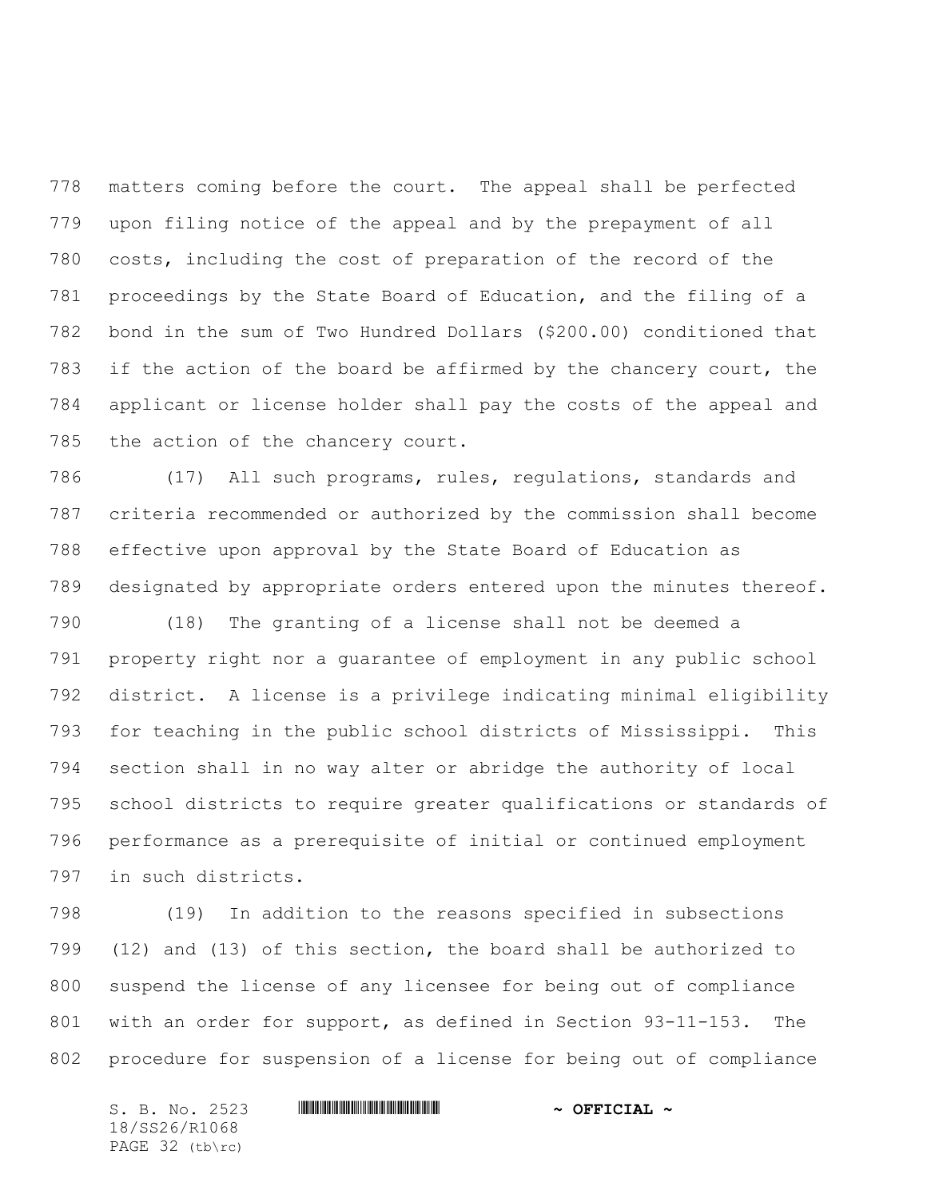matters coming before the court. The appeal shall be perfected upon filing notice of the appeal and by the prepayment of all costs, including the cost of preparation of the record of the proceedings by the State Board of Education, and the filing of a bond in the sum of Two Hundred Dollars ($200.00) conditioned that if the action of the board be affirmed by the chancery court, the applicant or license holder shall pay the costs of the appeal and the action of the chancery court.

(17) All such programs, rules, regulations, standards and criteria recommended or authorized by the commission shall become effective upon approval by the State Board of Education as designated by appropriate orders entered upon the minutes thereof.

(18) The granting of a license shall not be deemed a property right nor a guarantee of employment in any public school district. A license is a privilege indicating minimal eligibility for teaching in the public school districts of Mississippi. This section shall in no way alter or abridge the authority of local school districts to require greater qualifications or standards of performance as a prerequisite of initial or continued employment in such districts.

(19) In addition to the reasons specified in subsections (12) and (13) of this section, the board shall be authorized to suspend the license of any licensee for being out of compliance with an order for support, as defined in Section 93-11-153. The procedure for suspension of a license for being out of compliance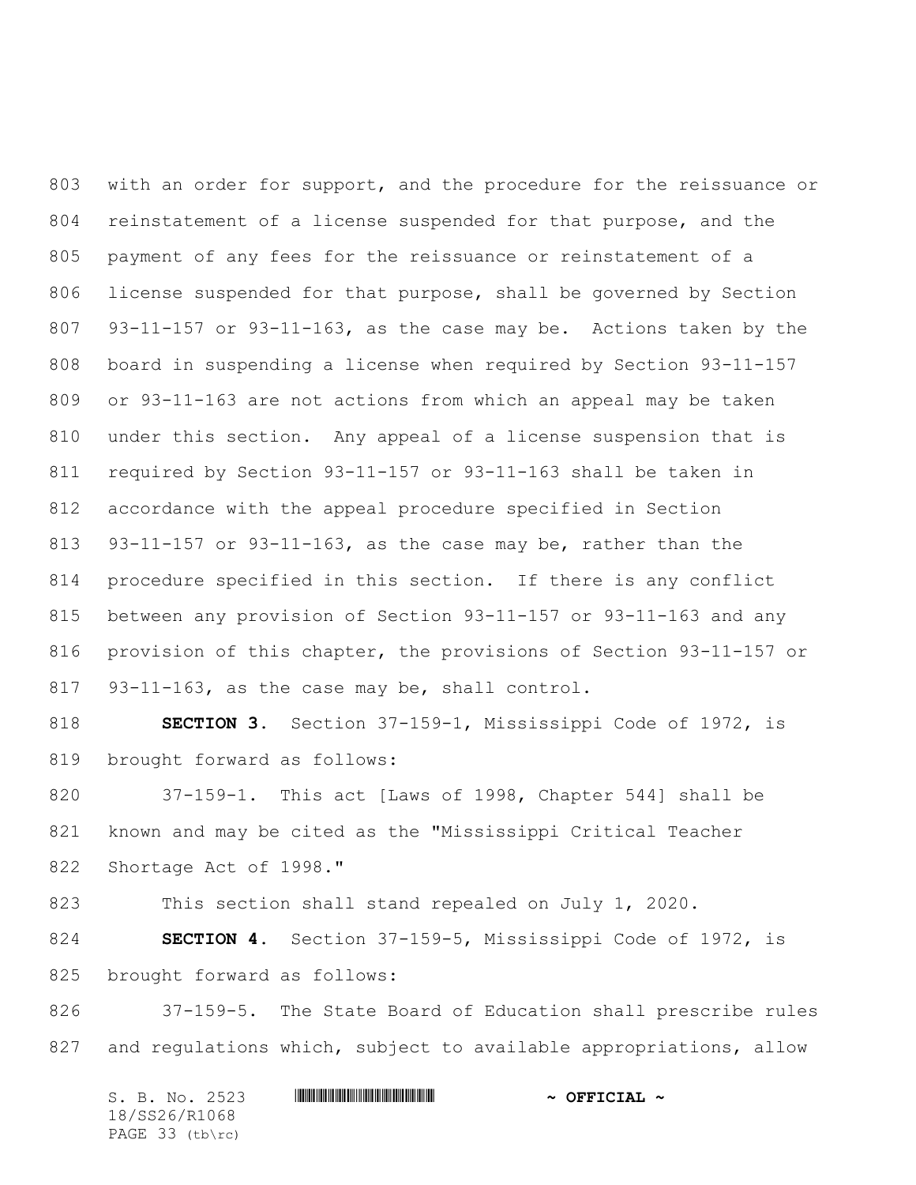with an order for support, and the procedure for the reissuance or reinstatement of a license suspended for that purpose, and the payment of any fees for the reissuance or reinstatement of a license suspended for that purpose, shall be governed by Section 93-11-157 or 93-11-163, as the case may be. Actions taken by the board in suspending a license when required by Section 93-11-157 or 93-11-163 are not actions from which an appeal may be taken under this section. Any appeal of a license suspension that is required by Section 93-11-157 or 93-11-163 shall be taken in accordance with the appeal procedure specified in Section 93-11-157 or 93-11-163, as the case may be, rather than the procedure specified in this section. If there is any conflict between any provision of Section 93-11-157 or 93-11-163 and any provision of this chapter, the provisions of Section 93-11-157 or 93-11-163, as the case may be, shall control.

**SECTION 3.** Section 37-159-1, Mississippi Code of 1972, is brought forward as follows:

37-159-1. This act [Laws of 1998, Chapter 544] shall be known and may be cited as the "Mississippi Critical Teacher Shortage Act of 1998."

This section shall stand repealed on July 1, 2020.

**SECTION 4.** Section 37-159-5, Mississippi Code of 1972, is brought forward as follows:

37-159-5. The State Board of Education shall prescribe rules and regulations which, subject to available appropriations, allow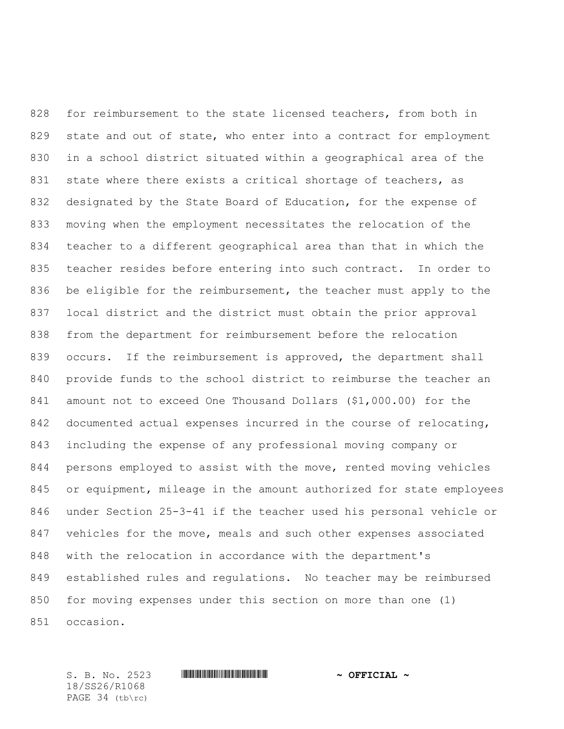for reimbursement to the state licensed teachers, from both in state and out of state, who enter into a contract for employment in a school district situated within a geographical area of the state where there exists a critical shortage of teachers, as designated by the State Board of Education, for the expense of moving when the employment necessitates the relocation of the teacher to a different geographical area than that in which the teacher resides before entering into such contract. In order to be eligible for the reimbursement, the teacher must apply to the local district and the district must obtain the prior approval from the department for reimbursement before the relocation occurs. If the reimbursement is approved, the department shall provide funds to the school district to reimburse the teacher an amount not to exceed One Thousand Dollars ($1,000.00) for the documented actual expenses incurred in the course of relocating, including the expense of any professional moving company or persons employed to assist with the move, rented moving vehicles or equipment, mileage in the amount authorized for state employees under Section 25-3-41 if the teacher used his personal vehicle or vehicles for the move, meals and such other expenses associated with the relocation in accordance with the department's established rules and regulations. No teacher may be reimbursed for moving expenses under this section on more than one (1) occasion.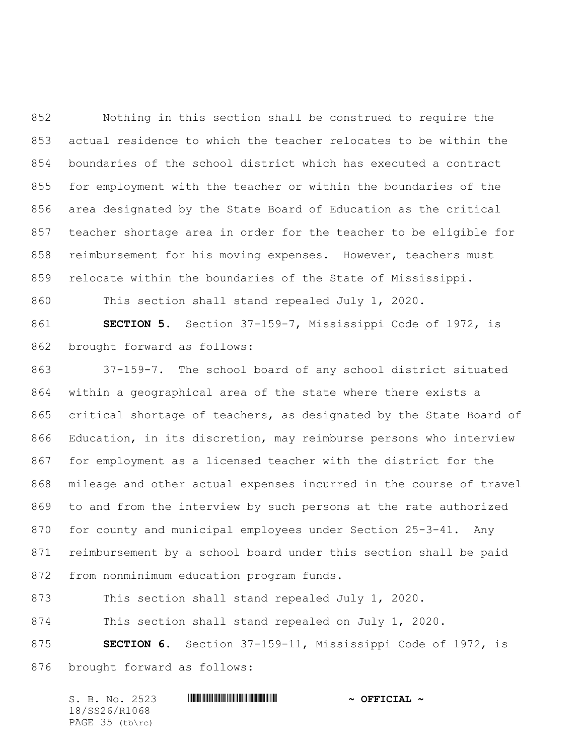Nothing in this section shall be construed to require the actual residence to which the teacher relocates to be within the boundaries of the school district which has executed a contract for employment with the teacher or within the boundaries of the area designated by the State Board of Education as the critical teacher shortage area in order for the teacher to be eligible for reimbursement for his moving expenses. However, teachers must relocate within the boundaries of the State of Mississippi.

This section shall stand repealed July 1, 2020.

**SECTION 5.** Section 37-159-7, Mississippi Code of 1972, is brought forward as follows:

37-159-7. The school board of any school district situated within a geographical area of the state where there exists a critical shortage of teachers, as designated by the State Board of Education, in its discretion, may reimburse persons who interview for employment as a licensed teacher with the district for the mileage and other actual expenses incurred in the course of travel to and from the interview by such persons at the rate authorized for county and municipal employees under Section 25-3-41. Any reimbursement by a school board under this section shall be paid from nonminimum education program funds.

This section shall stand repealed July 1, 2020.

This section shall stand repealed on July 1, 2020.

**SECTION 6.** Section 37-159-11, Mississippi Code of 1972, is brought forward as follows: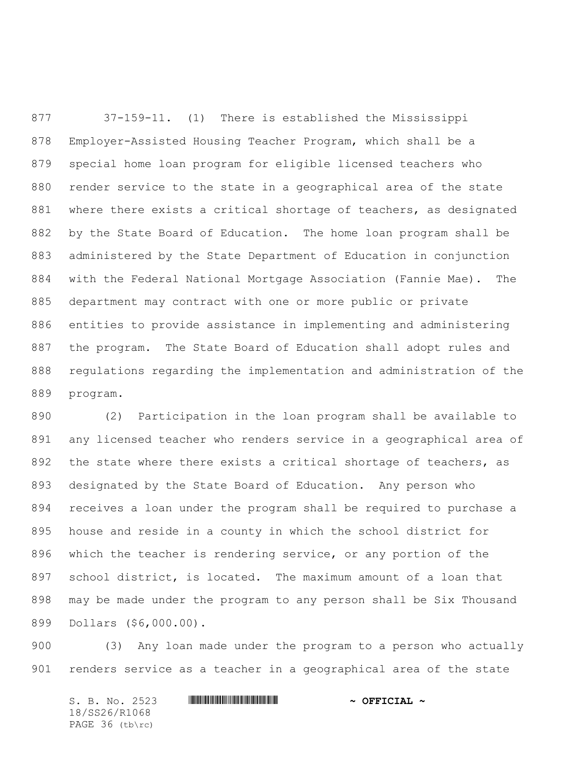37-159-11. (1) There is established the Mississippi Employer-Assisted Housing Teacher Program, which shall be a special home loan program for eligible licensed teachers who render service to the state in a geographical area of the state where there exists a critical shortage of teachers, as designated by the State Board of Education. The home loan program shall be administered by the State Department of Education in conjunction with the Federal National Mortgage Association (Fannie Mae). The department may contract with one or more public or private entities to provide assistance in implementing and administering the program. The State Board of Education shall adopt rules and regulations regarding the implementation and administration of the program.

(2) Participation in the loan program shall be available to any licensed teacher who renders service in a geographical area of the state where there exists a critical shortage of teachers, as designated by the State Board of Education. Any person who receives a loan under the program shall be required to purchase a house and reside in a county in which the school district for which the teacher is rendering service, or any portion of the school district, is located. The maximum amount of a loan that may be made under the program to any person shall be Six Thousand Dollars ($6,000.00).

(3) Any loan made under the program to a person who actually renders service as a teacher in a geographical area of the state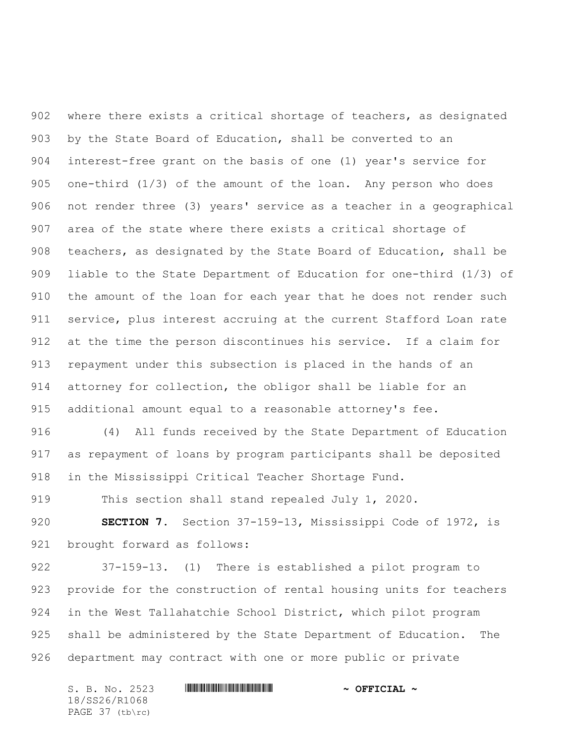where there exists a critical shortage of teachers, as designated by the State Board of Education, shall be converted to an interest-free grant on the basis of one (1) year's service for one-third (1/3) of the amount of the loan. Any person who does not render three (3) years' service as a teacher in a geographical area of the state where there exists a critical shortage of teachers, as designated by the State Board of Education, shall be liable to the State Department of Education for one-third (1/3) of the amount of the loan for each year that he does not render such service, plus interest accruing at the current Stafford Loan rate at the time the person discontinues his service. If a claim for repayment under this subsection is placed in the hands of an attorney for collection, the obligor shall be liable for an additional amount equal to a reasonable attorney's fee.

(4) All funds received by the State Department of Education as repayment of loans by program participants shall be deposited in the Mississippi Critical Teacher Shortage Fund.

This section shall stand repealed July 1, 2020.

**SECTION 7.** Section 37-159-13, Mississippi Code of 1972, is brought forward as follows:

37-159-13. (1) There is established a pilot program to provide for the construction of rental housing units for teachers in the West Tallahatchie School District, which pilot program shall be administered by the State Department of Education. The department may contract with one or more public or private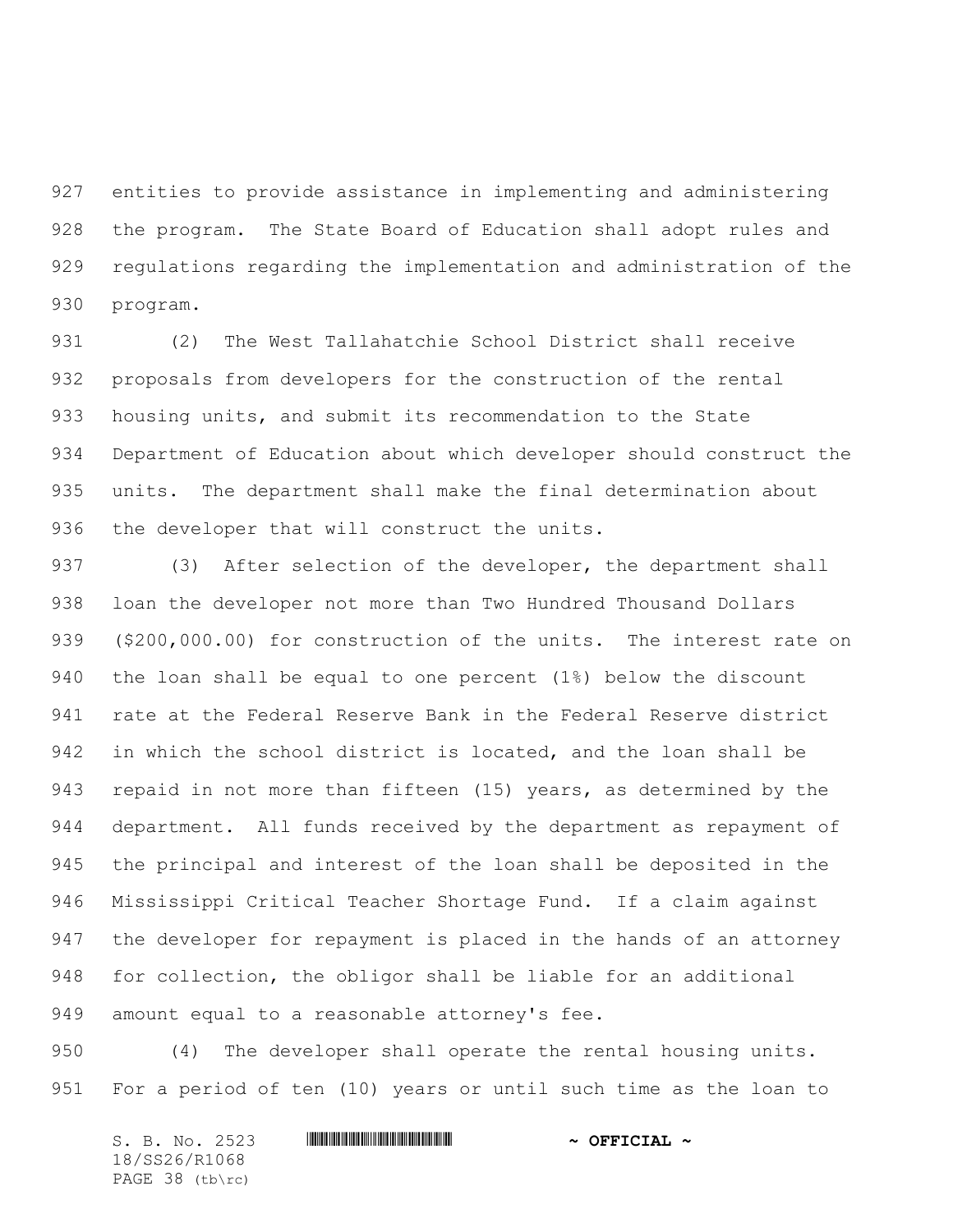entities to provide assistance in implementing and administering the program. The State Board of Education shall adopt rules and regulations regarding the implementation and administration of the program.

(2) The West Tallahatchie School District shall receive proposals from developers for the construction of the rental housing units, and submit its recommendation to the State Department of Education about which developer should construct the units. The department shall make the final determination about the developer that will construct the units.

(3) After selection of the developer, the department shall loan the developer not more than Two Hundred Thousand Dollars ($200,000.00) for construction of the units. The interest rate on the loan shall be equal to one percent (1%) below the discount rate at the Federal Reserve Bank in the Federal Reserve district in which the school district is located, and the loan shall be repaid in not more than fifteen (15) years, as determined by the department. All funds received by the department as repayment of the principal and interest of the loan shall be deposited in the Mississippi Critical Teacher Shortage Fund. If a claim against the developer for repayment is placed in the hands of an attorney for collection, the obligor shall be liable for an additional amount equal to a reasonable attorney's fee.

(4) The developer shall operate the rental housing units. For a period of ten (10) years or until such time as the loan to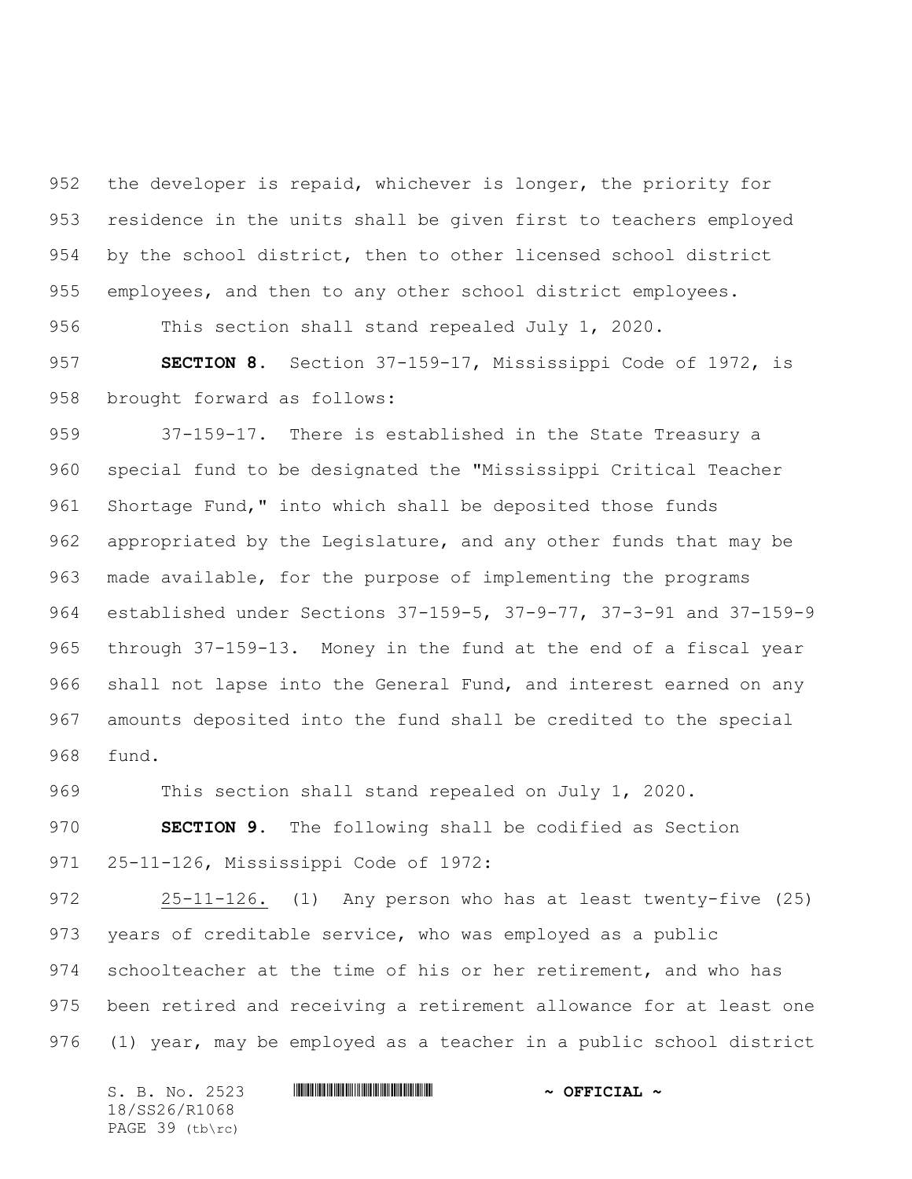the developer is repaid, whichever is longer, the priority for residence in the units shall be given first to teachers employed by the school district, then to other licensed school district employees, and then to any other school district employees.

This section shall stand repealed July 1, 2020.

**SECTION 8.** Section 37-159-17, Mississippi Code of 1972, is brought forward as follows:

37-159-17. There is established in the State Treasury a special fund to be designated the "Mississippi Critical Teacher Shortage Fund," into which shall be deposited those funds appropriated by the Legislature, and any other funds that may be made available, for the purpose of implementing the programs established under Sections 37-159-5, 37-9-77, 37-3-91 and 37-159-9 through 37-159-13. Money in the fund at the end of a fiscal year shall not lapse into the General Fund, and interest earned on any amounts deposited into the fund shall be credited to the special fund.

This section shall stand repealed on July 1, 2020.

**SECTION 9.** The following shall be codified as Section 25-11-126, Mississippi Code of 1972:

25-11-126. (1) Any person who has at least twenty-five (25) years of creditable service, who was employed as a public schoolteacher at the time of his or her retirement, and who has been retired and receiving a retirement allowance for at least one (1) year, may be employed as a teacher in a public school district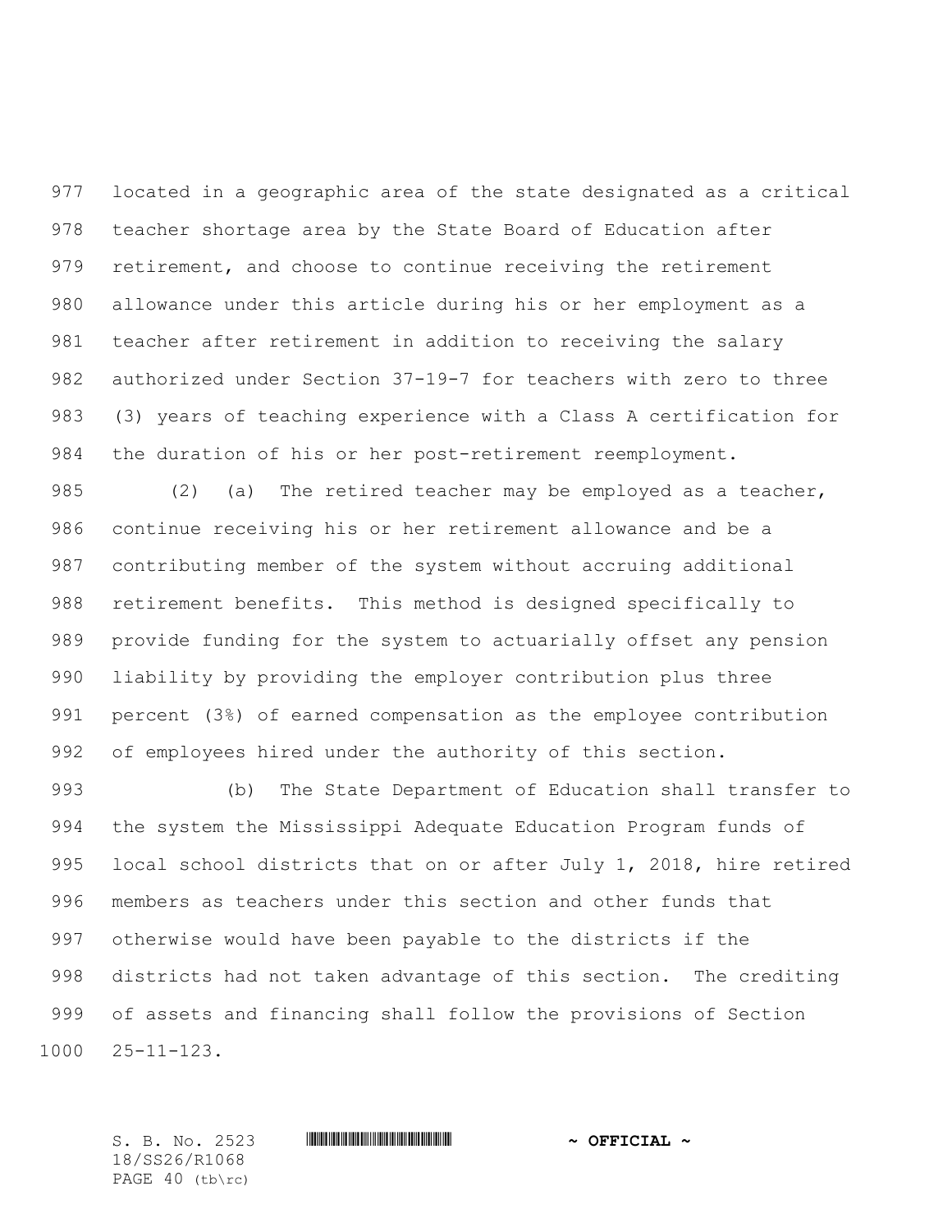located in a geographic area of the state designated as a critical teacher shortage area by the State Board of Education after retirement, and choose to continue receiving the retirement allowance under this article during his or her employment as a teacher after retirement in addition to receiving the salary authorized under Section 37-19-7 for teachers with zero to three (3) years of teaching experience with a Class A certification for the duration of his or her post-retirement reemployment.

(2) (a) The retired teacher may be employed as a teacher, continue receiving his or her retirement allowance and be a contributing member of the system without accruing additional retirement benefits. This method is designed specifically to provide funding for the system to actuarially offset any pension liability by providing the employer contribution plus three percent (3%) of earned compensation as the employee contribution of employees hired under the authority of this section.

(b) The State Department of Education shall transfer to the system the Mississippi Adequate Education Program funds of local school districts that on or after July 1, 2018, hire retired members as teachers under this section and other funds that otherwise would have been payable to the districts if the districts had not taken advantage of this section. The crediting of assets and financing shall follow the provisions of Section 25-11-123.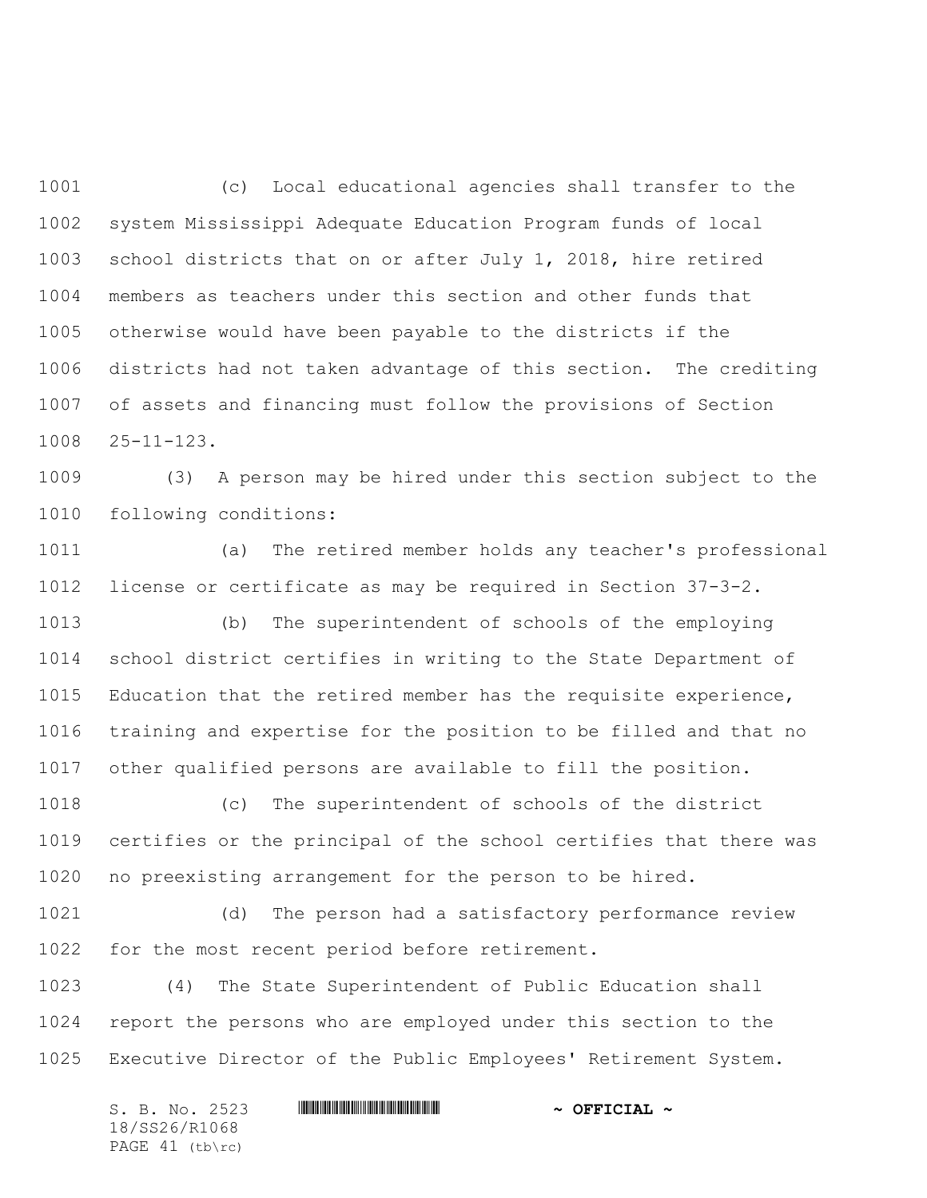(c) Local educational agencies shall transfer to the system Mississippi Adequate Education Program funds of local school districts that on or after July 1, 2018, hire retired members as teachers under this section and other funds that otherwise would have been payable to the districts if the districts had not taken advantage of this section. The crediting of assets and financing must follow the provisions of Section 25-11-123.

(3) A person may be hired under this section subject to the following conditions:

(a) The retired member holds any teacher's professional license or certificate as may be required in Section 37-3-2.

(b) The superintendent of schools of the employing school district certifies in writing to the State Department of Education that the retired member has the requisite experience, training and expertise for the position to be filled and that no other qualified persons are available to fill the position.

(c) The superintendent of schools of the district certifies or the principal of the school certifies that there was no preexisting arrangement for the person to be hired.

(d) The person had a satisfactory performance review for the most recent period before retirement.

(4) The State Superintendent of Public Education shall report the persons who are employed under this section to the Executive Director of the Public Employees' Retirement System.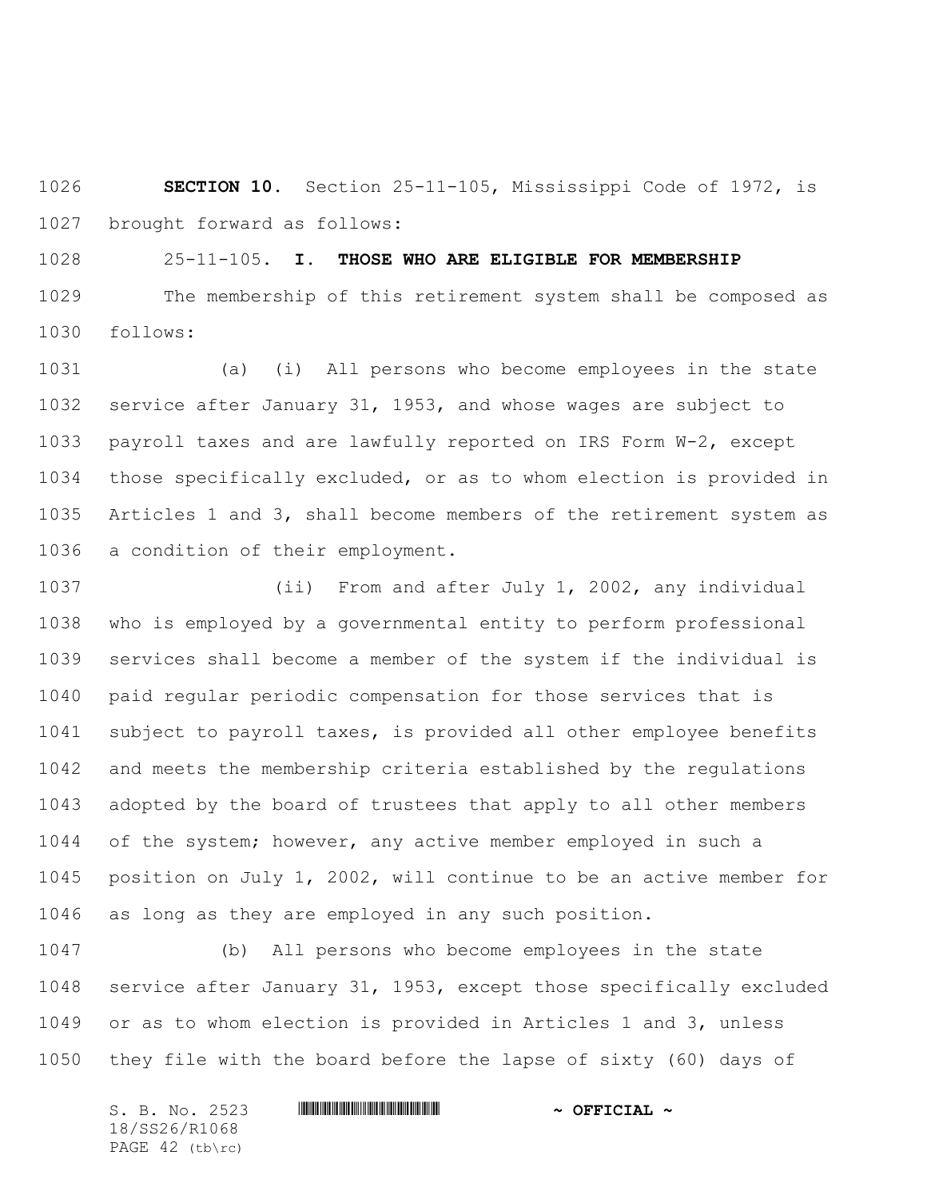**SECTION 10.** Section 25-11-105, Mississippi Code of 1972, is brought forward as follows:

25-11-105. **I. THOSE WHO ARE ELIGIBLE FOR MEMBERSHIP**

The membership of this retirement system shall be composed as follows:

(a) (i) All persons who become employees in the state service after January 31, 1953, and whose wages are subject to payroll taxes and are lawfully reported on IRS Form W-2, except those specifically excluded, or as to whom election is provided in Articles 1 and 3, shall become members of the retirement system as a condition of their employment.

(ii) From and after July 1, 2002, any individual who is employed by a governmental entity to perform professional services shall become a member of the system if the individual is paid regular periodic compensation for those services that is subject to payroll taxes, is provided all other employee benefits and meets the membership criteria established by the regulations adopted by the board of trustees that apply to all other members of the system; however, any active member employed in such a position on July 1, 2002, will continue to be an active member for as long as they are employed in any such position.

(b) All persons who become employees in the state service after January 31, 1953, except those specifically excluded or as to whom election is provided in Articles 1 and 3, unless they file with the board before the lapse of sixty (60) days of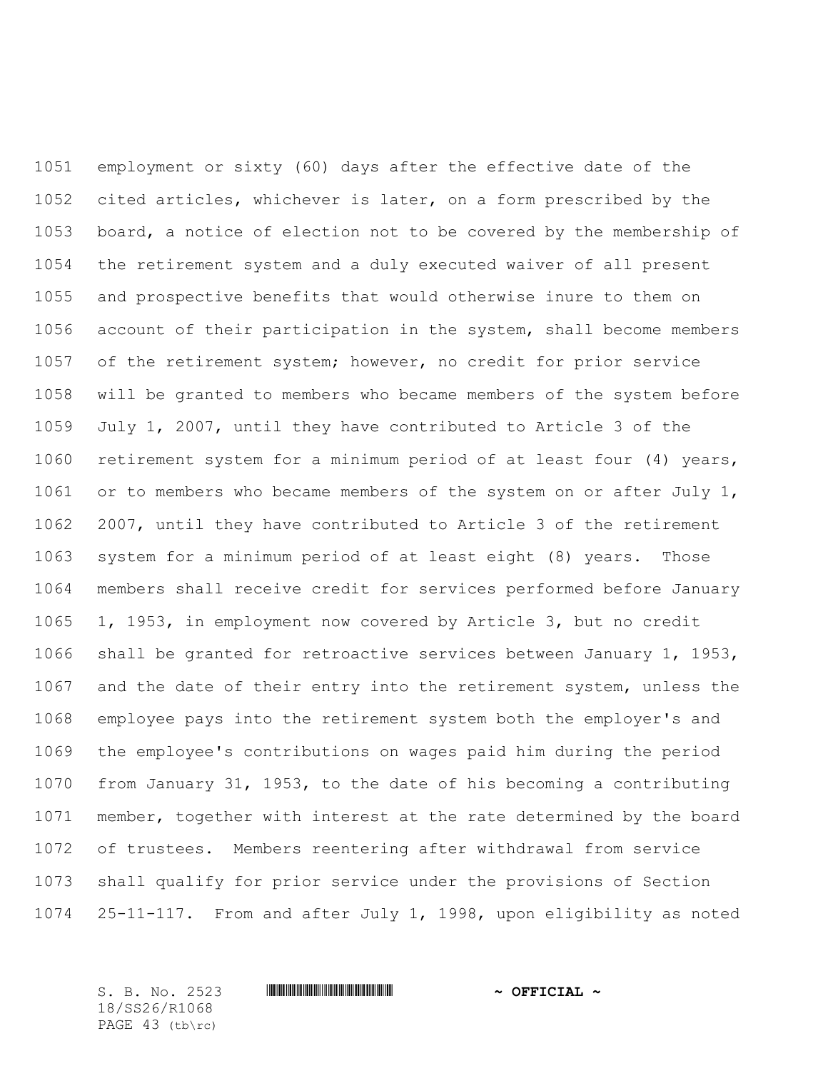employment or sixty (60) days after the effective date of the cited articles, whichever is later, on a form prescribed by the board, a notice of election not to be covered by the membership of the retirement system and a duly executed waiver of all present and prospective benefits that would otherwise inure to them on account of their participation in the system, shall become members of the retirement system; however, no credit for prior service will be granted to members who became members of the system before July 1, 2007, until they have contributed to Article 3 of the retirement system for a minimum period of at least four (4) years, or to members who became members of the system on or after July 1, 2007, until they have contributed to Article 3 of the retirement system for a minimum period of at least eight (8) years. Those members shall receive credit for services performed before January 1, 1953, in employment now covered by Article 3, but no credit shall be granted for retroactive services between January 1, 1953, and the date of their entry into the retirement system, unless the employee pays into the retirement system both the employer's and the employee's contributions on wages paid him during the period from January 31, 1953, to the date of his becoming a contributing member, together with interest at the rate determined by the board of trustees. Members reentering after withdrawal from service shall qualify for prior service under the provisions of Section 25-11-117. From and after July 1, 1998, upon eligibility as noted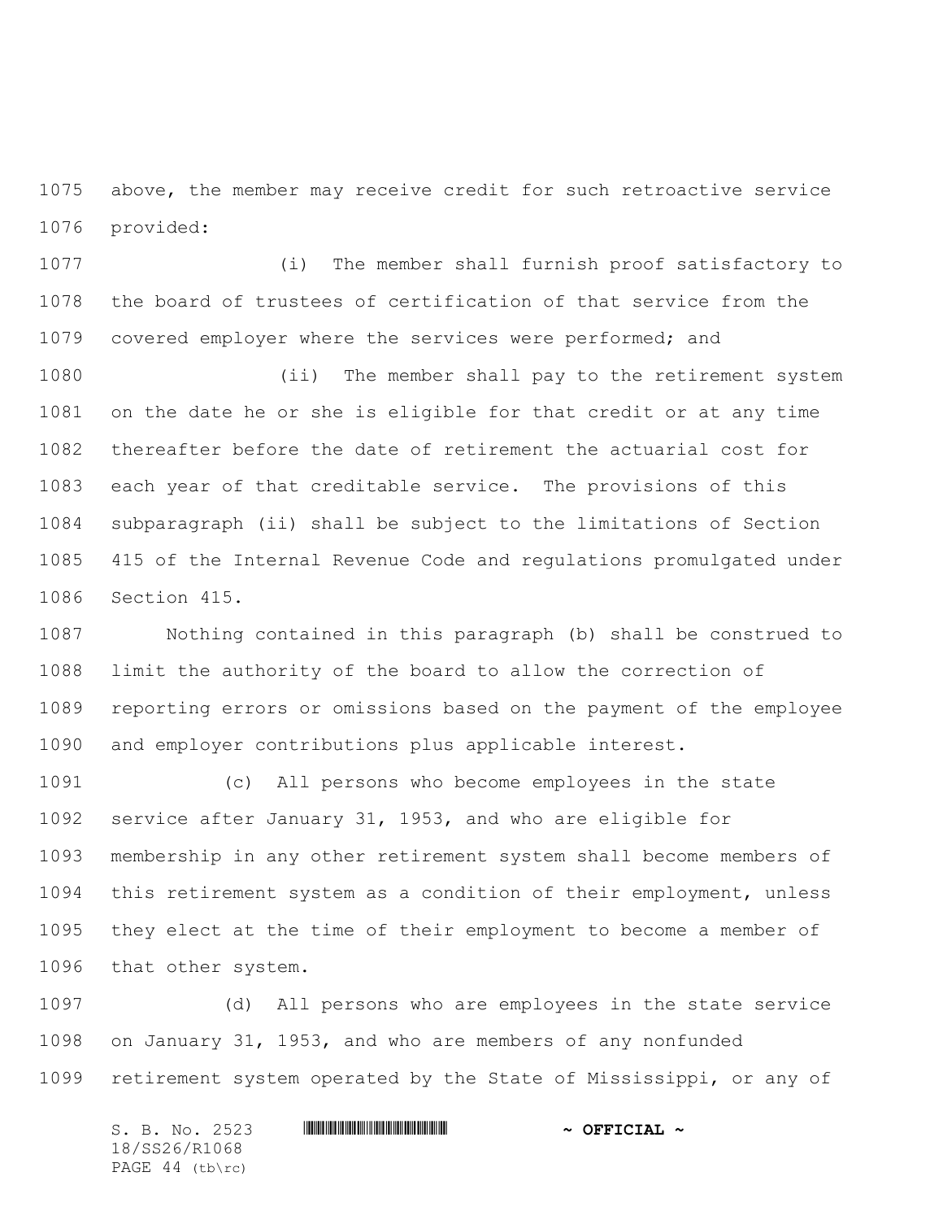above, the member may receive credit for such retroactive service provided:

(i) The member shall furnish proof satisfactory to the board of trustees of certification of that service from the covered employer where the services were performed; and

(ii) The member shall pay to the retirement system on the date he or she is eligible for that credit or at any time thereafter before the date of retirement the actuarial cost for each year of that creditable service. The provisions of this subparagraph (ii) shall be subject to the limitations of Section 415 of the Internal Revenue Code and regulations promulgated under Section 415.

Nothing contained in this paragraph (b) shall be construed to limit the authority of the board to allow the correction of reporting errors or omissions based on the payment of the employee and employer contributions plus applicable interest.

(c) All persons who become employees in the state service after January 31, 1953, and who are eligible for membership in any other retirement system shall become members of this retirement system as a condition of their employment, unless they elect at the time of their employment to become a member of that other system.

(d) All persons who are employees in the state service on January 31, 1953, and who are members of any nonfunded retirement system operated by the State of Mississippi, or any of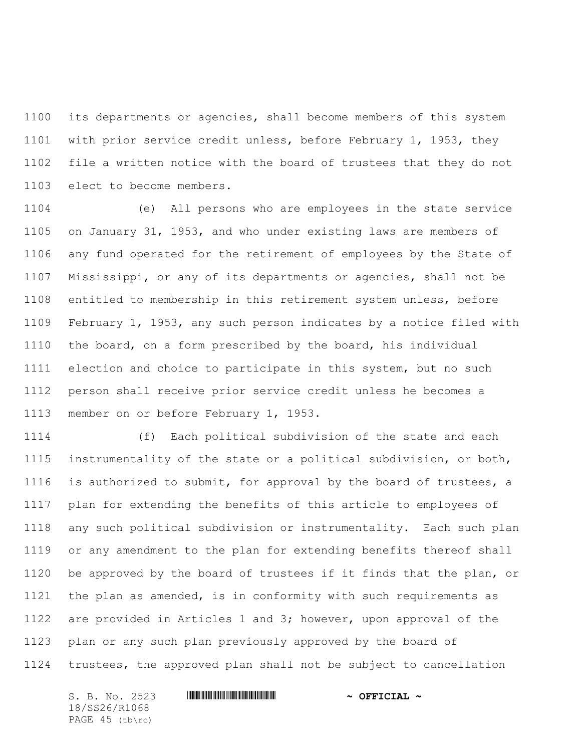its departments or agencies, shall become members of this system with prior service credit unless, before February 1, 1953, they file a written notice with the board of trustees that they do not elect to become members.

(e) All persons who are employees in the state service on January 31, 1953, and who under existing laws are members of any fund operated for the retirement of employees by the State of Mississippi, or any of its departments or agencies, shall not be entitled to membership in this retirement system unless, before February 1, 1953, any such person indicates by a notice filed with the board, on a form prescribed by the board, his individual election and choice to participate in this system, but no such person shall receive prior service credit unless he becomes a member on or before February 1, 1953.

(f) Each political subdivision of the state and each instrumentality of the state or a political subdivision, or both, is authorized to submit, for approval by the board of trustees, a plan for extending the benefits of this article to employees of any such political subdivision or instrumentality. Each such plan or any amendment to the plan for extending benefits thereof shall be approved by the board of trustees if it finds that the plan, or the plan as amended, is in conformity with such requirements as are provided in Articles 1 and 3; however, upon approval of the plan or any such plan previously approved by the board of trustees, the approved plan shall not be subject to cancellation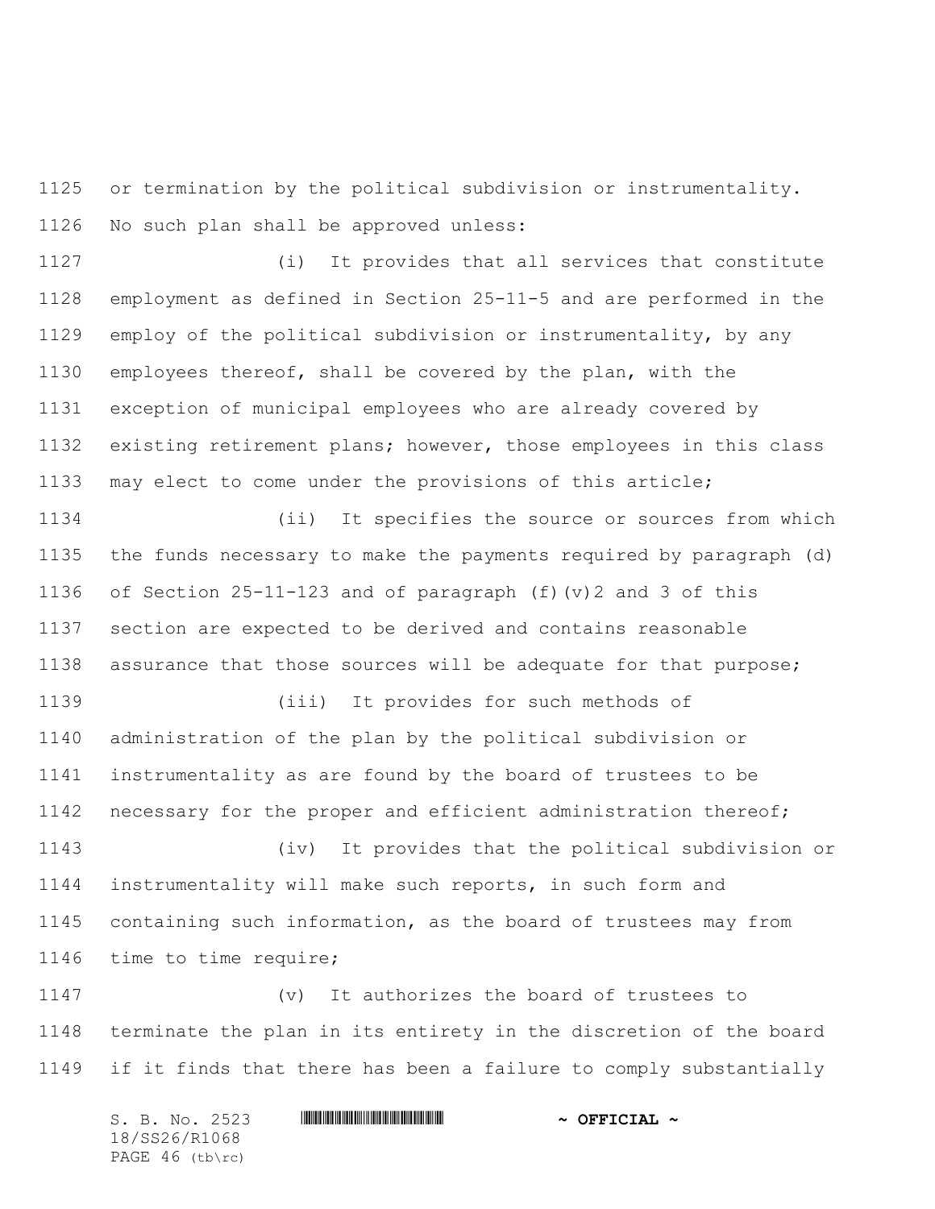or termination by the political subdivision or instrumentality. No such plan shall be approved unless:

(i) It provides that all services that constitute employment as defined in Section 25-11-5 and are performed in the employ of the political subdivision or instrumentality, by any employees thereof, shall be covered by the plan, with the exception of municipal employees who are already covered by existing retirement plans; however, those employees in this class may elect to come under the provisions of this article;

(ii) It specifies the source or sources from which the funds necessary to make the payments required by paragraph (d) of Section 25-11-123 and of paragraph (f)(v)2 and 3 of this section are expected to be derived and contains reasonable assurance that those sources will be adequate for that purpose;

(iii) It provides for such methods of administration of the plan by the political subdivision or instrumentality as are found by the board of trustees to be necessary for the proper and efficient administration thereof;

(iv) It provides that the political subdivision or instrumentality will make such reports, in such form and containing such information, as the board of trustees may from time to time require;

(v) It authorizes the board of trustees to terminate the plan in its entirety in the discretion of the board if it finds that there has been a failure to comply substantially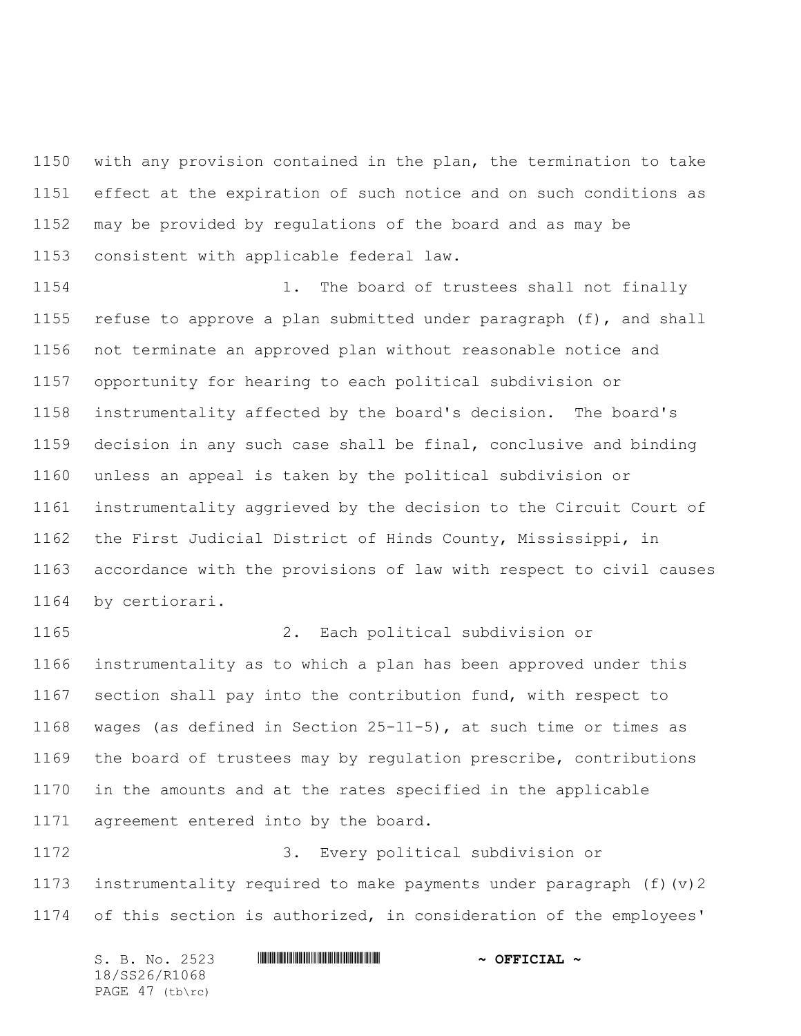with any provision contained in the plan, the termination to take effect at the expiration of such notice and on such conditions as may be provided by regulations of the board and as may be consistent with applicable federal law.

1. The board of trustees shall not finally refuse to approve a plan submitted under paragraph (f), and shall not terminate an approved plan without reasonable notice and opportunity for hearing to each political subdivision or instrumentality affected by the board's decision. The board's decision in any such case shall be final, conclusive and binding unless an appeal is taken by the political subdivision or instrumentality aggrieved by the decision to the Circuit Court of the First Judicial District of Hinds County, Mississippi, in accordance with the provisions of law with respect to civil causes by certiorari.

2. Each political subdivision or instrumentality as to which a plan has been approved under this section shall pay into the contribution fund, with respect to wages (as defined in Section 25-11-5), at such time or times as the board of trustees may by regulation prescribe, contributions in the amounts and at the rates specified in the applicable agreement entered into by the board.

3. Every political subdivision or instrumentality required to make payments under paragraph (f)(v)2 of this section is authorized, in consideration of the employees'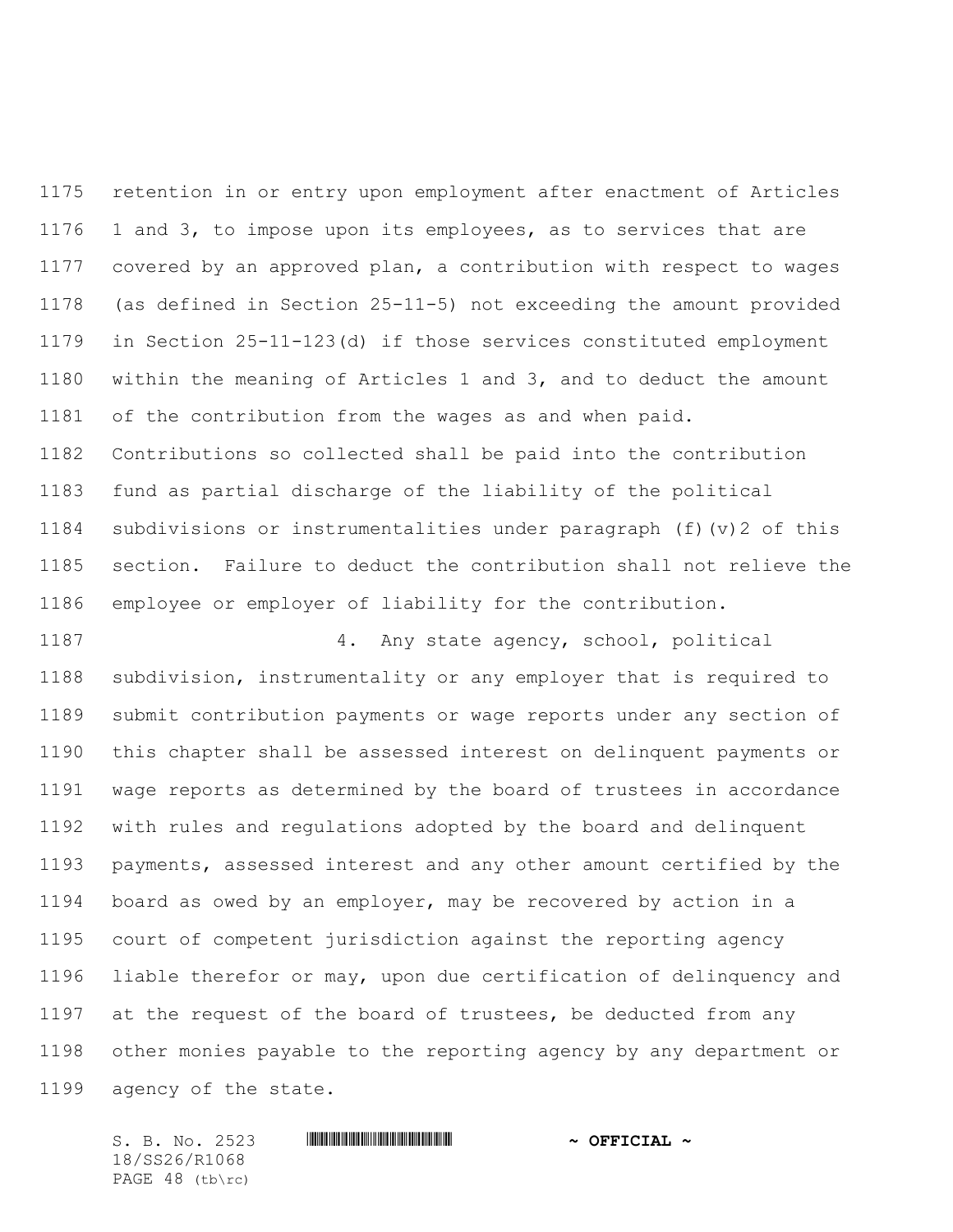retention in or entry upon employment after enactment of Articles 1 and 3, to impose upon its employees, as to services that are covered by an approved plan, a contribution with respect to wages (as defined in Section 25-11-5) not exceeding the amount provided in Section 25-11-123(d) if those services constituted employment within the meaning of Articles 1 and 3, and to deduct the amount of the contribution from the wages as and when paid. Contributions so collected shall be paid into the contribution fund as partial discharge of the liability of the political subdivisions or instrumentalities under paragraph (f)(v)2 of this section. Failure to deduct the contribution shall not relieve the employee or employer of liability for the contribution.

4. Any state agency, school, political subdivision, instrumentality or any employer that is required to submit contribution payments or wage reports under any section of this chapter shall be assessed interest on delinquent payments or wage reports as determined by the board of trustees in accordance with rules and regulations adopted by the board and delinquent payments, assessed interest and any other amount certified by the board as owed by an employer, may be recovered by action in a court of competent jurisdiction against the reporting agency liable therefor or may, upon due certification of delinquency and at the request of the board of trustees, be deducted from any other monies payable to the reporting agency by any department or agency of the state.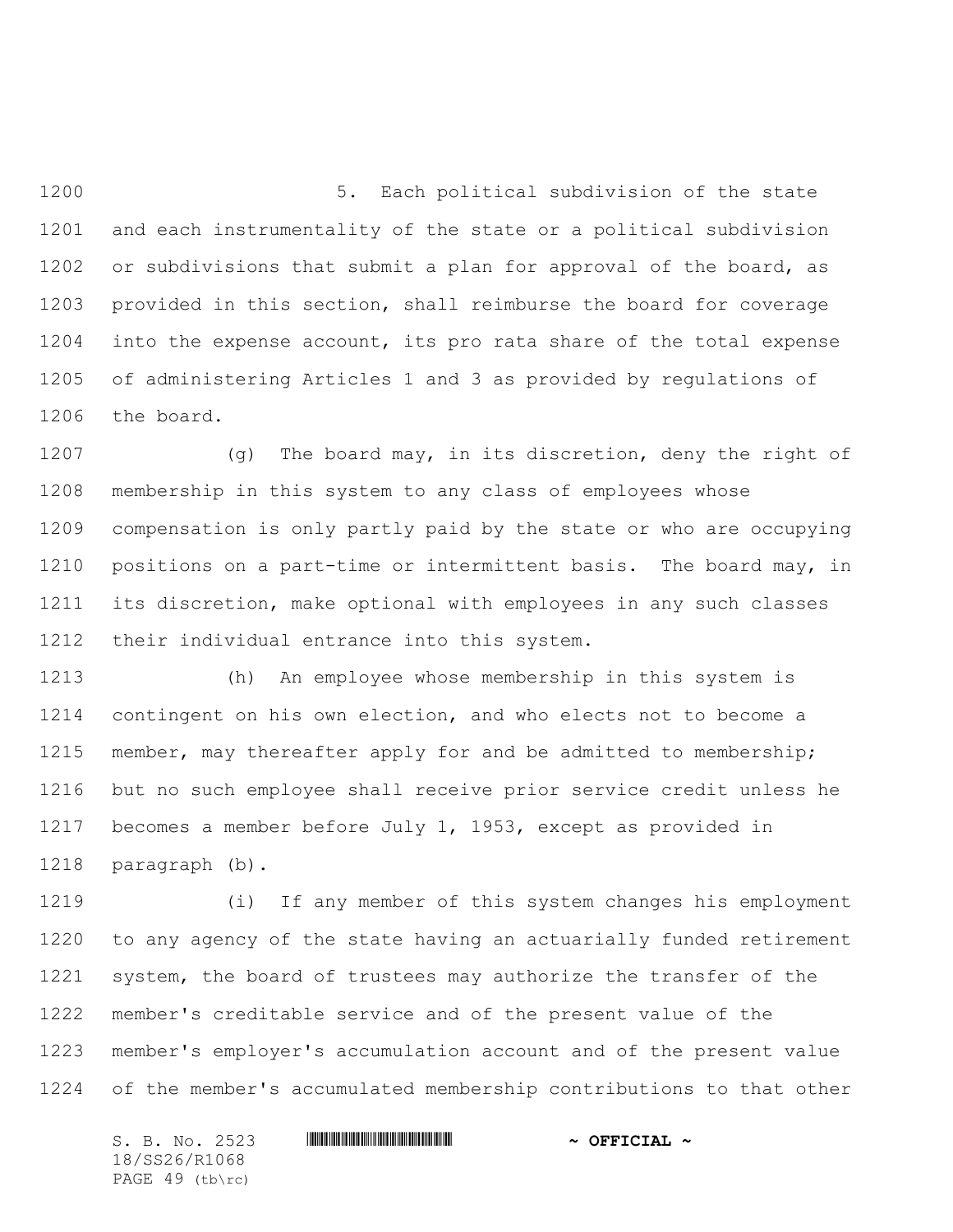5. Each political subdivision of the state and each instrumentality of the state or a political subdivision or subdivisions that submit a plan for approval of the board, as provided in this section, shall reimburse the board for coverage into the expense account, its pro rata share of the total expense of administering Articles 1 and 3 as provided by regulations of the board.

(g) The board may, in its discretion, deny the right of membership in this system to any class of employees whose compensation is only partly paid by the state or who are occupying positions on a part-time or intermittent basis. The board may, in its discretion, make optional with employees in any such classes their individual entrance into this system.

(h) An employee whose membership in this system is contingent on his own election, and who elects not to become a member, may thereafter apply for and be admitted to membership; but no such employee shall receive prior service credit unless he becomes a member before July 1, 1953, except as provided in paragraph (b).

(i) If any member of this system changes his employment to any agency of the state having an actuarially funded retirement system, the board of trustees may authorize the transfer of the member's creditable service and of the present value of the member's employer's accumulation account and of the present value of the member's accumulated membership contributions to that other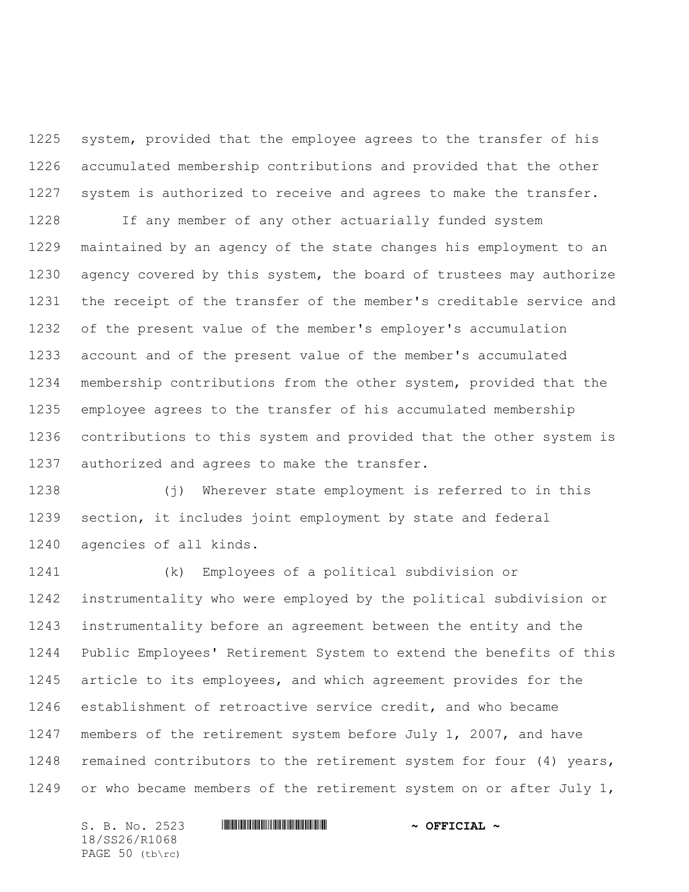system, provided that the employee agrees to the transfer of his accumulated membership contributions and provided that the other system is authorized to receive and agrees to make the transfer.

If any member of any other actuarially funded system maintained by an agency of the state changes his employment to an agency covered by this system, the board of trustees may authorize the receipt of the transfer of the member's creditable service and of the present value of the member's employer's accumulation account and of the present value of the member's accumulated membership contributions from the other system, provided that the employee agrees to the transfer of his accumulated membership contributions to this system and provided that the other system is authorized and agrees to make the transfer.

(j) Wherever state employment is referred to in this section, it includes joint employment by state and federal agencies of all kinds.

(k) Employees of a political subdivision or instrumentality who were employed by the political subdivision or instrumentality before an agreement between the entity and the Public Employees' Retirement System to extend the benefits of this article to its employees, and which agreement provides for the establishment of retroactive service credit, and who became members of the retirement system before July 1, 2007, and have remained contributors to the retirement system for four (4) years, or who became members of the retirement system on or after July 1,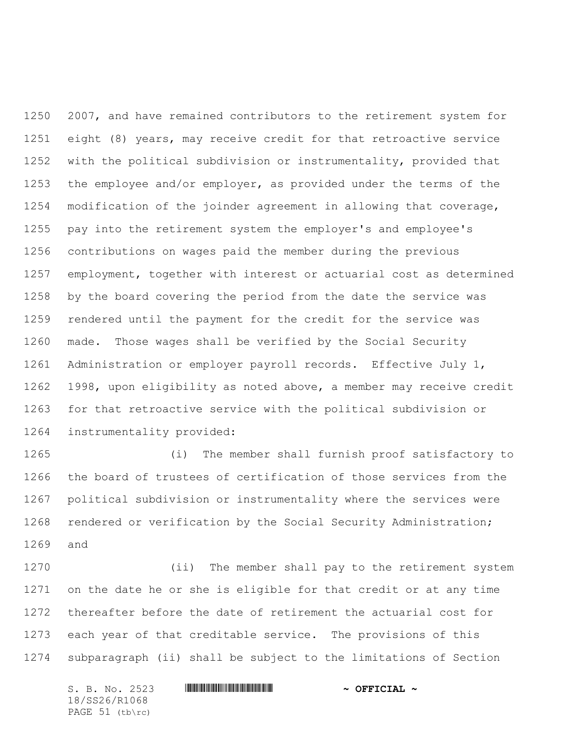2007, and have remained contributors to the retirement system for eight (8) years, may receive credit for that retroactive service with the political subdivision or instrumentality, provided that the employee and/or employer, as provided under the terms of the modification of the joinder agreement in allowing that coverage, pay into the retirement system the employer's and employee's contributions on wages paid the member during the previous employment, together with interest or actuarial cost as determined by the board covering the period from the date the service was rendered until the payment for the credit for the service was made. Those wages shall be verified by the Social Security Administration or employer payroll records. Effective July 1, 1998, upon eligibility as noted above, a member may receive credit for that retroactive service with the political subdivision or instrumentality provided:

(i) The member shall furnish proof satisfactory to the board of trustees of certification of those services from the political subdivision or instrumentality where the services were rendered or verification by the Social Security Administration; and

(ii) The member shall pay to the retirement system on the date he or she is eligible for that credit or at any time thereafter before the date of retirement the actuarial cost for each year of that creditable service. The provisions of this subparagraph (ii) shall be subject to the limitations of Section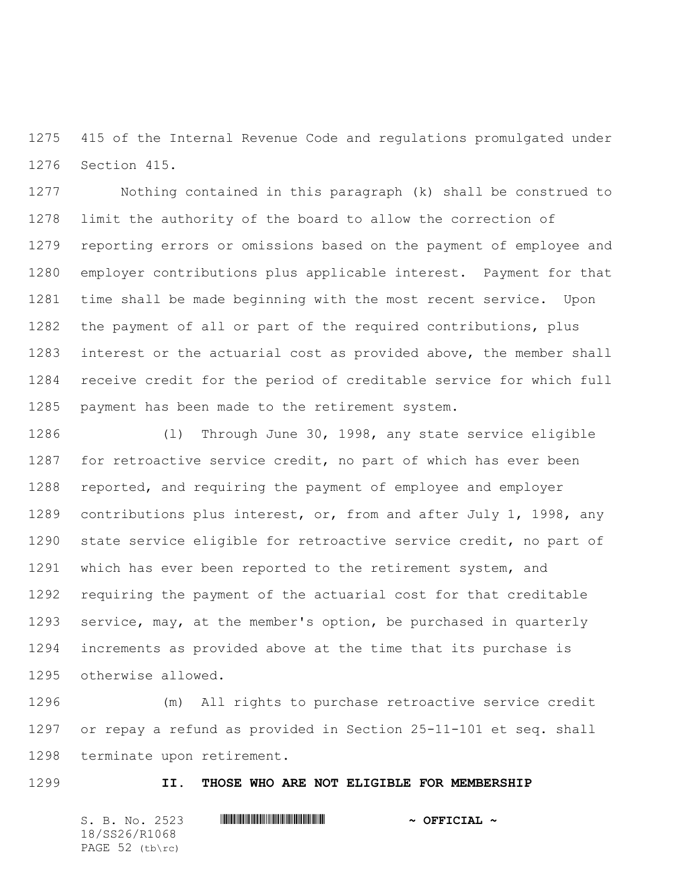415 of the Internal Revenue Code and regulations promulgated under Section 415.

Nothing contained in this paragraph (k) shall be construed to limit the authority of the board to allow the correction of reporting errors or omissions based on the payment of employee and employer contributions plus applicable interest. Payment for that time shall be made beginning with the most recent service. Upon the payment of all or part of the required contributions, plus interest or the actuarial cost as provided above, the member shall receive credit for the period of creditable service for which full payment has been made to the retirement system.

(l) Through June 30, 1998, any state service eligible for retroactive service credit, no part of which has ever been reported, and requiring the payment of employee and employer contributions plus interest, or, from and after July 1, 1998, any state service eligible for retroactive service credit, no part of which has ever been reported to the retirement system, and requiring the payment of the actuarial cost for that creditable service, may, at the member's option, be purchased in quarterly increments as provided above at the time that its purchase is otherwise allowed.

(m) All rights to purchase retroactive service credit or repay a refund as provided in Section 25-11-101 et seq. shall terminate upon retirement.

**II. THOSE WHO ARE NOT ELIGIBLE FOR MEMBERSHIP**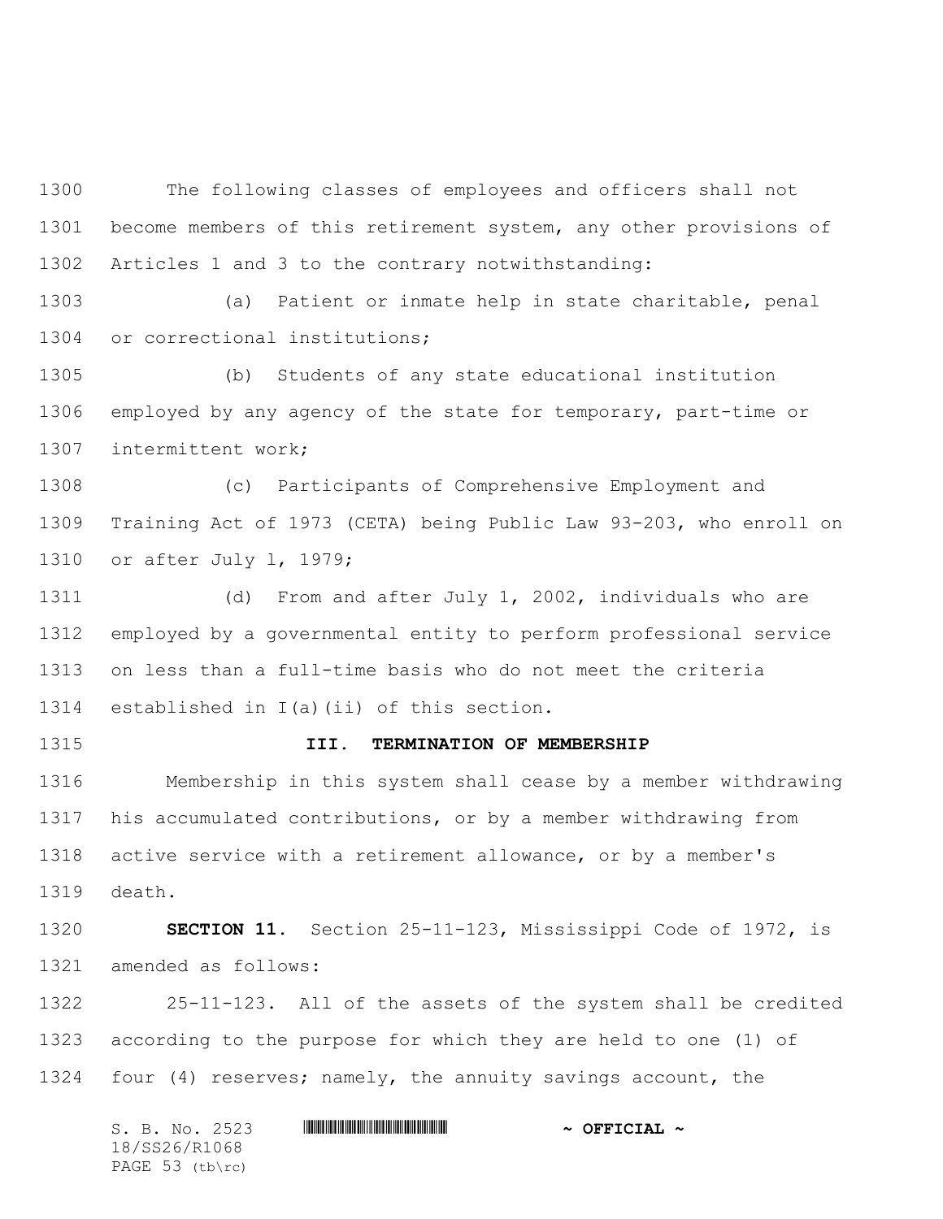The following classes of employees and officers shall not become members of this retirement system, any other provisions of Articles 1 and 3 to the contrary notwithstanding:

(a) Patient or inmate help in state charitable, penal or correctional institutions;

(b) Students of any state educational institution employed by any agency of the state for temporary, part-time or intermittent work;

(c) Participants of Comprehensive Employment and Training Act of 1973 (CETA) being Public Law 93-203, who enroll on or after July l, 1979;

(d) From and after July 1, 2002, individuals who are employed by a governmental entity to perform professional service on less than a full-time basis who do not meet the criteria established in I(a)(ii) of this section.

**III. TERMINATION OF MEMBERSHIP**

Membership in this system shall cease by a member withdrawing his accumulated contributions, or by a member withdrawing from active service with a retirement allowance, or by a member's death.

**SECTION 11.** Section 25-11-123, Mississippi Code of 1972, is amended as follows:

25-11-123. All of the assets of the system shall be credited according to the purpose for which they are held to one (1) of four (4) reserves; namely, the annuity savings account, the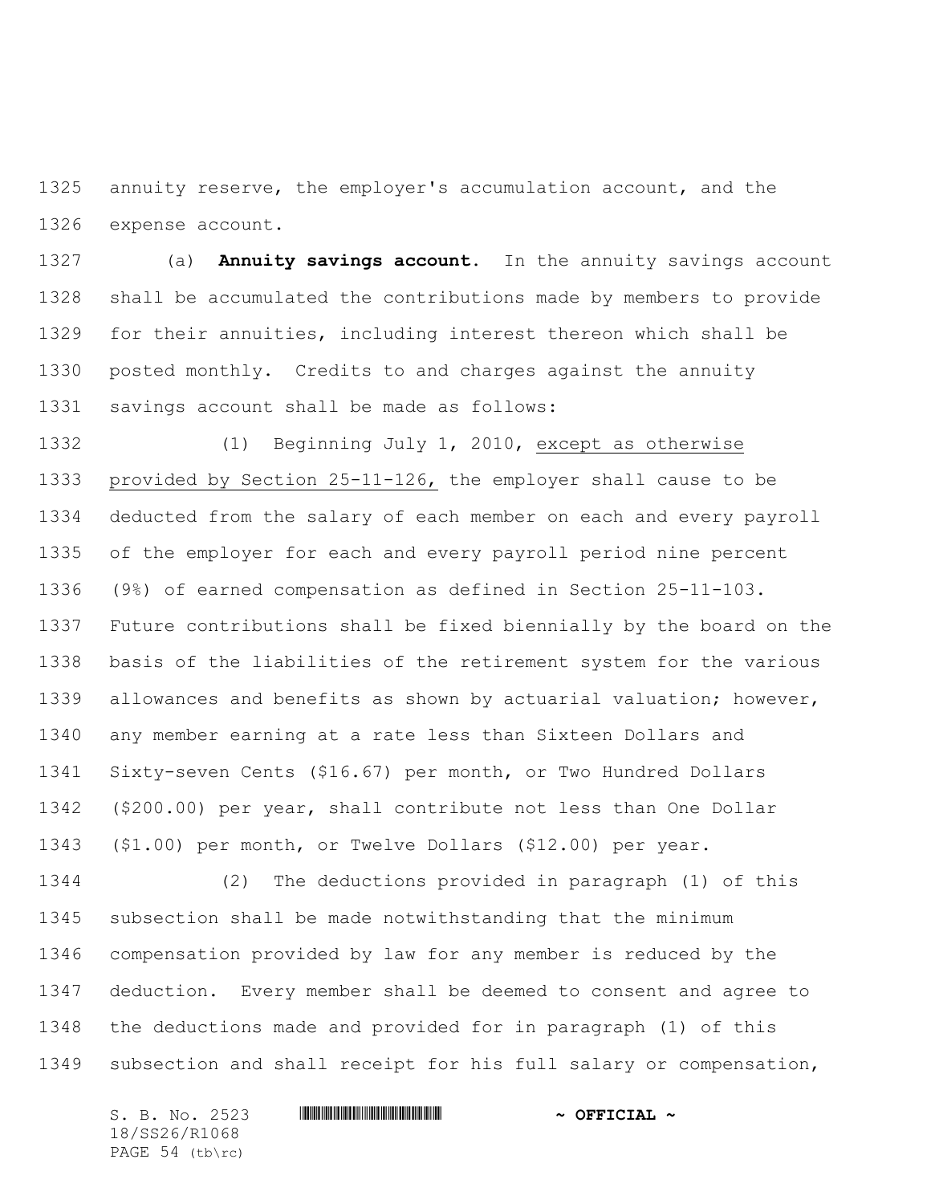annuity reserve, the employer's accumulation account, and the expense account.

(a) **Annuity savings account.** In the annuity savings account shall be accumulated the contributions made by members to provide for their annuities, including interest thereon which shall be posted monthly. Credits to and charges against the annuity savings account shall be made as follows:

(1) Beginning July 1, 2010, except as otherwise provided by Section 25-11-126, the employer shall cause to be deducted from the salary of each member on each and every payroll of the employer for each and every payroll period nine percent (9%) of earned compensation as defined in Section 25-11-103. Future contributions shall be fixed biennially by the board on the basis of the liabilities of the retirement system for the various allowances and benefits as shown by actuarial valuation; however, any member earning at a rate less than Sixteen Dollars and Sixty-seven Cents ($16.67) per month, or Two Hundred Dollars ($200.00) per year, shall contribute not less than One Dollar ($1.00) per month, or Twelve Dollars ($12.00) per year.

(2) The deductions provided in paragraph (1) of this subsection shall be made notwithstanding that the minimum compensation provided by law for any member is reduced by the deduction. Every member shall be deemed to consent and agree to the deductions made and provided for in paragraph (1) of this subsection and shall receipt for his full salary or compensation,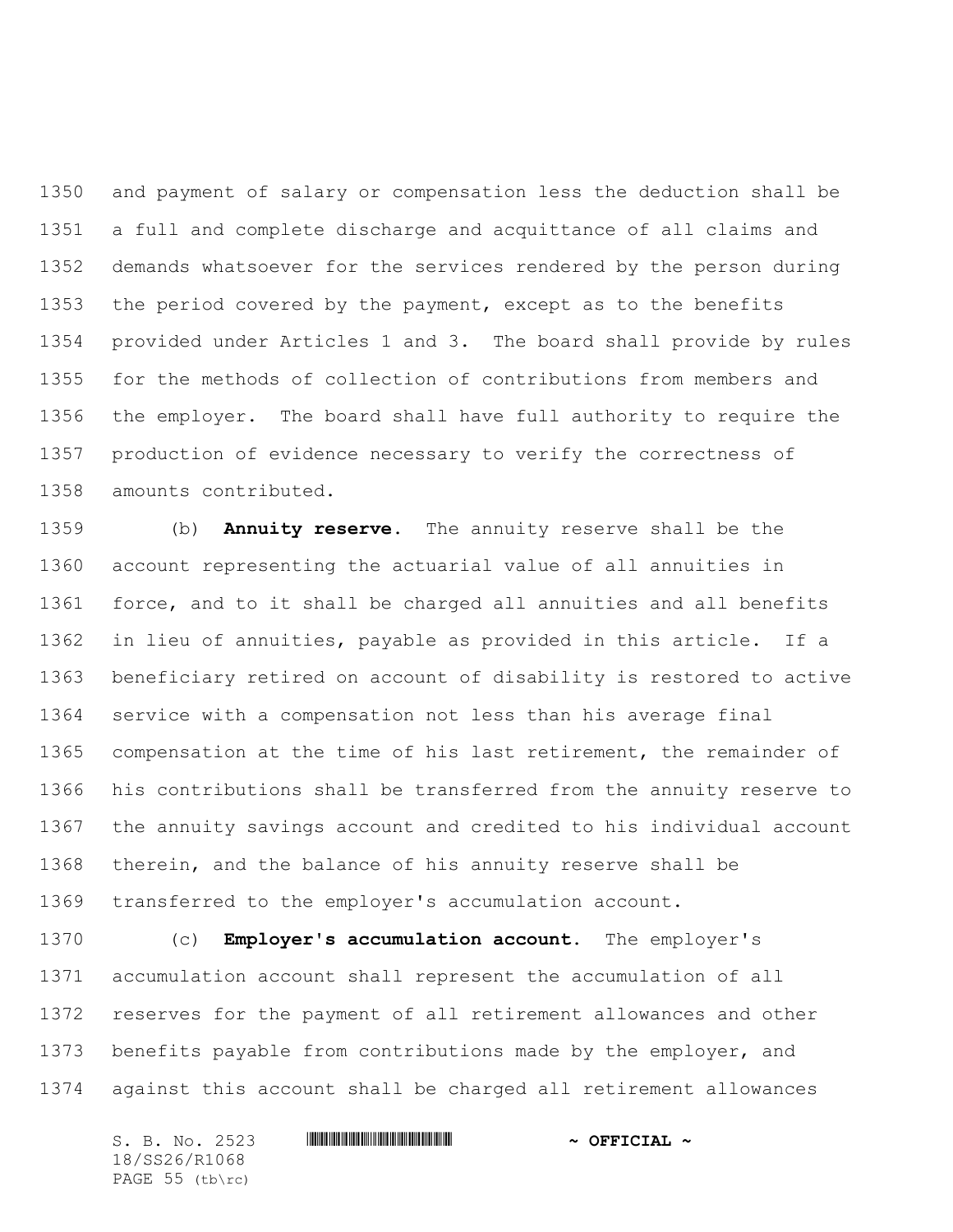and payment of salary or compensation less the deduction shall be a full and complete discharge and acquittance of all claims and demands whatsoever for the services rendered by the person during the period covered by the payment, except as to the benefits provided under Articles 1 and 3. The board shall provide by rules for the methods of collection of contributions from members and the employer. The board shall have full authority to require the production of evidence necessary to verify the correctness of amounts contributed.

(b) **Annuity reserve.** The annuity reserve shall be the account representing the actuarial value of all annuities in force, and to it shall be charged all annuities and all benefits in lieu of annuities, payable as provided in this article. If a beneficiary retired on account of disability is restored to active service with a compensation not less than his average final compensation at the time of his last retirement, the remainder of his contributions shall be transferred from the annuity reserve to the annuity savings account and credited to his individual account therein, and the balance of his annuity reserve shall be transferred to the employer's accumulation account.

(c) **Employer's accumulation account.** The employer's accumulation account shall represent the accumulation of all reserves for the payment of all retirement allowances and other benefits payable from contributions made by the employer, and against this account shall be charged all retirement allowances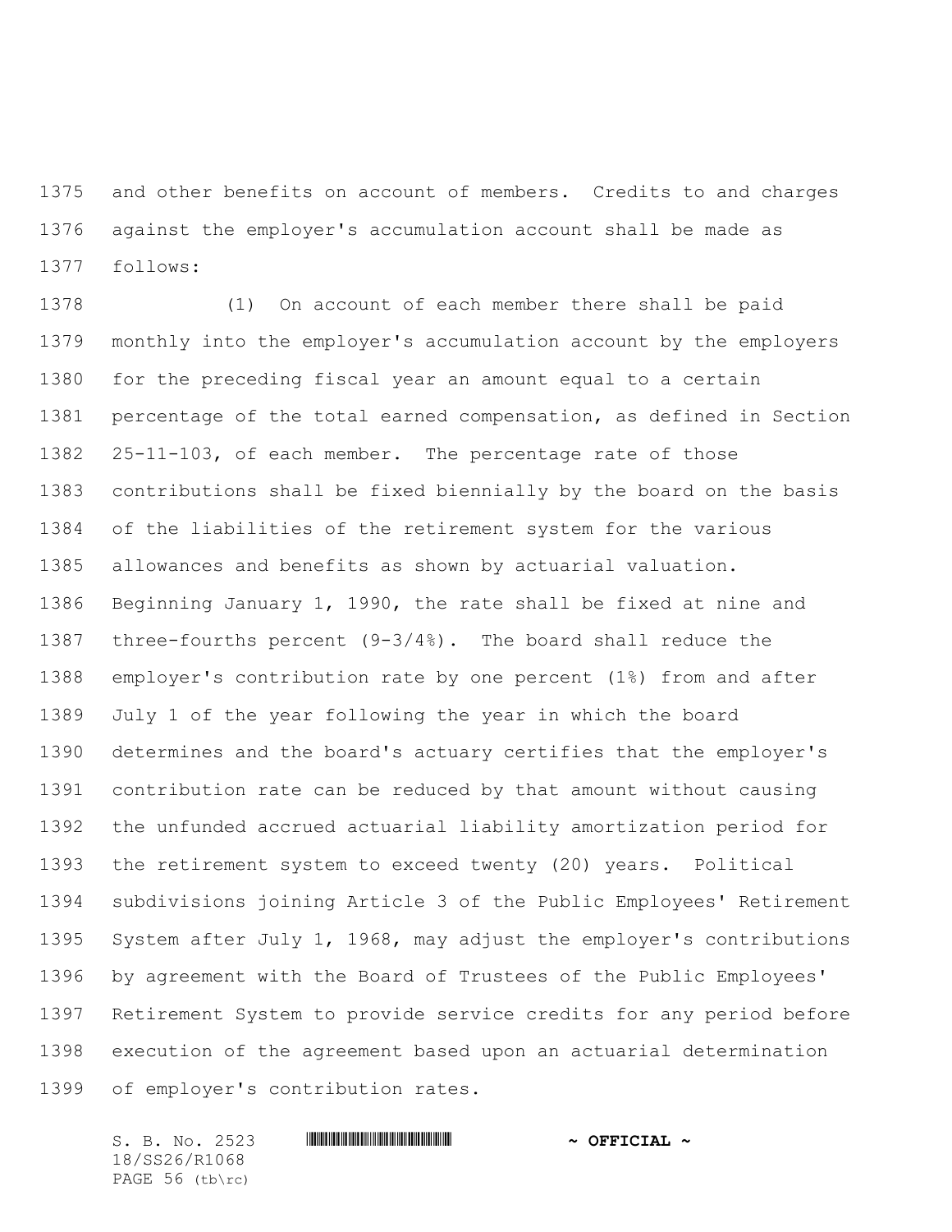and other benefits on account of members. Credits to and charges against the employer's accumulation account shall be made as follows:

(1) On account of each member there shall be paid monthly into the employer's accumulation account by the employers for the preceding fiscal year an amount equal to a certain percentage of the total earned compensation, as defined in Section 25-11-103, of each member. The percentage rate of those contributions shall be fixed biennially by the board on the basis of the liabilities of the retirement system for the various allowances and benefits as shown by actuarial valuation. Beginning January 1, 1990, the rate shall be fixed at nine and three-fourths percent (9-3/4%). The board shall reduce the employer's contribution rate by one percent (1%) from and after July 1 of the year following the year in which the board determines and the board's actuary certifies that the employer's contribution rate can be reduced by that amount without causing the unfunded accrued actuarial liability amortization period for the retirement system to exceed twenty (20) years. Political subdivisions joining Article 3 of the Public Employees' Retirement System after July 1, 1968, may adjust the employer's contributions by agreement with the Board of Trustees of the Public Employees' Retirement System to provide service credits for any period before execution of the agreement based upon an actuarial determination of employer's contribution rates.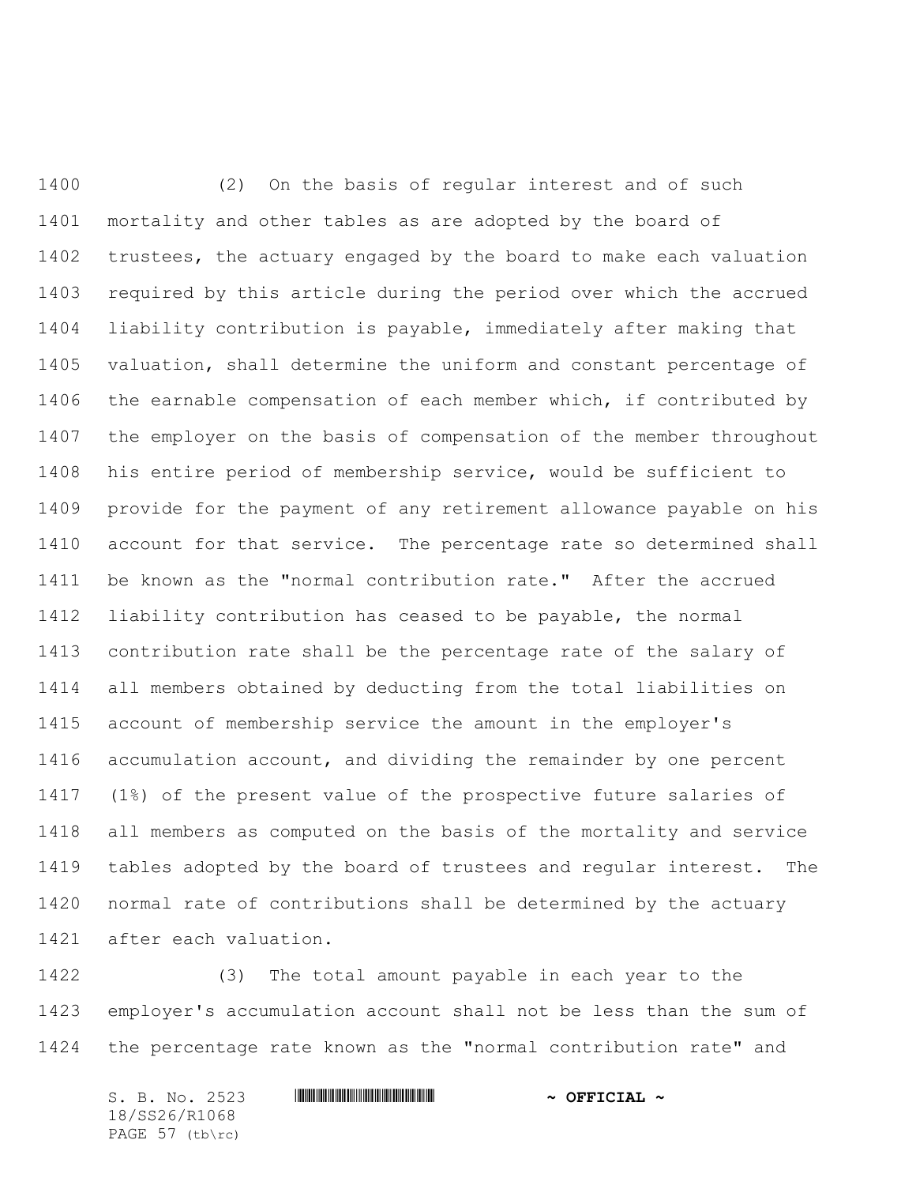(2) On the basis of regular interest and of such mortality and other tables as are adopted by the board of trustees, the actuary engaged by the board to make each valuation required by this article during the period over which the accrued liability contribution is payable, immediately after making that valuation, shall determine the uniform and constant percentage of the earnable compensation of each member which, if contributed by the employer on the basis of compensation of the member throughout his entire period of membership service, would be sufficient to provide for the payment of any retirement allowance payable on his account for that service. The percentage rate so determined shall be known as the "normal contribution rate." After the accrued liability contribution has ceased to be payable, the normal contribution rate shall be the percentage rate of the salary of all members obtained by deducting from the total liabilities on account of membership service the amount in the employer's accumulation account, and dividing the remainder by one percent (1%) of the present value of the prospective future salaries of all members as computed on the basis of the mortality and service tables adopted by the board of trustees and regular interest. The normal rate of contributions shall be determined by the actuary after each valuation.

(3) The total amount payable in each year to the employer's accumulation account shall not be less than the sum of the percentage rate known as the "normal contribution rate" and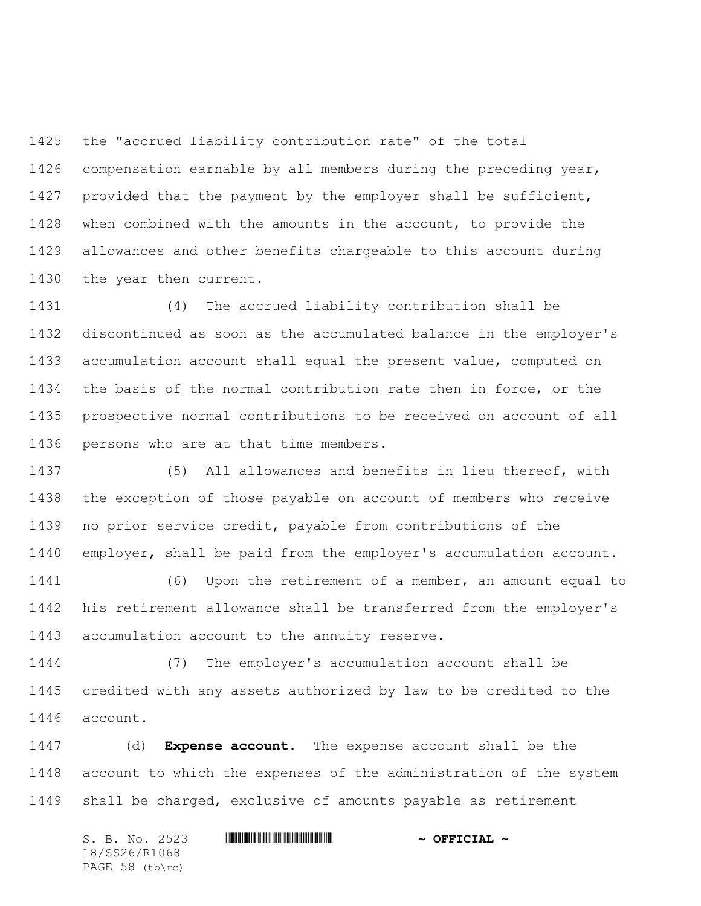the "accrued liability contribution rate" of the total compensation earnable by all members during the preceding year, provided that the payment by the employer shall be sufficient, when combined with the amounts in the account, to provide the allowances and other benefits chargeable to this account during the year then current.

(4) The accrued liability contribution shall be discontinued as soon as the accumulated balance in the employer's accumulation account shall equal the present value, computed on the basis of the normal contribution rate then in force, or the prospective normal contributions to be received on account of all persons who are at that time members.

(5) All allowances and benefits in lieu thereof, with the exception of those payable on account of members who receive no prior service credit, payable from contributions of the employer, shall be paid from the employer's accumulation account.

(6) Upon the retirement of a member, an amount equal to his retirement allowance shall be transferred from the employer's accumulation account to the annuity reserve.

(7) The employer's accumulation account shall be credited with any assets authorized by law to be credited to the account.

(d) **Expense account.** The expense account shall be the account to which the expenses of the administration of the system shall be charged, exclusive of amounts payable as retirement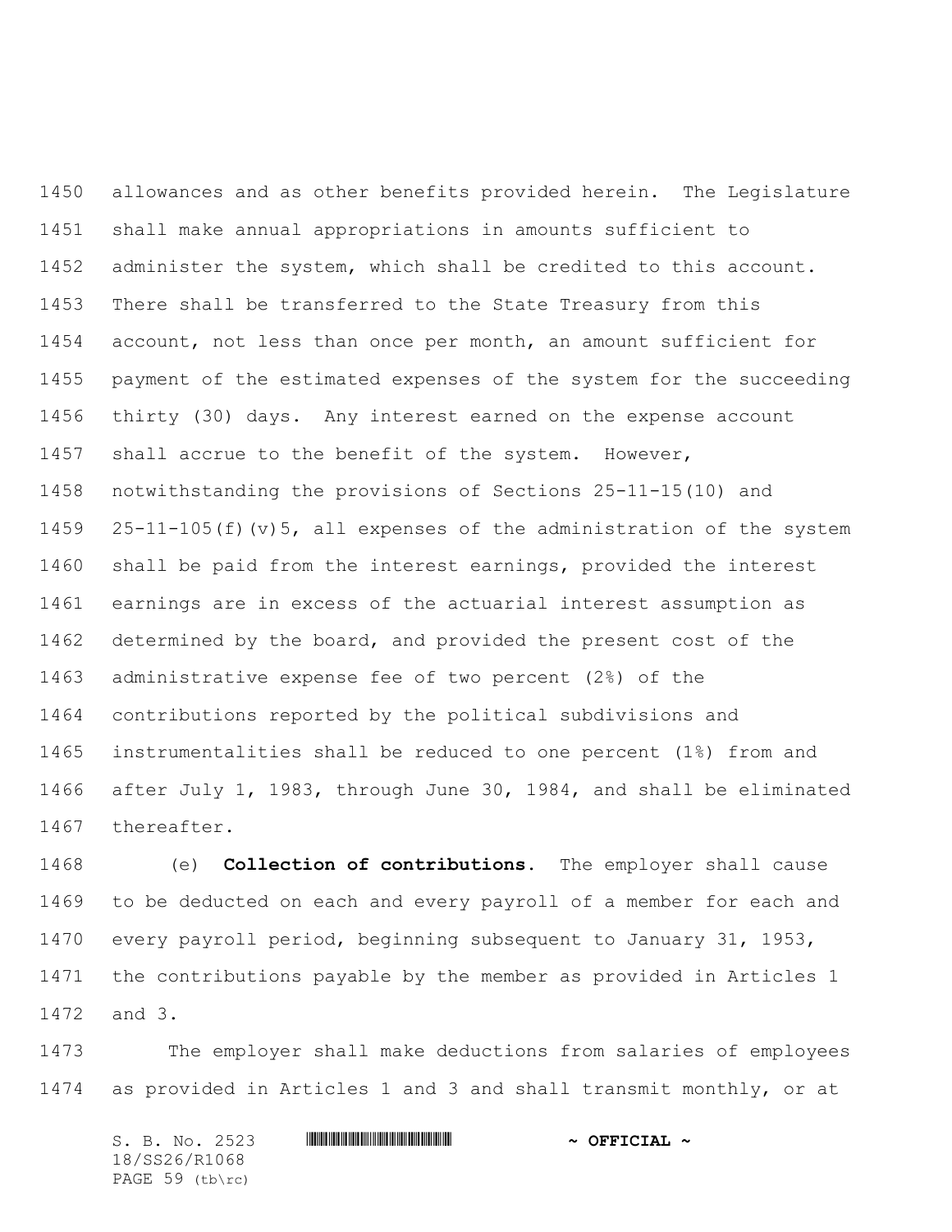allowances and as other benefits provided herein. The Legislature shall make annual appropriations in amounts sufficient to administer the system, which shall be credited to this account. There shall be transferred to the State Treasury from this account, not less than once per month, an amount sufficient for payment of the estimated expenses of the system for the succeeding thirty (30) days. Any interest earned on the expense account shall accrue to the benefit of the system. However, notwithstanding the provisions of Sections 25-11-15(10) and 25-11-105(f)(v)5, all expenses of the administration of the system shall be paid from the interest earnings, provided the interest earnings are in excess of the actuarial interest assumption as determined by the board, and provided the present cost of the administrative expense fee of two percent (2%) of the contributions reported by the political subdivisions and instrumentalities shall be reduced to one percent (1%) from and after July 1, 1983, through June 30, 1984, and shall be eliminated thereafter.

(e) **Collection of contributions.** The employer shall cause to be deducted on each and every payroll of a member for each and every payroll period, beginning subsequent to January 31, 1953, the contributions payable by the member as provided in Articles 1 and 3.

The employer shall make deductions from salaries of employees as provided in Articles 1 and 3 and shall transmit monthly, or at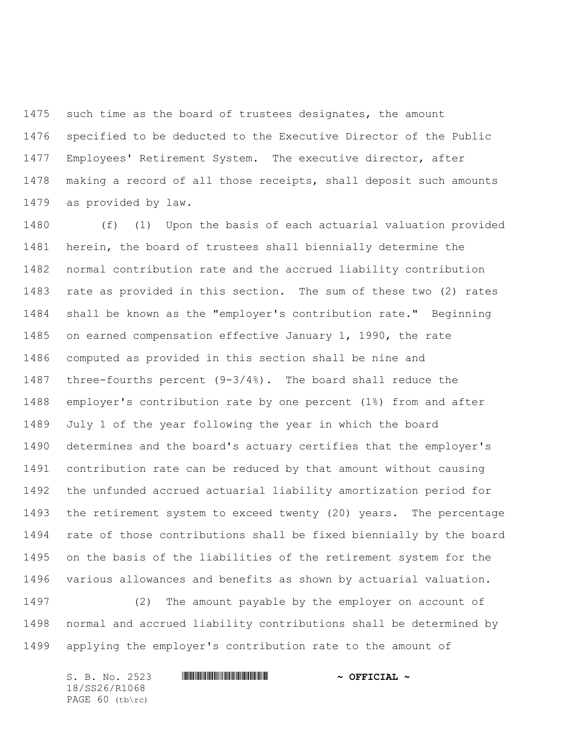such time as the board of trustees designates, the amount specified to be deducted to the Executive Director of the Public Employees' Retirement System. The executive director, after making a record of all those receipts, shall deposit such amounts as provided by law.

(f) (1) Upon the basis of each actuarial valuation provided herein, the board of trustees shall biennially determine the normal contribution rate and the accrued liability contribution rate as provided in this section. The sum of these two (2) rates shall be known as the "employer's contribution rate." Beginning on earned compensation effective January 1, 1990, the rate computed as provided in this section shall be nine and three-fourths percent (9-3/4%). The board shall reduce the employer's contribution rate by one percent (1%) from and after July 1 of the year following the year in which the board determines and the board's actuary certifies that the employer's contribution rate can be reduced by that amount without causing the unfunded accrued actuarial liability amortization period for the retirement system to exceed twenty (20) years. The percentage rate of those contributions shall be fixed biennially by the board on the basis of the liabilities of the retirement system for the various allowances and benefits as shown by actuarial valuation.

(2) The amount payable by the employer on account of normal and accrued liability contributions shall be determined by applying the employer's contribution rate to the amount of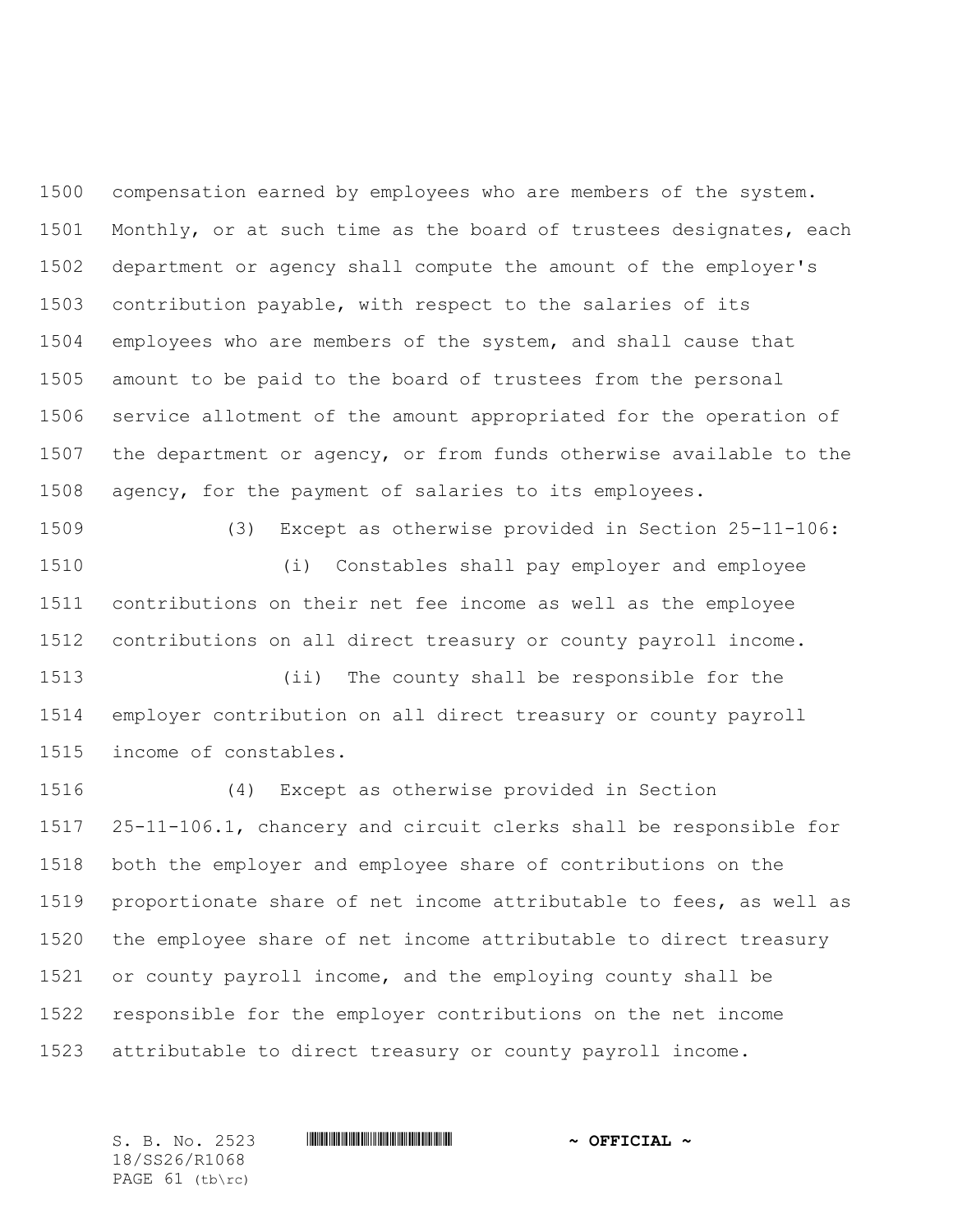compensation earned by employees who are members of the system. Monthly, or at such time as the board of trustees designates, each department or agency shall compute the amount of the employer's contribution payable, with respect to the salaries of its employees who are members of the system, and shall cause that amount to be paid to the board of trustees from the personal service allotment of the amount appropriated for the operation of the department or agency, or from funds otherwise available to the agency, for the payment of salaries to its employees.

(3) Except as otherwise provided in Section 25-11-106:

(i) Constables shall pay employer and employee contributions on their net fee income as well as the employee contributions on all direct treasury or county payroll income.

(ii) The county shall be responsible for the employer contribution on all direct treasury or county payroll income of constables.

(4) Except as otherwise provided in Section 25-11-106.1, chancery and circuit clerks shall be responsible for both the employer and employee share of contributions on the proportionate share of net income attributable to fees, as well as the employee share of net income attributable to direct treasury or county payroll income, and the employing county shall be responsible for the employer contributions on the net income attributable to direct treasury or county payroll income.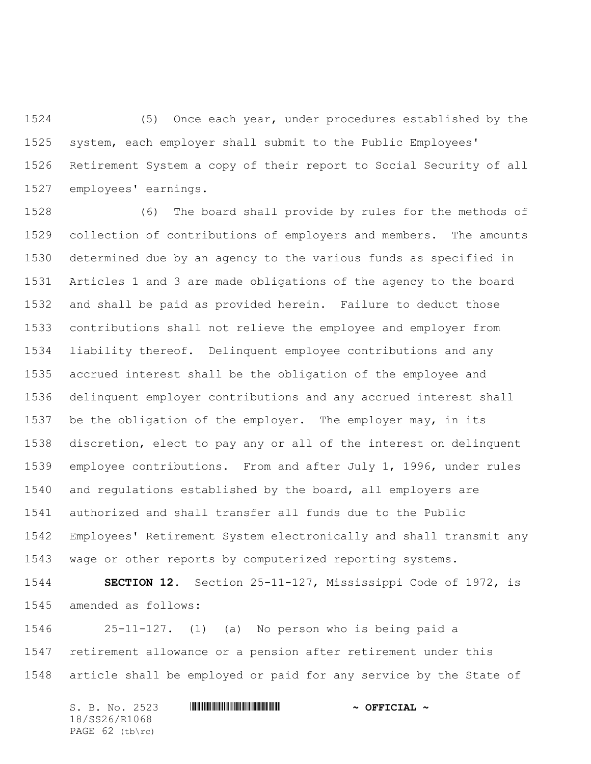(5) Once each year, under procedures established by the system, each employer shall submit to the Public Employees' Retirement System a copy of their report to Social Security of all employees' earnings.

(6) The board shall provide by rules for the methods of collection of contributions of employers and members. The amounts determined due by an agency to the various funds as specified in Articles 1 and 3 are made obligations of the agency to the board and shall be paid as provided herein. Failure to deduct those contributions shall not relieve the employee and employer from liability thereof. Delinquent employee contributions and any accrued interest shall be the obligation of the employee and delinquent employer contributions and any accrued interest shall be the obligation of the employer. The employer may, in its discretion, elect to pay any or all of the interest on delinquent employee contributions. From and after July 1, 1996, under rules and regulations established by the board, all employers are authorized and shall transfer all funds due to the Public Employees' Retirement System electronically and shall transmit any wage or other reports by computerized reporting systems.

**SECTION 12.** Section 25-11-127, Mississippi Code of 1972, is amended as follows:

25-11-127. (1) (a) No person who is being paid a retirement allowance or a pension after retirement under this article shall be employed or paid for any service by the State of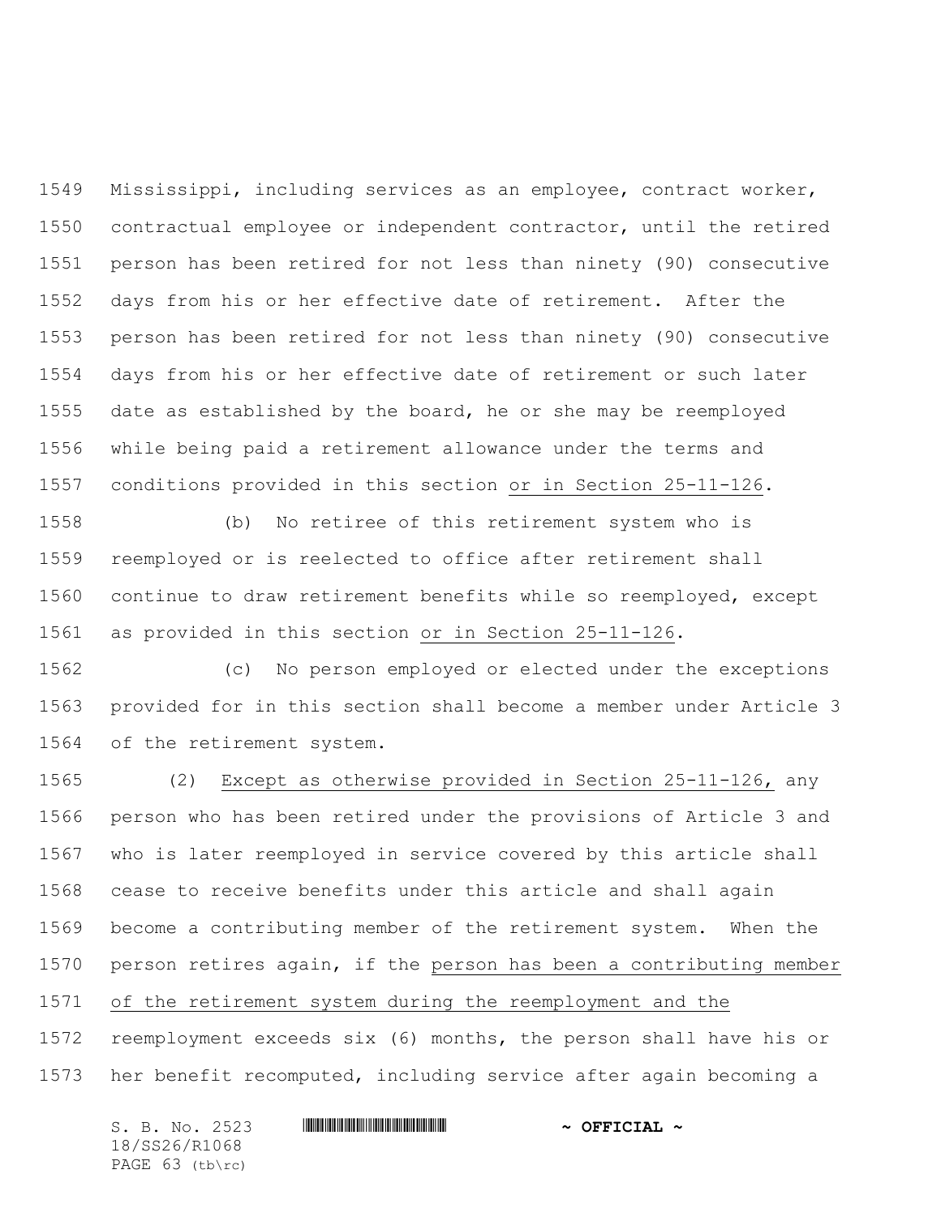Mississippi, including services as an employee, contract worker, contractual employee or independent contractor, until the retired person has been retired for not less than ninety (90) consecutive days from his or her effective date of retirement. After the person has been retired for not less than ninety (90) consecutive days from his or her effective date of retirement or such later date as established by the board, he or she may be reemployed while being paid a retirement allowance under the terms and conditions provided in this section <u>or in Section 25-11-126</u>.

(b) No retiree of this retirement system who is reemployed or is reelected to office after retirement shall continue to draw retirement benefits while so reemployed, except as provided in this section <u>or in Section 25-11-126</u>.

(c) No person employed or elected under the exceptions provided for in this section shall become a member under Article 3 of the retirement system.

(2) <u>Except as otherwise provided in Section 25-11-126,</u> any person who has been retired under the provisions of Article 3 and who is later reemployed in service covered by this article shall cease to receive benefits under this article and shall again become a contributing member of the retirement system. When the person retires again, if the <u>person has been a contributing member of the retirement system during the reemployment and the</u> reemployment exceeds six (6) months, the person shall have his or her benefit recomputed, including service after again becoming a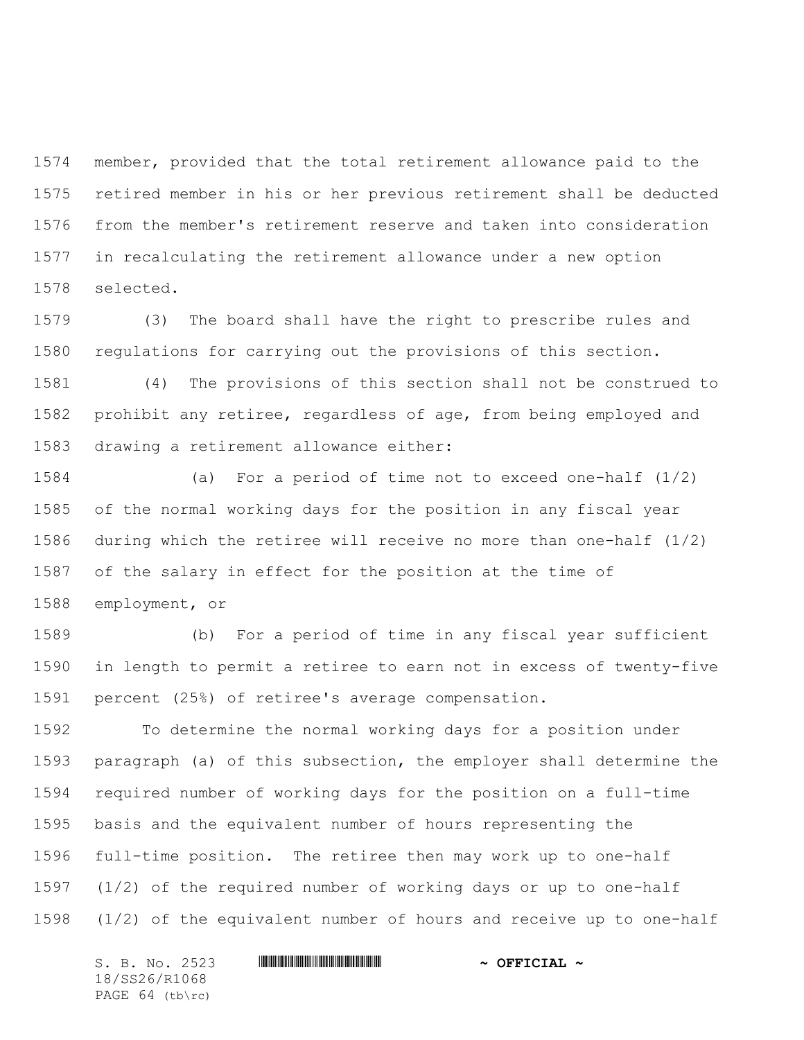member, provided that the total retirement allowance paid to the retired member in his or her previous retirement shall be deducted from the member's retirement reserve and taken into consideration in recalculating the retirement allowance under a new option selected.

(3) The board shall have the right to prescribe rules and regulations for carrying out the provisions of this section.

(4) The provisions of this section shall not be construed to prohibit any retiree, regardless of age, from being employed and drawing a retirement allowance either:

(a) For a period of time not to exceed one-half (1/2) of the normal working days for the position in any fiscal year during which the retiree will receive no more than one-half (1/2) of the salary in effect for the position at the time of employment, or

(b) For a period of time in any fiscal year sufficient in length to permit a retiree to earn not in excess of twenty-five percent (25%) of retiree's average compensation.

To determine the normal working days for a position under paragraph (a) of this subsection, the employer shall determine the required number of working days for the position on a full-time basis and the equivalent number of hours representing the full-time position. The retiree then may work up to one-half (1/2) of the required number of working days or up to one-half (1/2) of the equivalent number of hours and receive up to one-half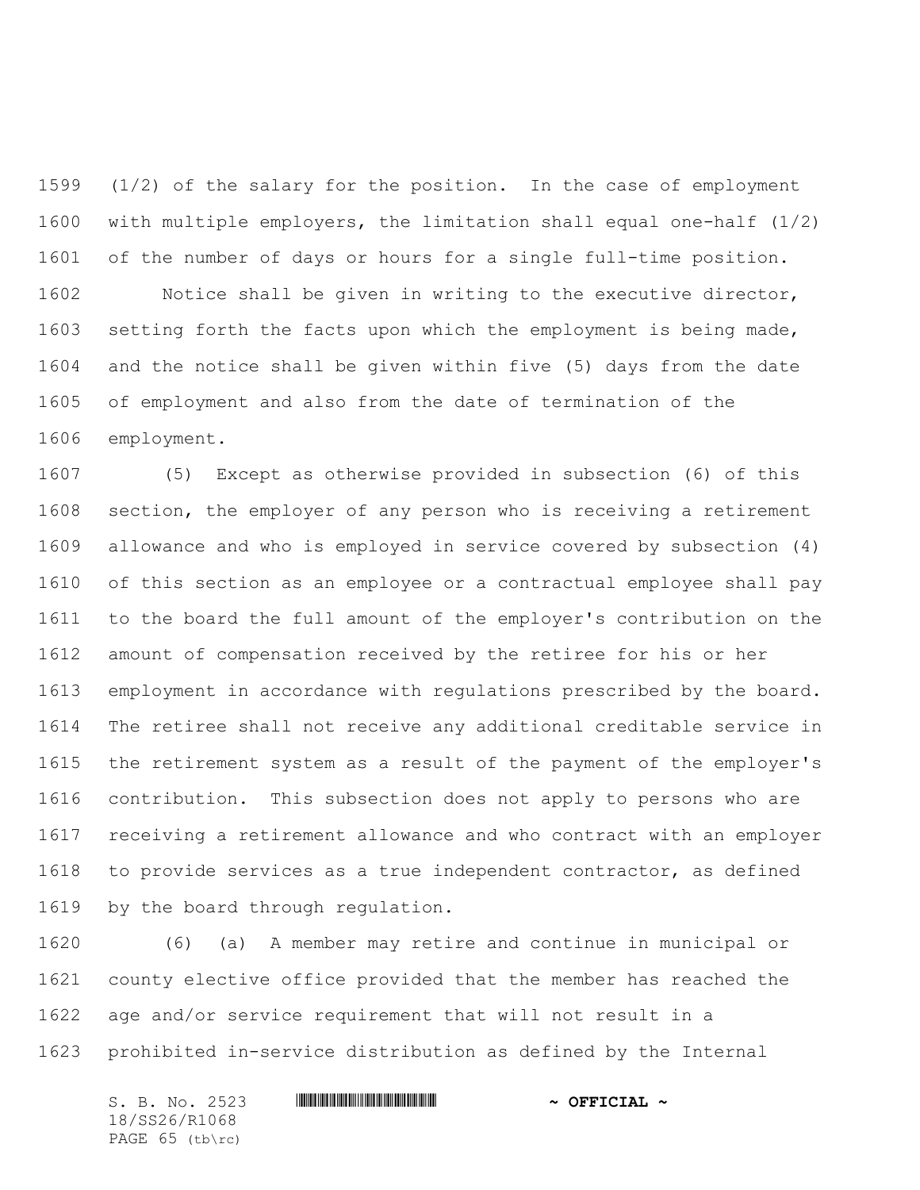(1/2) of the salary for the position. In the case of employment with multiple employers, the limitation shall equal one-half (1/2) of the number of days or hours for a single full-time position.

Notice shall be given in writing to the executive director, setting forth the facts upon which the employment is being made, and the notice shall be given within five (5) days from the date of employment and also from the date of termination of the employment.

(5) Except as otherwise provided in subsection (6) of this section, the employer of any person who is receiving a retirement allowance and who is employed in service covered by subsection (4) of this section as an employee or a contractual employee shall pay to the board the full amount of the employer's contribution on the amount of compensation received by the retiree for his or her employment in accordance with regulations prescribed by the board. The retiree shall not receive any additional creditable service in the retirement system as a result of the payment of the employer's contribution. This subsection does not apply to persons who are receiving a retirement allowance and who contract with an employer to provide services as a true independent contractor, as defined by the board through regulation.

(6) (a) A member may retire and continue in municipal or county elective office provided that the member has reached the age and/or service requirement that will not result in a prohibited in-service distribution as defined by the Internal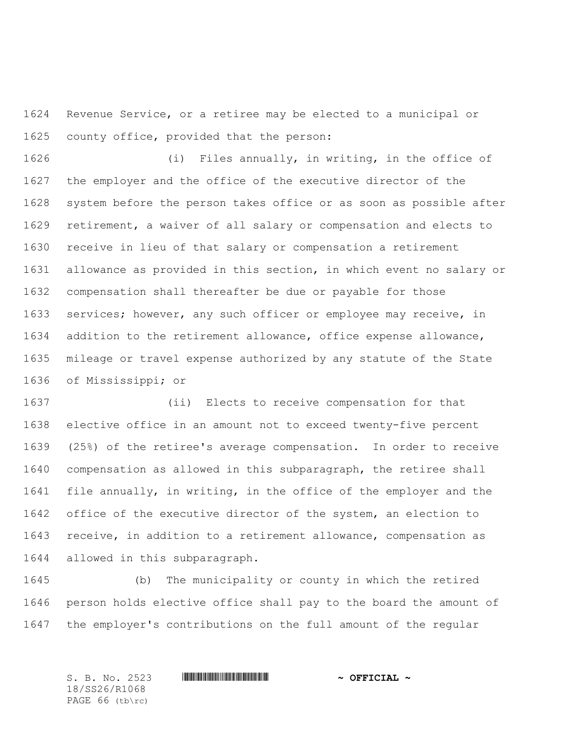Revenue Service, or a retiree may be elected to a municipal or county office, provided that the person:

(i) Files annually, in writing, in the office of the employer and the office of the executive director of the system before the person takes office or as soon as possible after retirement, a waiver of all salary or compensation and elects to receive in lieu of that salary or compensation a retirement allowance as provided in this section, in which event no salary or compensation shall thereafter be due or payable for those services; however, any such officer or employee may receive, in addition to the retirement allowance, office expense allowance, mileage or travel expense authorized by any statute of the State of Mississippi; or

(ii) Elects to receive compensation for that elective office in an amount not to exceed twenty-five percent (25%) of the retiree's average compensation. In order to receive compensation as allowed in this subparagraph, the retiree shall file annually, in writing, in the office of the employer and the office of the executive director of the system, an election to receive, in addition to a retirement allowance, compensation as allowed in this subparagraph.

(b) The municipality or county in which the retired person holds elective office shall pay to the board the amount of the employer's contributions on the full amount of the regular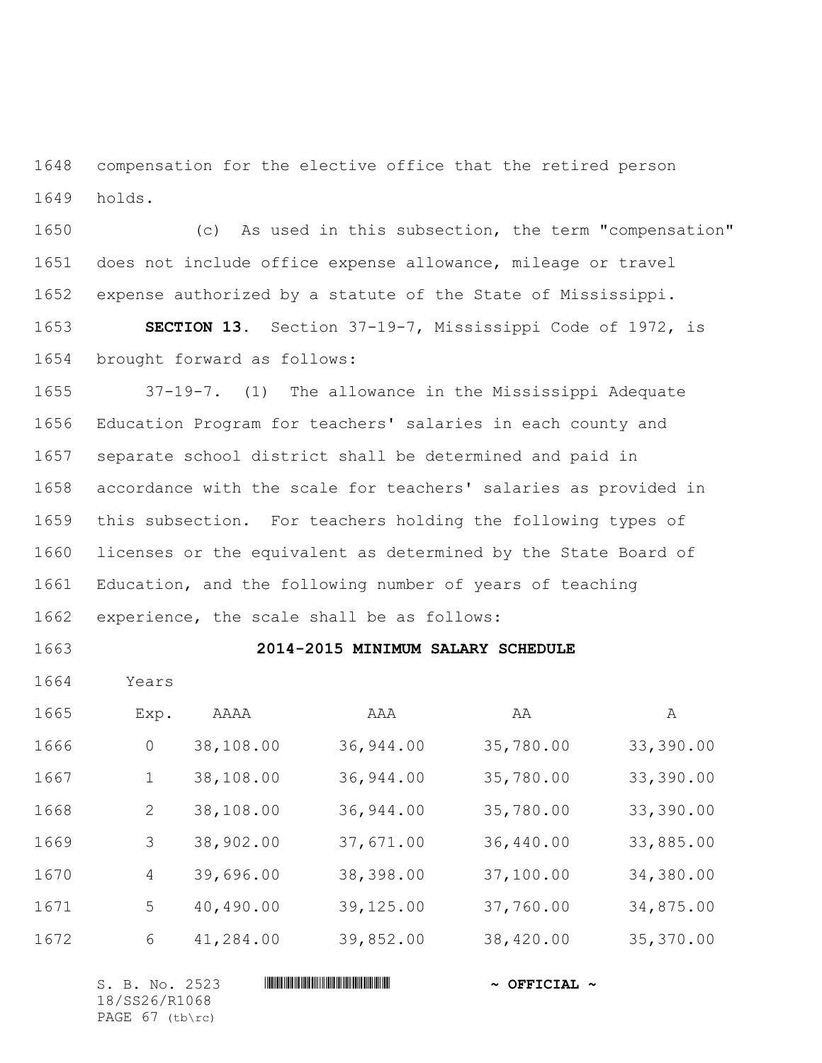compensation for the elective office that the retired person holds.

(c) As used in this subsection, the term "compensation" does not include office expense allowance, mileage or travel expense authorized by a statute of the State of Mississippi.

**SECTION 13.** Section 37-19-7, Mississippi Code of 1972, is brought forward as follows:

37-19-7. (1) The allowance in the Mississippi Adequate Education Program for teachers' salaries in each county and separate school district shall be determined and paid in accordance with the scale for teachers' salaries as provided in this subsection. For teachers holding the following types of licenses or the equivalent as determined by the State Board of Education, and the following number of years of teaching experience, the scale shall be as follows:

**2014-2015 MINIMUM SALARY SCHEDULE**

| Years Exp. | AAAA | AAA | AA | A |
|---|---|---|---|---|
| 0 | 38,108.00 | 36,944.00 | 35,780.00 | 33,390.00 |
| 1 | 38,108.00 | 36,944.00 | 35,780.00 | 33,390.00 |
| 2 | 38,108.00 | 36,944.00 | 35,780.00 | 33,390.00 |
| 3 | 38,902.00 | 37,671.00 | 36,440.00 | 33,885.00 |
| 4 | 39,696.00 | 38,398.00 | 37,100.00 | 34,380.00 |
| 5 | 40,490.00 | 39,125.00 | 37,760.00 | 34,875.00 |
| 6 | 41,284.00 | 39,852.00 | 38,420.00 | 35,370.00 |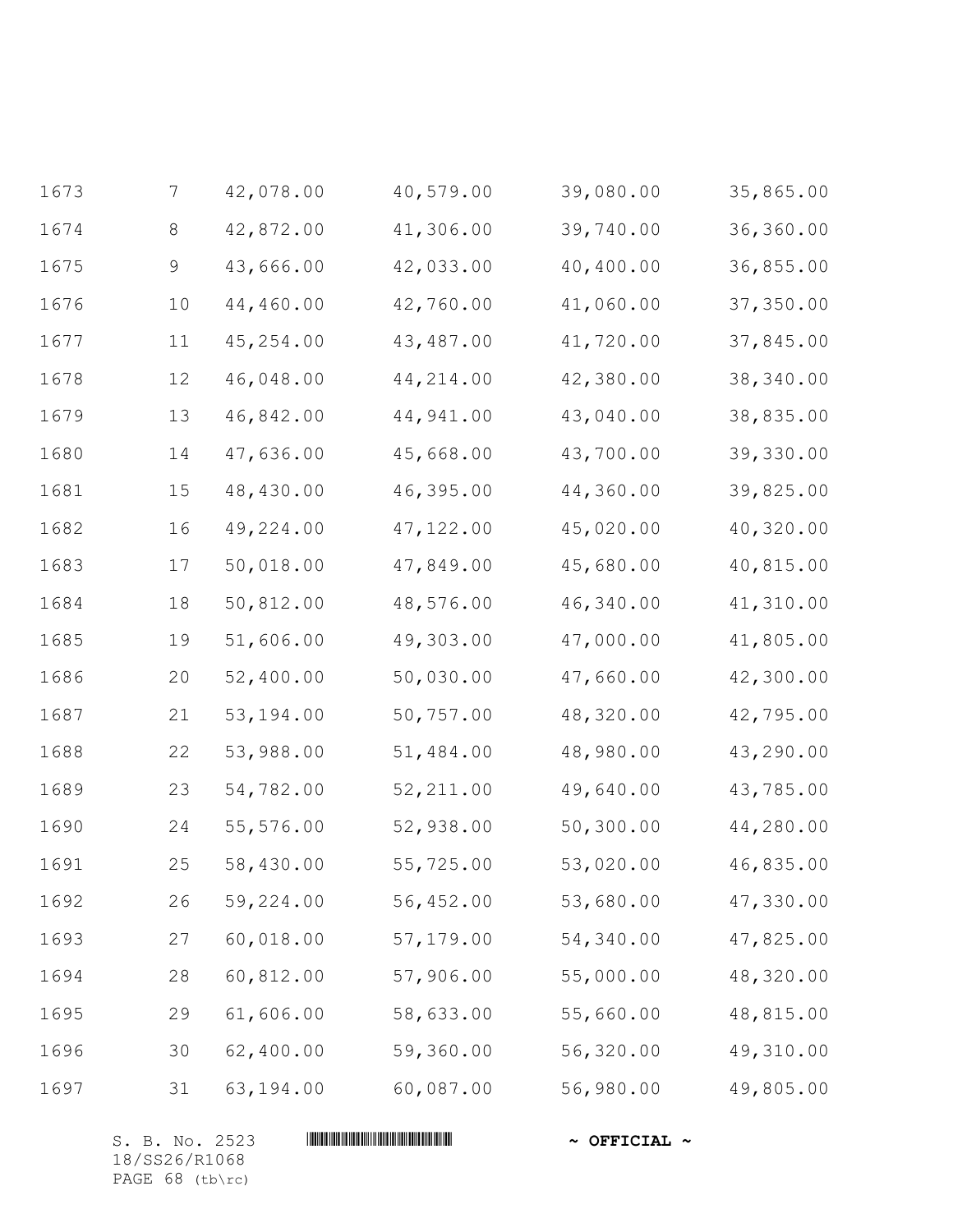| | | | | |
|---|---|---|---|---|
| 7 | 42,078.00 | 40,579.00 | 39,080.00 | 35,865.00 |
| 8 | 42,872.00 | 41,306.00 | 39,740.00 | 36,360.00 |
| 9 | 43,666.00 | 42,033.00 | 40,400.00 | 36,855.00 |
| 10 | 44,460.00 | 42,760.00 | 41,060.00 | 37,350.00 |
| 11 | 45,254.00 | 43,487.00 | 41,720.00 | 37,845.00 |
| 12 | 46,048.00 | 44,214.00 | 42,380.00 | 38,340.00 |
| 13 | 46,842.00 | 44,941.00 | 43,040.00 | 38,835.00 |
| 14 | 47,636.00 | 45,668.00 | 43,700.00 | 39,330.00 |
| 15 | 48,430.00 | 46,395.00 | 44,360.00 | 39,825.00 |
| 16 | 49,224.00 | 47,122.00 | 45,020.00 | 40,320.00 |
| 17 | 50,018.00 | 47,849.00 | 45,680.00 | 40,815.00 |
| 18 | 50,812.00 | 48,576.00 | 46,340.00 | 41,310.00 |
| 19 | 51,606.00 | 49,303.00 | 47,000.00 | 41,805.00 |
| 20 | 52,400.00 | 50,030.00 | 47,660.00 | 42,300.00 |
| 21 | 53,194.00 | 50,757.00 | 48,320.00 | 42,795.00 |
| 22 | 53,988.00 | 51,484.00 | 48,980.00 | 43,290.00 |
| 23 | 54,782.00 | 52,211.00 | 49,640.00 | 43,785.00 |
| 24 | 55,576.00 | 52,938.00 | 50,300.00 | 44,280.00 |
| 25 | 58,430.00 | 55,725.00 | 53,020.00 | 46,835.00 |
| 26 | 59,224.00 | 56,452.00 | 53,680.00 | 47,330.00 |
| 27 | 60,018.00 | 57,179.00 | 54,340.00 | 47,825.00 |
| 28 | 60,812.00 | 57,906.00 | 55,000.00 | 48,320.00 |
| 29 | 61,606.00 | 58,633.00 | 55,660.00 | 48,815.00 |
| 30 | 62,400.00 | 59,360.00 | 56,320.00 | 49,310.00 |
| 31 | 63,194.00 | 60,087.00 | 56,980.00 | 49,805.00 |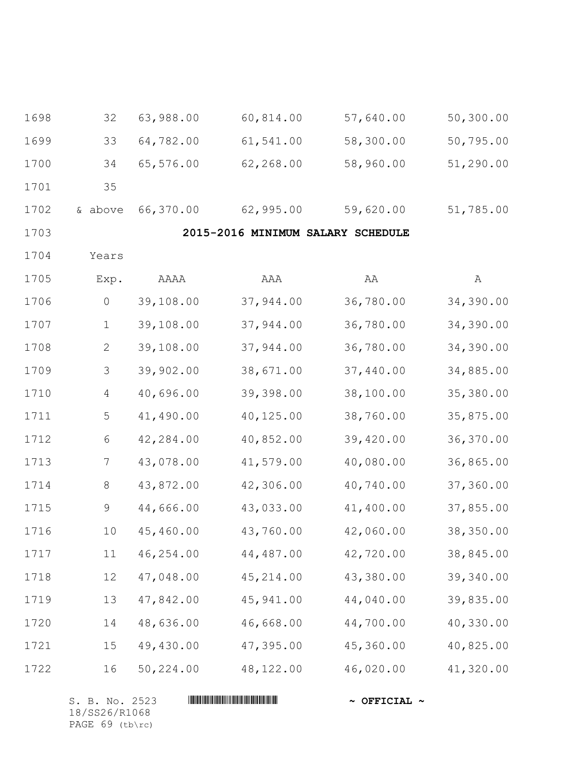| | | | | |
|---|---|---|---|---|
| 32 | 63,988.00 | 60,814.00 | 57,640.00 | 50,300.00 |
| 33 | 64,782.00 | 61,541.00 | 58,300.00 | 50,795.00 |
| 34 | 65,576.00 | 62,268.00 | 58,960.00 | 51,290.00 |
| 35 & above | 66,370.00 | 62,995.00 | 59,620.00 | 51,785.00 |

**2015-2016 MINIMUM SALARY SCHEDULE**

| Years Exp. | AAAA | AAA | AA | A |
|---|---|---|---|---|
| 0 | 39,108.00 | 37,944.00 | 36,780.00 | 34,390.00 |
| 1 | 39,108.00 | 37,944.00 | 36,780.00 | 34,390.00 |
| 2 | 39,108.00 | 37,944.00 | 36,780.00 | 34,390.00 |
| 3 | 39,902.00 | 38,671.00 | 37,440.00 | 34,885.00 |
| 4 | 40,696.00 | 39,398.00 | 38,100.00 | 35,380.00 |
| 5 | 41,490.00 | 40,125.00 | 38,760.00 | 35,875.00 |
| 6 | 42,284.00 | 40,852.00 | 39,420.00 | 36,370.00 |
| 7 | 43,078.00 | 41,579.00 | 40,080.00 | 36,865.00 |
| 8 | 43,872.00 | 42,306.00 | 40,740.00 | 37,360.00 |
| 9 | 44,666.00 | 43,033.00 | 41,400.00 | 37,855.00 |
| 10 | 45,460.00 | 43,760.00 | 42,060.00 | 38,350.00 |
| 11 | 46,254.00 | 44,487.00 | 42,720.00 | 38,845.00 |
| 12 | 47,048.00 | 45,214.00 | 43,380.00 | 39,340.00 |
| 13 | 47,842.00 | 45,941.00 | 44,040.00 | 39,835.00 |
| 14 | 48,636.00 | 46,668.00 | 44,700.00 | 40,330.00 |
| 15 | 49,430.00 | 47,395.00 | 45,360.00 | 40,825.00 |
| 16 | 50,224.00 | 48,122.00 | 46,020.00 | 41,320.00 |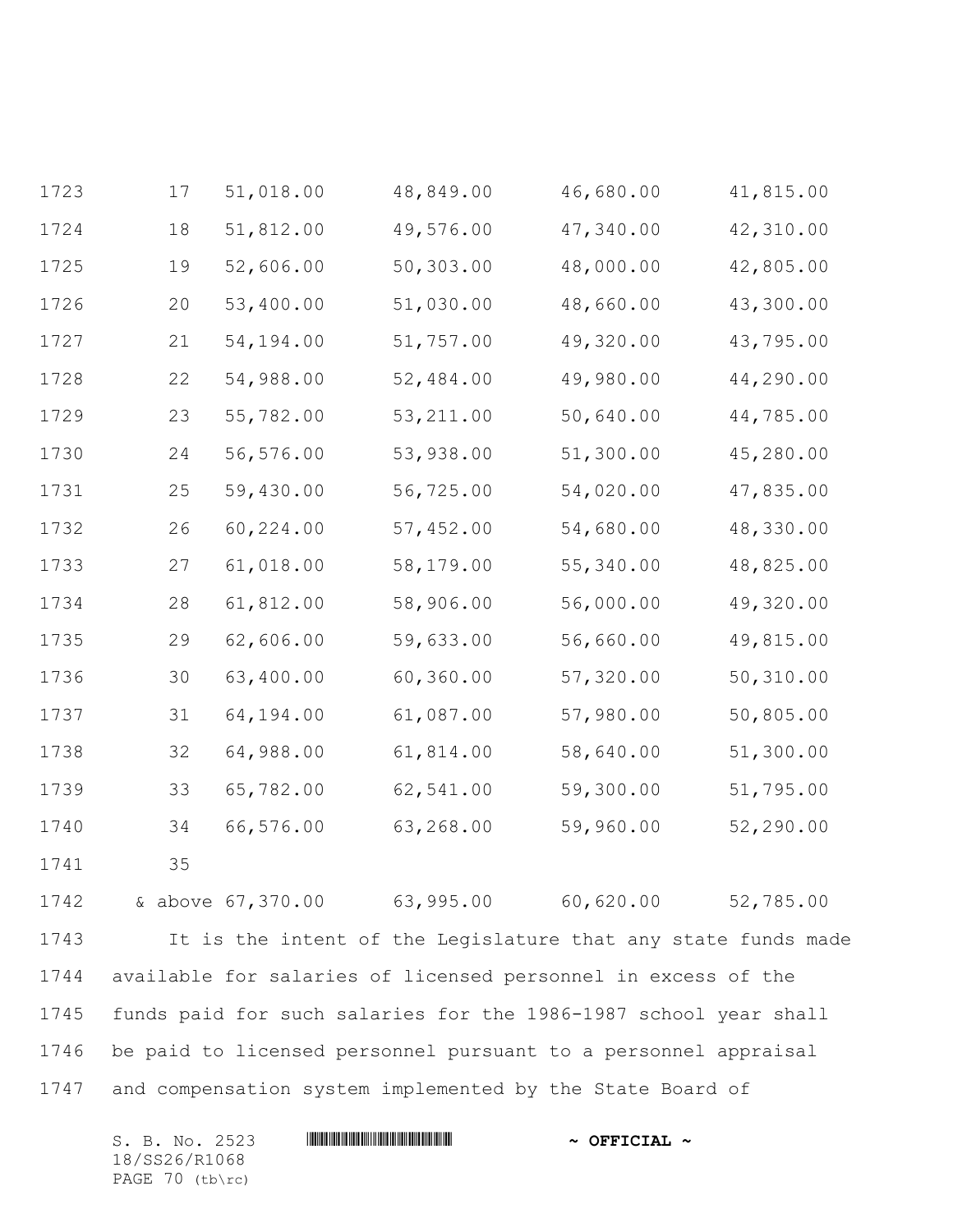| | | | | |
|---|---|---|---|---|
| 17 | 51,018.00 | 48,849.00 | 46,680.00 | 41,815.00 |
| 18 | 51,812.00 | 49,576.00 | 47,340.00 | 42,310.00 |
| 19 | 52,606.00 | 50,303.00 | 48,000.00 | 42,805.00 |
| 20 | 53,400.00 | 51,030.00 | 48,660.00 | 43,300.00 |
| 21 | 54,194.00 | 51,757.00 | 49,320.00 | 43,795.00 |
| 22 | 54,988.00 | 52,484.00 | 49,980.00 | 44,290.00 |
| 23 | 55,782.00 | 53,211.00 | 50,640.00 | 44,785.00 |
| 24 | 56,576.00 | 53,938.00 | 51,300.00 | 45,280.00 |
| 25 | 59,430.00 | 56,725.00 | 54,020.00 | 47,835.00 |
| 26 | 60,224.00 | 57,452.00 | 54,680.00 | 48,330.00 |
| 27 | 61,018.00 | 58,179.00 | 55,340.00 | 48,825.00 |
| 28 | 61,812.00 | 58,906.00 | 56,000.00 | 49,320.00 |
| 29 | 62,606.00 | 59,633.00 | 56,660.00 | 49,815.00 |
| 30 | 63,400.00 | 60,360.00 | 57,320.00 | 50,310.00 |
| 31 | 64,194.00 | 61,087.00 | 57,980.00 | 50,805.00 |
| 32 | 64,988.00 | 61,814.00 | 58,640.00 | 51,300.00 |
| 33 | 65,782.00 | 62,541.00 | 59,300.00 | 51,795.00 |
| 34 | 66,576.00 | 63,268.00 | 59,960.00 | 52,290.00 |
| 35 & above | 67,370.00 | 63,995.00 | 60,620.00 | 52,785.00 |

It is the intent of the Legislature that any state funds made available for salaries of licensed personnel in excess of the funds paid for such salaries for the 1986-1987 school year shall be paid to licensed personnel pursuant to a personnel appraisal and compensation system implemented by the State Board of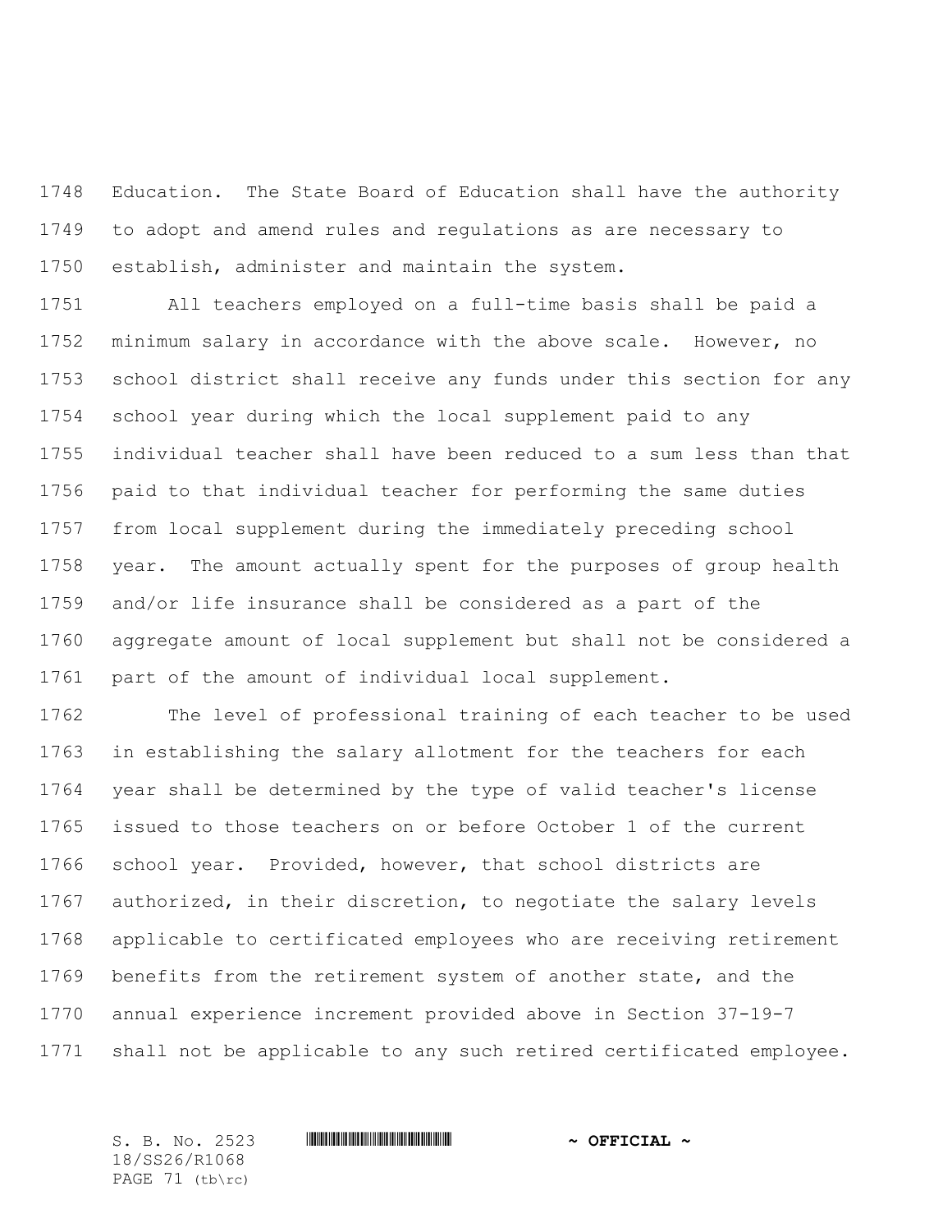Education. The State Board of Education shall have the authority to adopt and amend rules and regulations as are necessary to establish, administer and maintain the system.

All teachers employed on a full-time basis shall be paid a minimum salary in accordance with the above scale. However, no school district shall receive any funds under this section for any school year during which the local supplement paid to any individual teacher shall have been reduced to a sum less than that paid to that individual teacher for performing the same duties from local supplement during the immediately preceding school year. The amount actually spent for the purposes of group health and/or life insurance shall be considered as a part of the aggregate amount of local supplement but shall not be considered a part of the amount of individual local supplement.

The level of professional training of each teacher to be used in establishing the salary allotment for the teachers for each year shall be determined by the type of valid teacher's license issued to those teachers on or before October 1 of the current school year. Provided, however, that school districts are authorized, in their discretion, to negotiate the salary levels applicable to certificated employees who are receiving retirement benefits from the retirement system of another state, and the annual experience increment provided above in Section 37-19-7 shall not be applicable to any such retired certificated employee.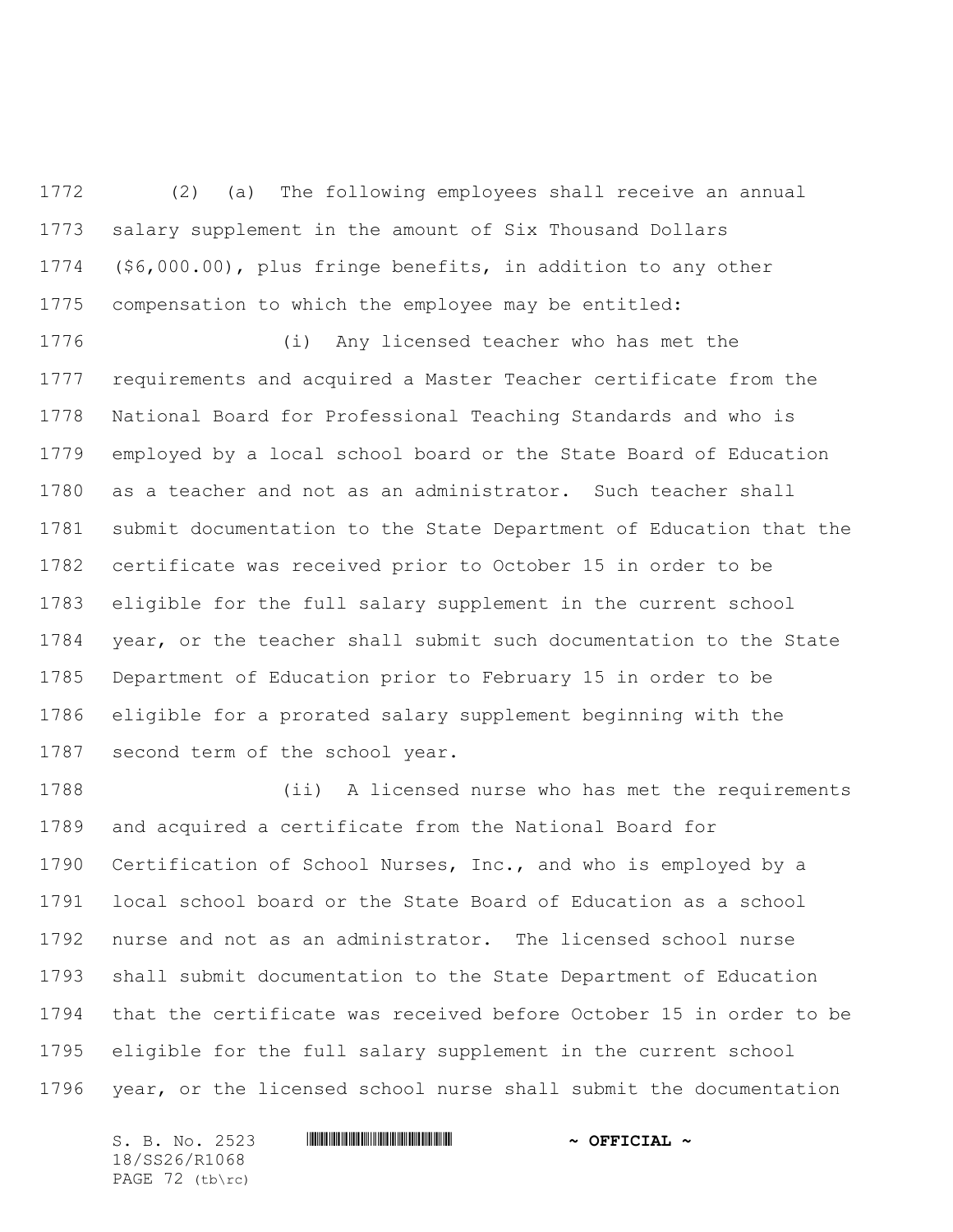(2) (a) The following employees shall receive an annual salary supplement in the amount of Six Thousand Dollars ($6,000.00), plus fringe benefits, in addition to any other compensation to which the employee may be entitled:

(i) Any licensed teacher who has met the requirements and acquired a Master Teacher certificate from the National Board for Professional Teaching Standards and who is employed by a local school board or the State Board of Education as a teacher and not as an administrator. Such teacher shall submit documentation to the State Department of Education that the certificate was received prior to October 15 in order to be eligible for the full salary supplement in the current school year, or the teacher shall submit such documentation to the State Department of Education prior to February 15 in order to be eligible for a prorated salary supplement beginning with the second term of the school year.

(ii) A licensed nurse who has met the requirements and acquired a certificate from the National Board for Certification of School Nurses, Inc., and who is employed by a local school board or the State Board of Education as a school nurse and not as an administrator. The licensed school nurse shall submit documentation to the State Department of Education that the certificate was received before October 15 in order to be eligible for the full salary supplement in the current school year, or the licensed school nurse shall submit the documentation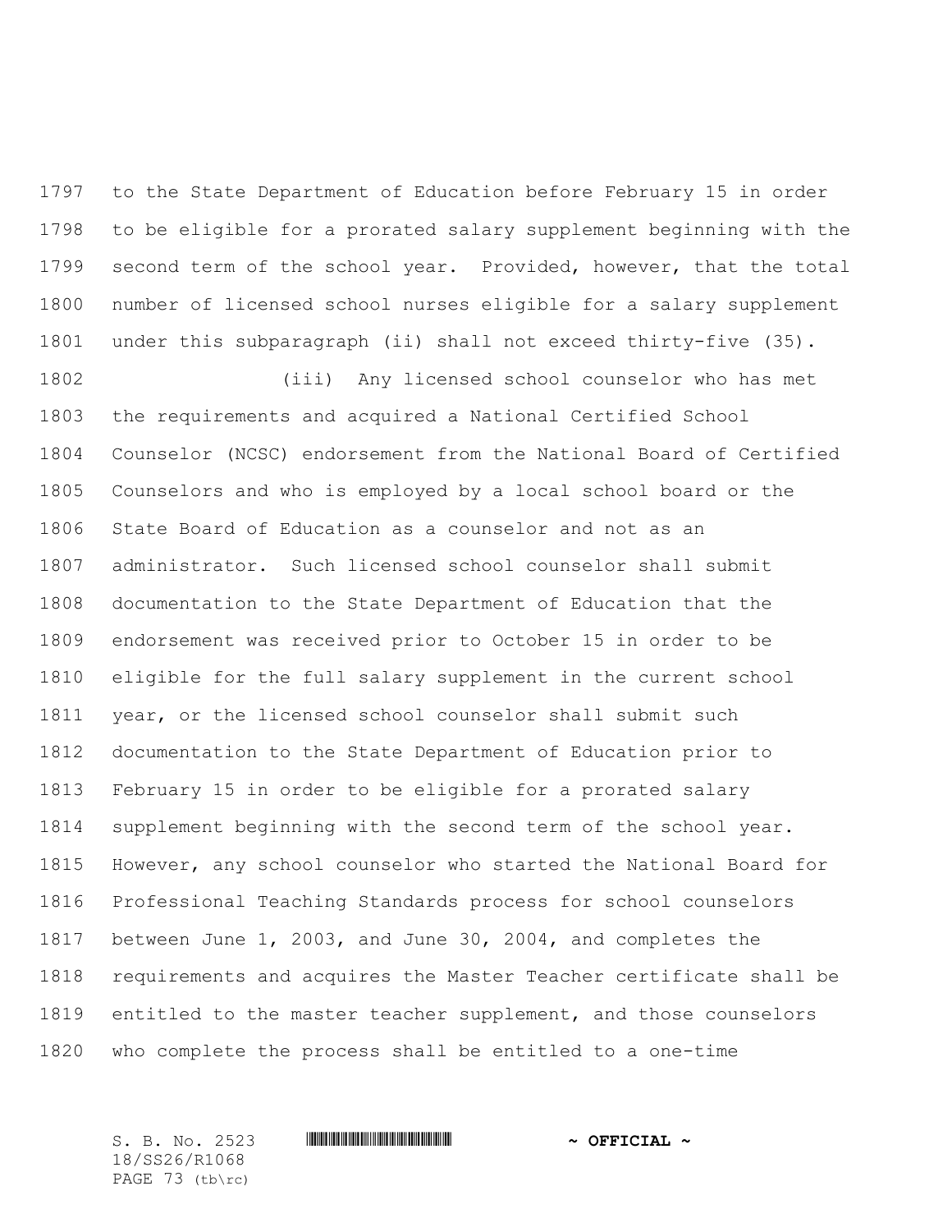to the State Department of Education before February 15 in order to be eligible for a prorated salary supplement beginning with the second term of the school year. Provided, however, that the total number of licensed school nurses eligible for a salary supplement under this subparagraph (ii) shall not exceed thirty-five (35).

(iii) Any licensed school counselor who has met the requirements and acquired a National Certified School Counselor (NCSC) endorsement from the National Board of Certified Counselors and who is employed by a local school board or the State Board of Education as a counselor and not as an administrator. Such licensed school counselor shall submit documentation to the State Department of Education that the endorsement was received prior to October 15 in order to be eligible for the full salary supplement in the current school year, or the licensed school counselor shall submit such documentation to the State Department of Education prior to February 15 in order to be eligible for a prorated salary supplement beginning with the second term of the school year. However, any school counselor who started the National Board for Professional Teaching Standards process for school counselors between June 1, 2003, and June 30, 2004, and completes the requirements and acquires the Master Teacher certificate shall be entitled to the master teacher supplement, and those counselors who complete the process shall be entitled to a one-time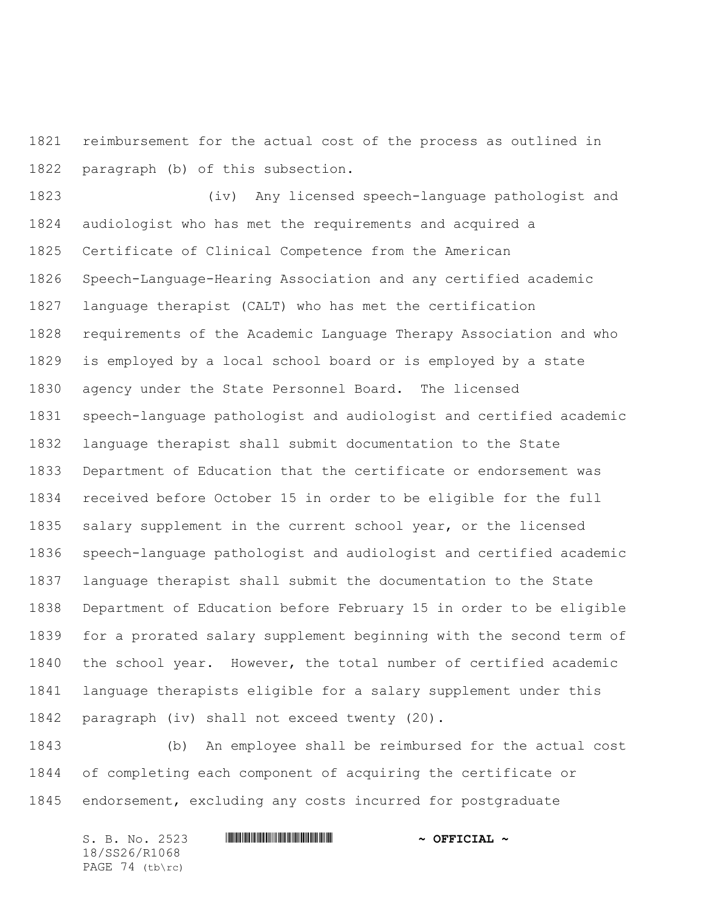reimbursement for the actual cost of the process as outlined in paragraph (b) of this subsection.

(iv) Any licensed speech-language pathologist and audiologist who has met the requirements and acquired a Certificate of Clinical Competence from the American Speech-Language-Hearing Association and any certified academic language therapist (CALT) who has met the certification requirements of the Academic Language Therapy Association and who is employed by a local school board or is employed by a state agency under the State Personnel Board. The licensed speech-language pathologist and audiologist and certified academic language therapist shall submit documentation to the State Department of Education that the certificate or endorsement was received before October 15 in order to be eligible for the full salary supplement in the current school year, or the licensed speech-language pathologist and audiologist and certified academic language therapist shall submit the documentation to the State Department of Education before February 15 in order to be eligible for a prorated salary supplement beginning with the second term of the school year. However, the total number of certified academic language therapists eligible for a salary supplement under this paragraph (iv) shall not exceed twenty (20).

(b) An employee shall be reimbursed for the actual cost of completing each component of acquiring the certificate or endorsement, excluding any costs incurred for postgraduate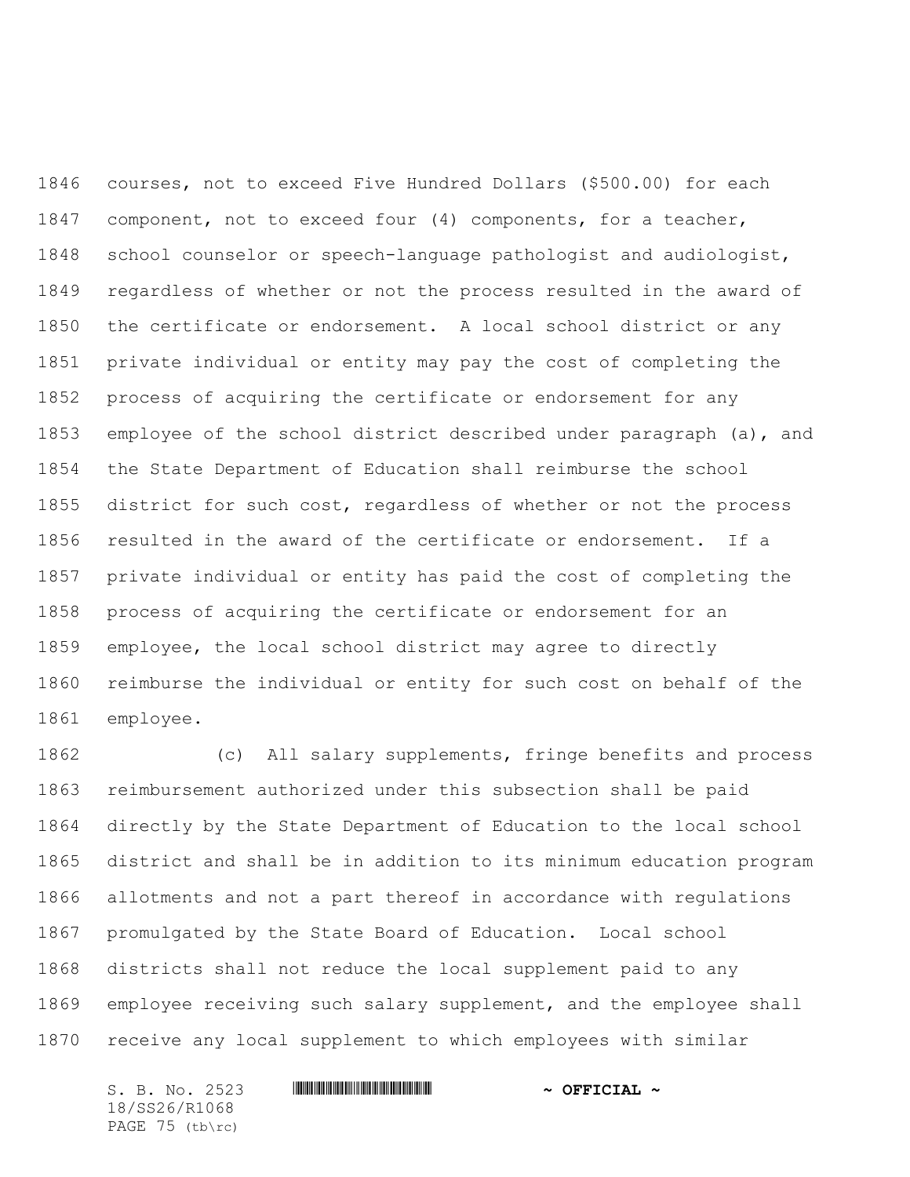courses, not to exceed Five Hundred Dollars ($500.00) for each component, not to exceed four (4) components, for a teacher, school counselor or speech-language pathologist and audiologist, regardless of whether or not the process resulted in the award of the certificate or endorsement. A local school district or any private individual or entity may pay the cost of completing the process of acquiring the certificate or endorsement for any employee of the school district described under paragraph (a), and the State Department of Education shall reimburse the school district for such cost, regardless of whether or not the process resulted in the award of the certificate or endorsement. If a private individual or entity has paid the cost of completing the process of acquiring the certificate or endorsement for an employee, the local school district may agree to directly reimburse the individual or entity for such cost on behalf of the employee.

(c) All salary supplements, fringe benefits and process reimbursement authorized under this subsection shall be paid directly by the State Department of Education to the local school district and shall be in addition to its minimum education program allotments and not a part thereof in accordance with regulations promulgated by the State Board of Education. Local school districts shall not reduce the local supplement paid to any employee receiving such salary supplement, and the employee shall receive any local supplement to which employees with similar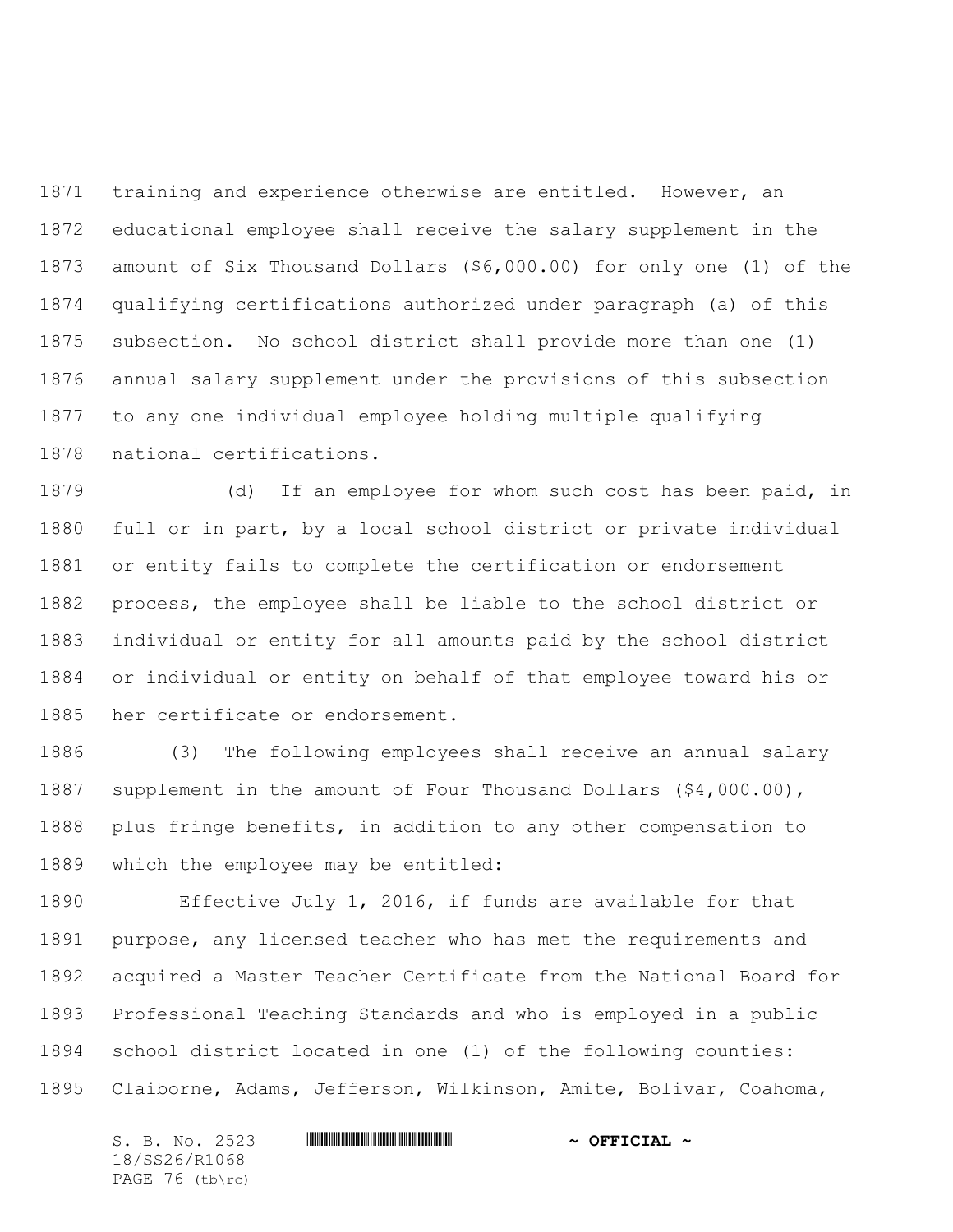training and experience otherwise are entitled. However, an educational employee shall receive the salary supplement in the amount of Six Thousand Dollars ($6,000.00) for only one (1) of the qualifying certifications authorized under paragraph (a) of this subsection. No school district shall provide more than one (1) annual salary supplement under the provisions of this subsection to any one individual employee holding multiple qualifying national certifications.

(d) If an employee for whom such cost has been paid, in full or in part, by a local school district or private individual or entity fails to complete the certification or endorsement process, the employee shall be liable to the school district or individual or entity for all amounts paid by the school district or individual or entity on behalf of that employee toward his or her certificate or endorsement.

(3) The following employees shall receive an annual salary supplement in the amount of Four Thousand Dollars ($4,000.00), plus fringe benefits, in addition to any other compensation to which the employee may be entitled:

Effective July 1, 2016, if funds are available for that purpose, any licensed teacher who has met the requirements and acquired a Master Teacher Certificate from the National Board for Professional Teaching Standards and who is employed in a public school district located in one (1) of the following counties: Claiborne, Adams, Jefferson, Wilkinson, Amite, Bolivar, Coahoma,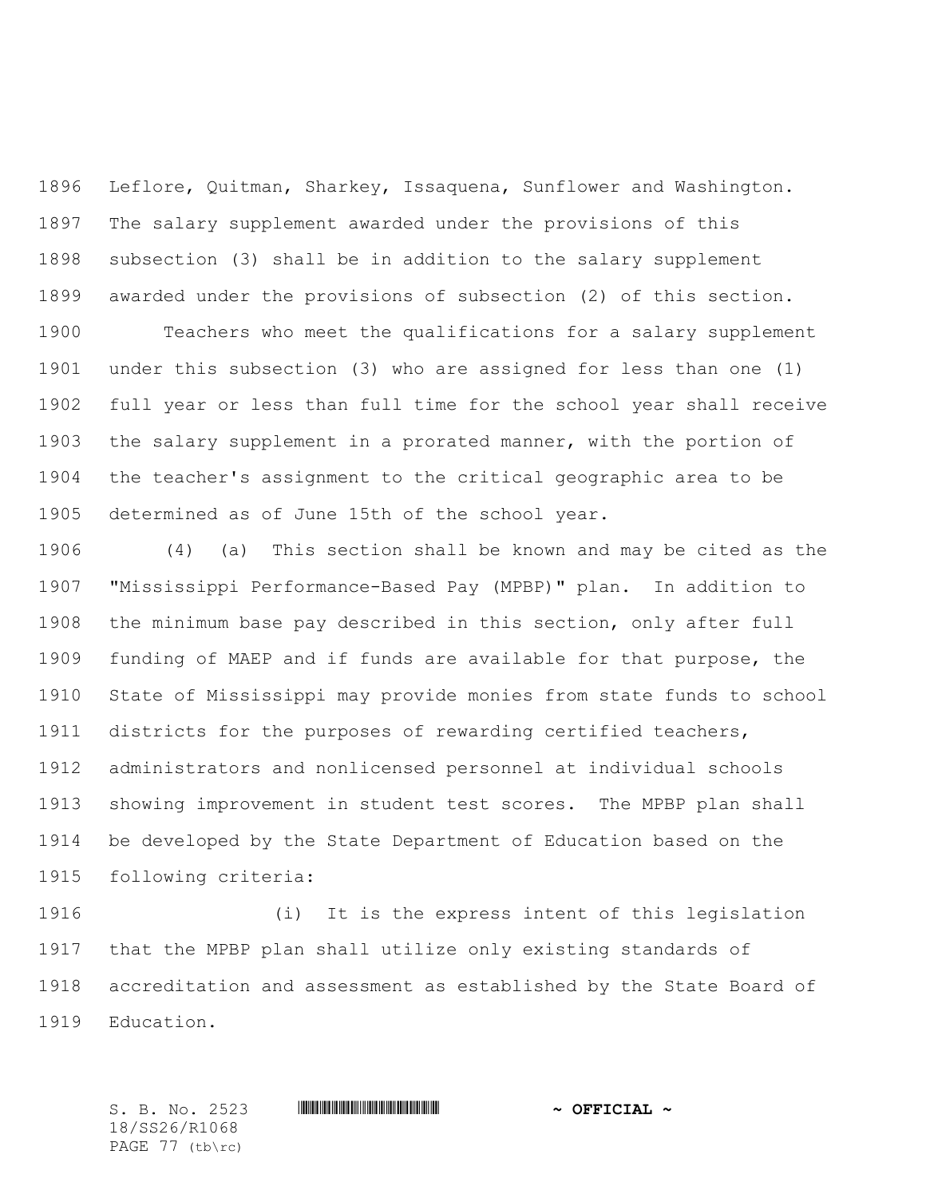Leflore, Quitman, Sharkey, Issaquena, Sunflower and Washington. The salary supplement awarded under the provisions of this subsection (3) shall be in addition to the salary supplement awarded under the provisions of subsection (2) of this section.

Teachers who meet the qualifications for a salary supplement under this subsection (3) who are assigned for less than one (1) full year or less than full time for the school year shall receive the salary supplement in a prorated manner, with the portion of the teacher's assignment to the critical geographic area to be determined as of June 15th of the school year.

(4) (a) This section shall be known and may be cited as the "Mississippi Performance-Based Pay (MPBP)" plan. In addition to the minimum base pay described in this section, only after full funding of MAEP and if funds are available for that purpose, the State of Mississippi may provide monies from state funds to school districts for the purposes of rewarding certified teachers, administrators and nonlicensed personnel at individual schools showing improvement in student test scores. The MPBP plan shall be developed by the State Department of Education based on the following criteria:

(i) It is the express intent of this legislation that the MPBP plan shall utilize only existing standards of accreditation and assessment as established by the State Board of Education.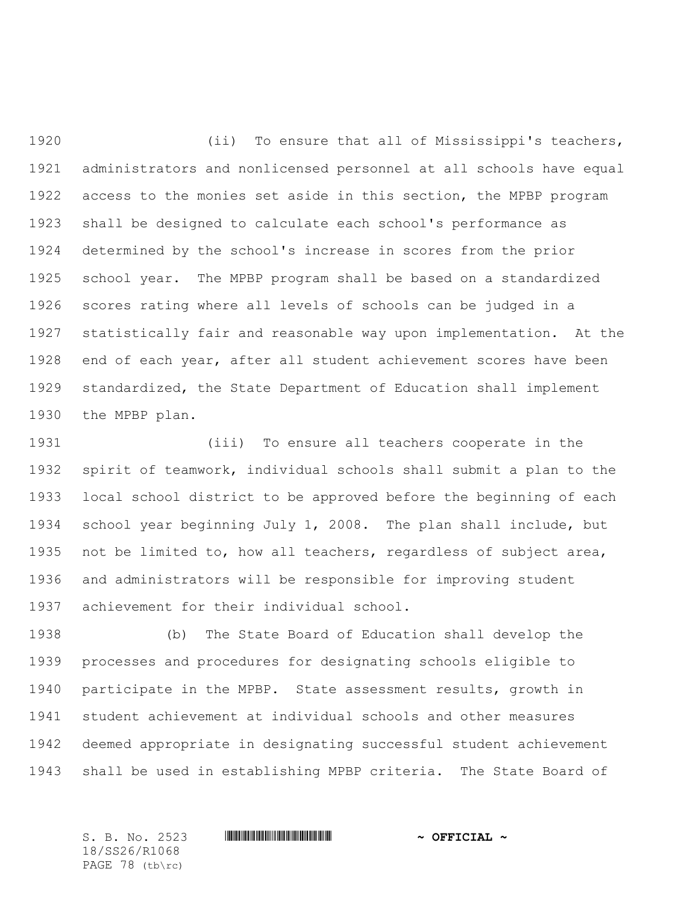(ii) To ensure that all of Mississippi's teachers, administrators and nonlicensed personnel at all schools have equal access to the monies set aside in this section, the MPBP program shall be designed to calculate each school's performance as determined by the school's increase in scores from the prior school year. The MPBP program shall be based on a standardized scores rating where all levels of schools can be judged in a statistically fair and reasonable way upon implementation. At the end of each year, after all student achievement scores have been standardized, the State Department of Education shall implement the MPBP plan.

(iii) To ensure all teachers cooperate in the spirit of teamwork, individual schools shall submit a plan to the local school district to be approved before the beginning of each school year beginning July 1, 2008. The plan shall include, but not be limited to, how all teachers, regardless of subject area, and administrators will be responsible for improving student achievement for their individual school.

(b) The State Board of Education shall develop the processes and procedures for designating schools eligible to participate in the MPBP. State assessment results, growth in student achievement at individual schools and other measures deemed appropriate in designating successful student achievement shall be used in establishing MPBP criteria. The State Board of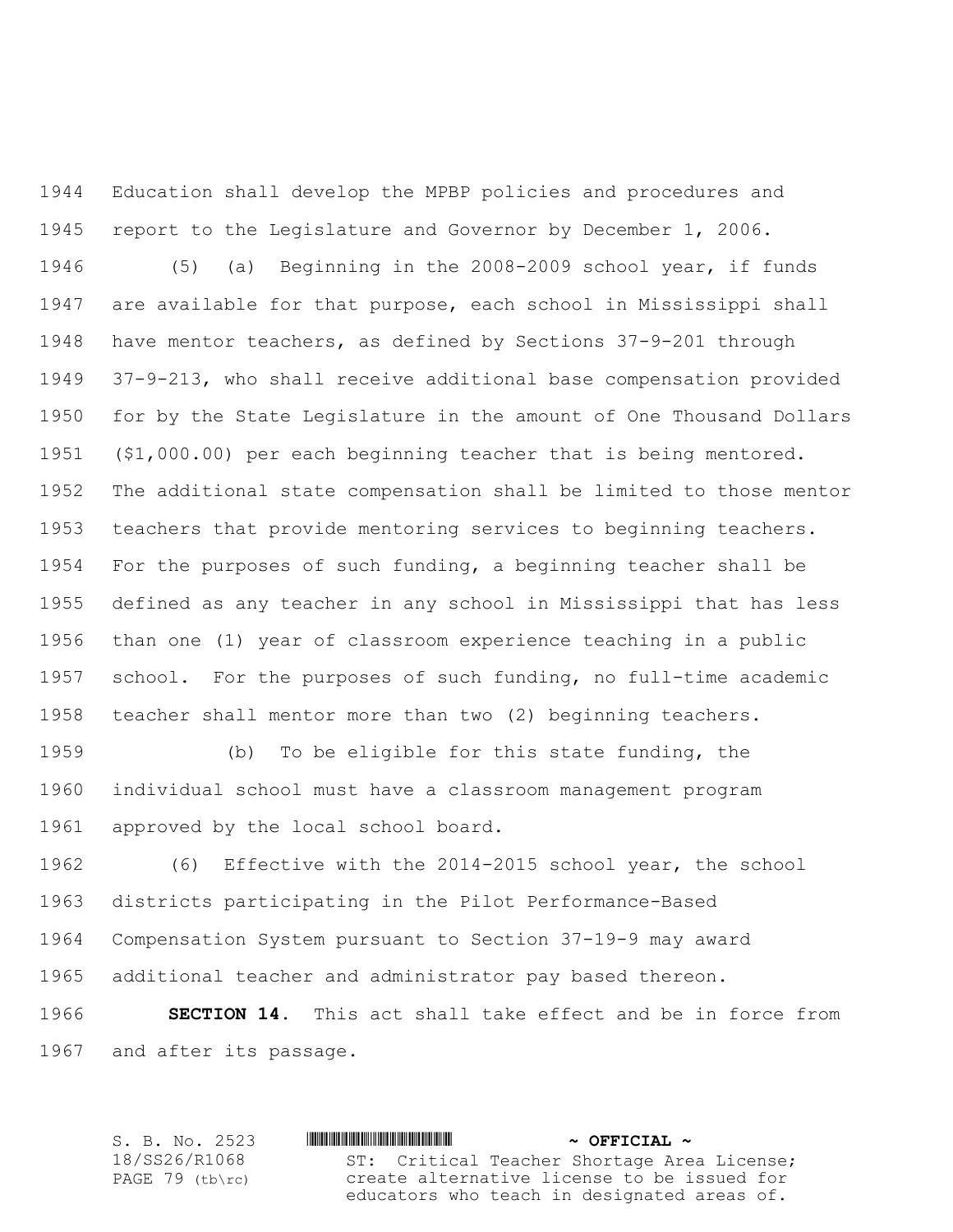Education shall develop the MPBP policies and procedures and report to the Legislature and Governor by December 1, 2006.

(5) (a) Beginning in the 2008-2009 school year, if funds are available for that purpose, each school in Mississippi shall have mentor teachers, as defined by Sections 37-9-201 through 37-9-213, who shall receive additional base compensation provided for by the State Legislature in the amount of One Thousand Dollars ($1,000.00) per each beginning teacher that is being mentored. The additional state compensation shall be limited to those mentor teachers that provide mentoring services to beginning teachers. For the purposes of such funding, a beginning teacher shall be defined as any teacher in any school in Mississippi that has less than one (1) year of classroom experience teaching in a public school. For the purposes of such funding, no full-time academic teacher shall mentor more than two (2) beginning teachers.

(b) To be eligible for this state funding, the individual school must have a classroom management program approved by the local school board.

(6) Effective with the 2014-2015 school year, the school districts participating in the Pilot Performance-Based Compensation System pursuant to Section 37-19-9 may award additional teacher and administrator pay based thereon.

**SECTION 14.** This act shall take effect and be in force from and after its passage.

S. B. No. 2523 ~ OFFICIAL ~
18/SS26/R1068
ST: Critical Teacher Shortage Area License; create alternative license to be issued for educators who teach in designated areas of.